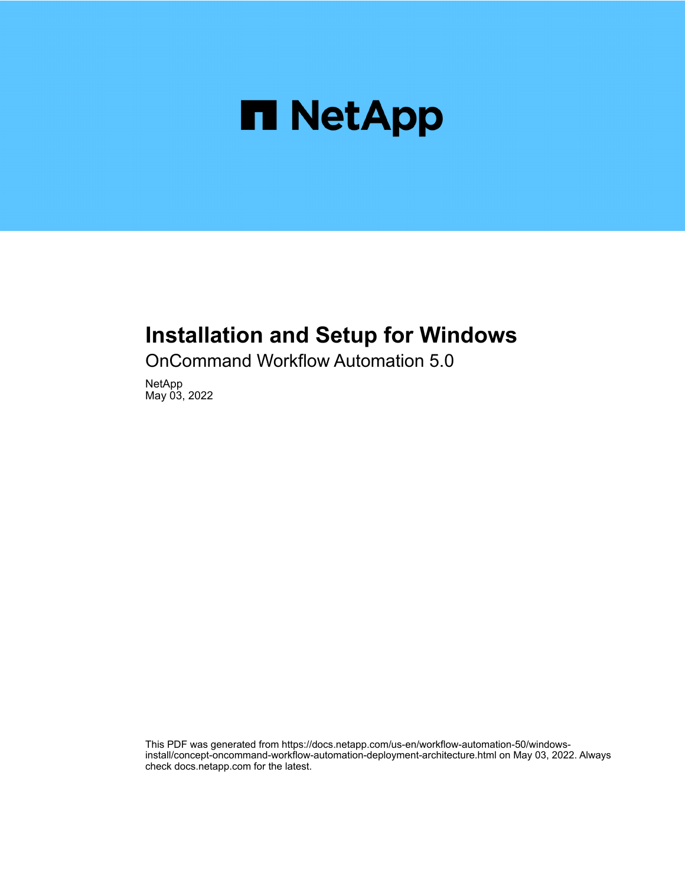NetApp

# Installation and Setup for Windows

OnCommand Workflow Automation 5.0

NetApp
May 03, 2022

This PDF was generated from https://docs.netapp.com/us-en/workflow-automation-50/windows-install/concept-oncommand-workflow-automation-deployment-architecture.html on May 03, 2022. Always check docs.netapp.com for the latest.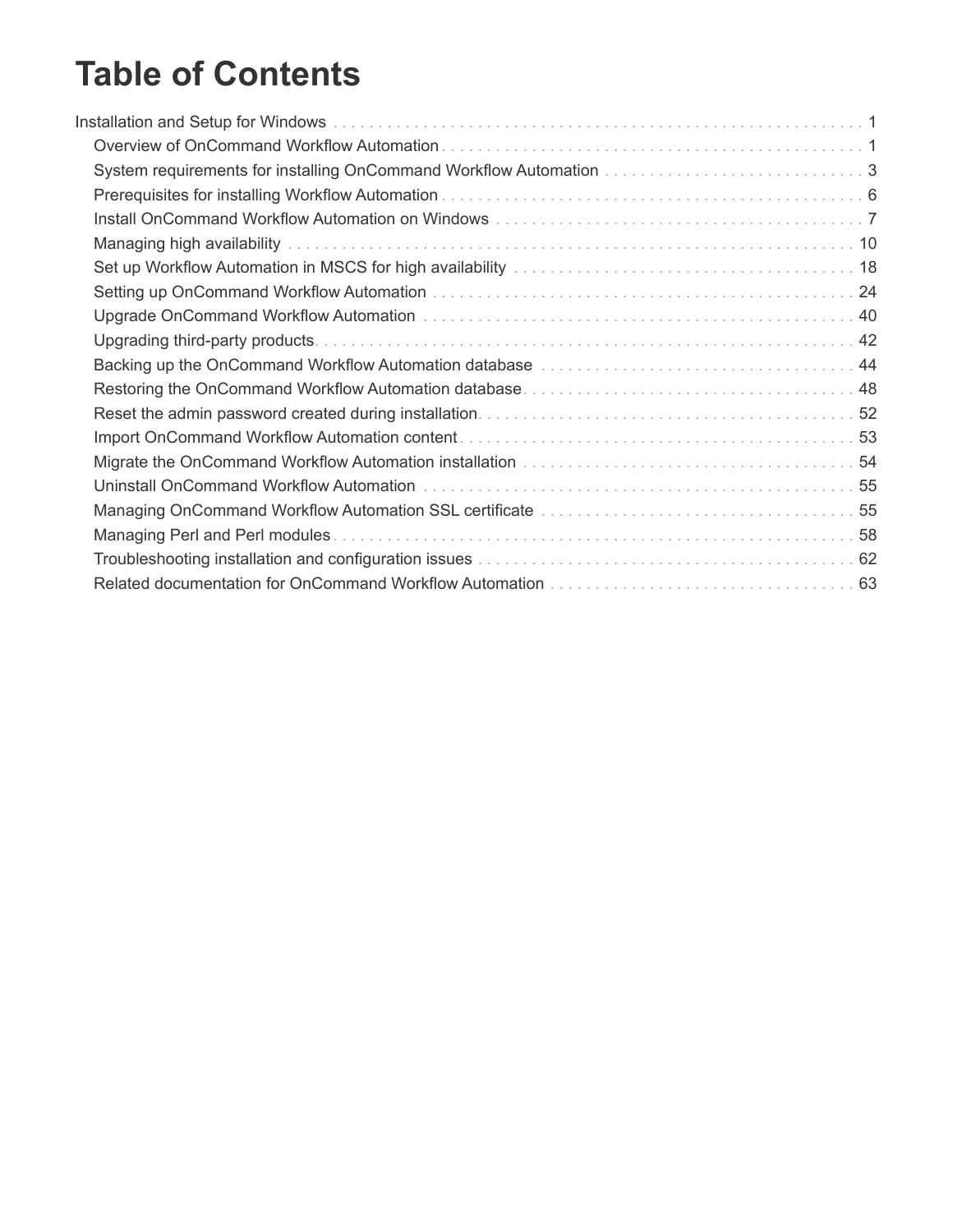# Table of Contents

- Installation and Setup for Windows . . . 1
  - Overview of OnCommand Workflow Automation . . . 1
  - System requirements for installing OnCommand Workflow Automation . . . 3
  - Prerequisites for installing Workflow Automation . . . 6
  - Install OnCommand Workflow Automation on Windows . . . 7
  - Managing high availability . . . 10
  - Set up Workflow Automation in MSCS for high availability . . . 18
  - Setting up OnCommand Workflow Automation . . . 24
  - Upgrade OnCommand Workflow Automation . . . 40
  - Upgrading third-party products . . . 42
  - Backing up the OnCommand Workflow Automation database . . . 44
  - Restoring the OnCommand Workflow Automation database . . . 48
  - Reset the admin password created during installation . . . 52
  - Import OnCommand Workflow Automation content . . . 53
  - Migrate the OnCommand Workflow Automation installation . . . 54
  - Uninstall OnCommand Workflow Automation . . . 55
  - Managing OnCommand Workflow Automation SSL certificate . . . 55
  - Managing Perl and Perl modules . . . 58
  - Troubleshooting installation and configuration issues . . . 62
  - Related documentation for OnCommand Workflow Automation . . . 63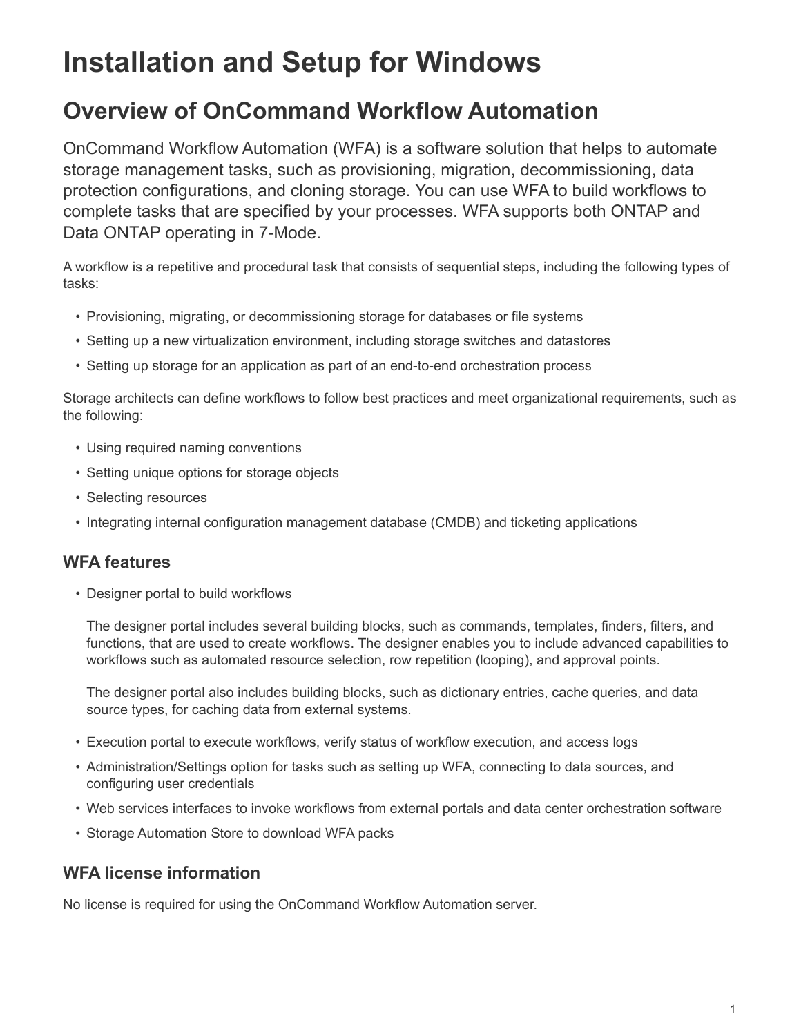# Installation and Setup for Windows

## Overview of OnCommand Workflow Automation

OnCommand Workflow Automation (WFA) is a software solution that helps to automate storage management tasks, such as provisioning, migration, decommissioning, data protection configurations, and cloning storage. You can use WFA to build workflows to complete tasks that are specified by your processes. WFA supports both ONTAP and Data ONTAP operating in 7-Mode.

A workflow is a repetitive and procedural task that consists of sequential steps, including the following types of tasks:

- Provisioning, migrating, or decommissioning storage for databases or file systems
- Setting up a new virtualization environment, including storage switches and datastores
- Setting up storage for an application as part of an end-to-end orchestration process

Storage architects can define workflows to follow best practices and meet organizational requirements, such as the following:

- Using required naming conventions
- Setting unique options for storage objects
- Selecting resources
- Integrating internal configuration management database (CMDB) and ticketing applications

### WFA features

- Designer portal to build workflows

  The designer portal includes several building blocks, such as commands, templates, finders, filters, and functions, that are used to create workflows. The designer enables you to include advanced capabilities to workflows such as automated resource selection, row repetition (looping), and approval points.

  The designer portal also includes building blocks, such as dictionary entries, cache queries, and data source types, for caching data from external systems.

- Execution portal to execute workflows, verify status of workflow execution, and access logs
- Administration/Settings option for tasks such as setting up WFA, connecting to data sources, and configuring user credentials
- Web services interfaces to invoke workflows from external portals and data center orchestration software
- Storage Automation Store to download WFA packs

### WFA license information

No license is required for using the OnCommand Workflow Automation server.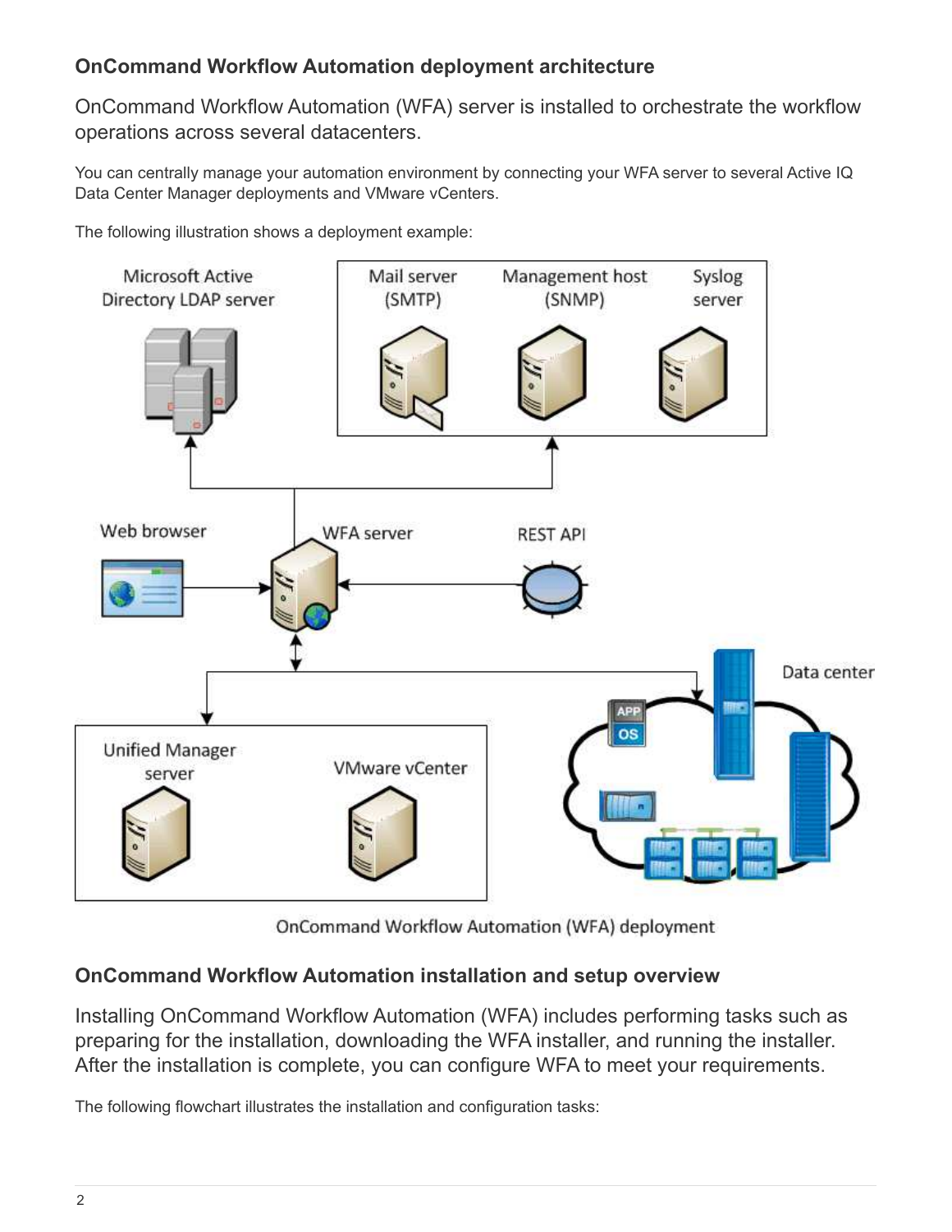## OnCommand Workflow Automation deployment architecture

OnCommand Workflow Automation (WFA) server is installed to orchestrate the workflow operations across several datacenters.

You can centrally manage your automation environment by connecting your WFA server to several Active IQ Data Center Manager deployments and VMware vCenters.

The following illustration shows a deployment example:

OnCommand Workflow Automation (WFA) deployment

## OnCommand Workflow Automation installation and setup overview

Installing OnCommand Workflow Automation (WFA) includes performing tasks such as preparing for the installation, downloading the WFA installer, and running the installer. After the installation is complete, you can configure WFA to meet your requirements.

The following flowchart illustrates the installation and configuration tasks: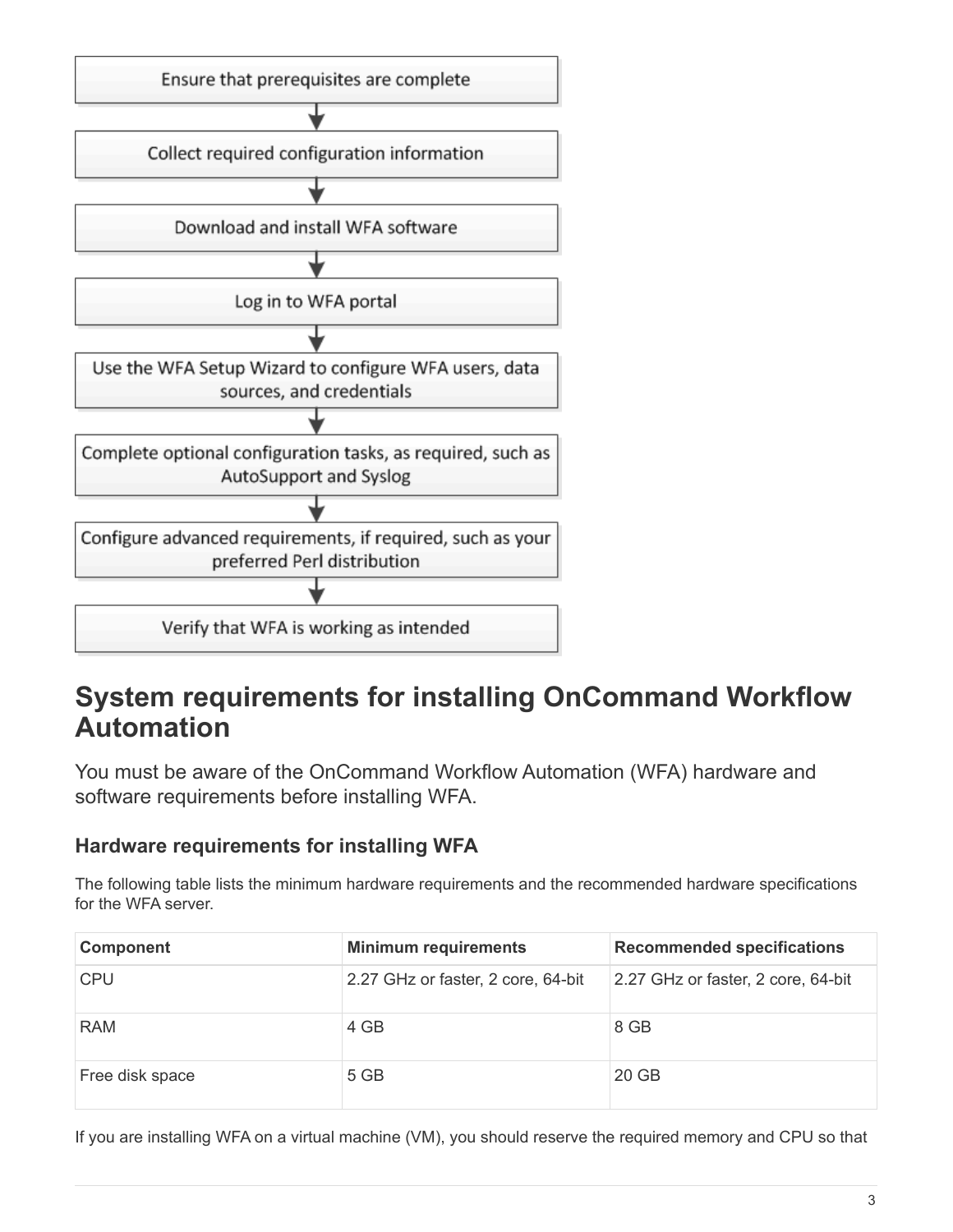Ensure that prerequisites are complete

↓

Collect required configuration information

↓

Download and install WFA software

↓

Log in to WFA portal

↓

Use the WFA Setup Wizard to configure WFA users, data sources, and credentials

↓

Complete optional configuration tasks, as required, such as AutoSupport and Syslog

↓

Configure advanced requirements, if required, such as your preferred Perl distribution

↓

Verify that WFA is working as intended

## System requirements for installing OnCommand Workflow Automation

You must be aware of the OnCommand Workflow Automation (WFA) hardware and software requirements before installing WFA.

### Hardware requirements for installing WFA

The following table lists the minimum hardware requirements and the recommended hardware specifications for the WFA server.

| Component | Minimum requirements | Recommended specifications |
| --- | --- | --- |
| CPU | 2.27 GHz or faster, 2 core, 64-bit | 2.27 GHz or faster, 2 core, 64-bit |
| RAM | 4 GB | 8 GB |
| Free disk space | 5 GB | 20 GB |

If you are installing WFA on a virtual machine (VM), you should reserve the required memory and CPU so that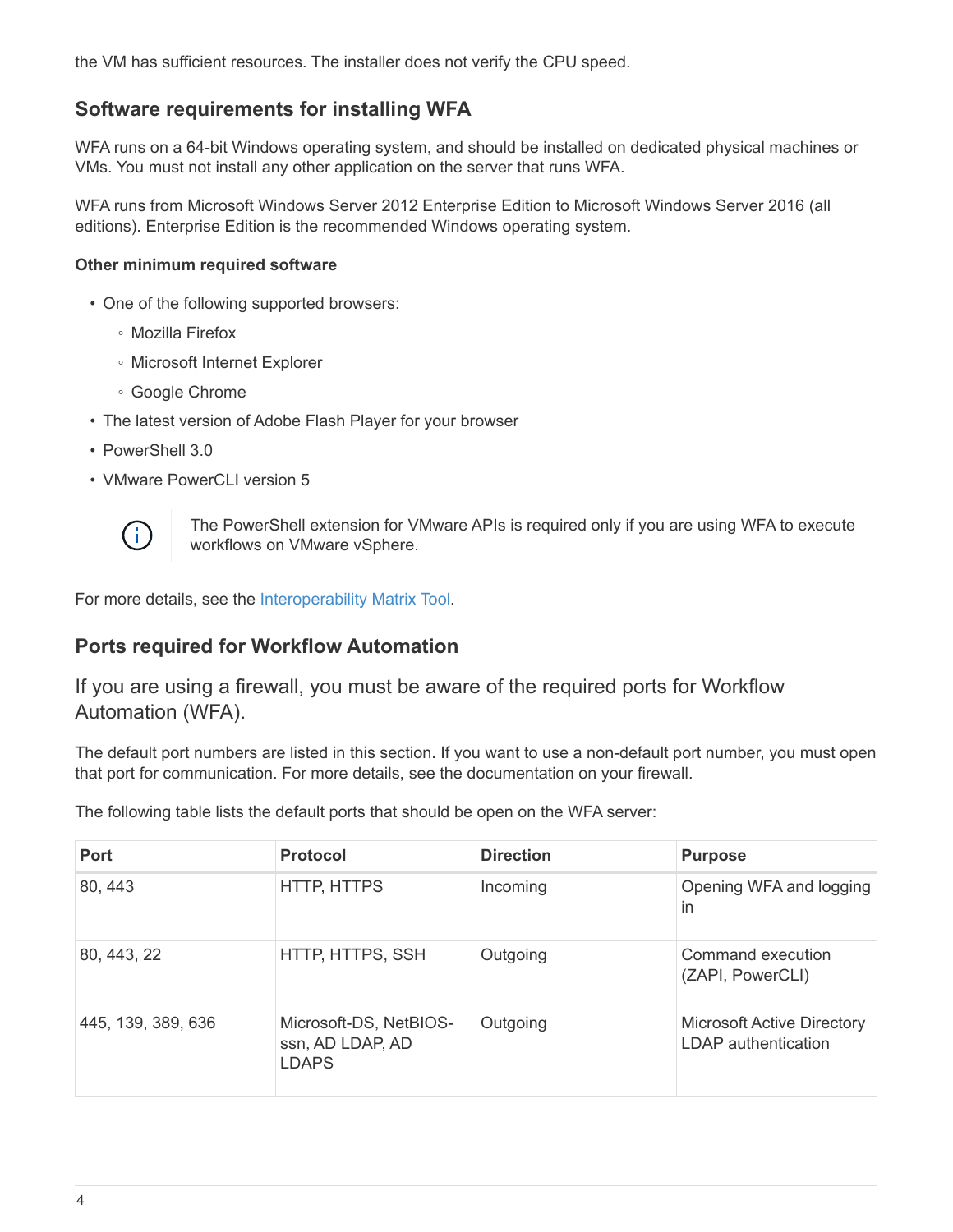the VM has sufficient resources. The installer does not verify the CPU speed.

## Software requirements for installing WFA

WFA runs on a 64-bit Windows operating system, and should be installed on dedicated physical machines or VMs. You must not install any other application on the server that runs WFA.

WFA runs from Microsoft Windows Server 2012 Enterprise Edition to Microsoft Windows Server 2016 (all editions). Enterprise Edition is the recommended Windows operating system.

**Other minimum required software**

- One of the following supported browsers:
  - Mozilla Firefox
  - Microsoft Internet Explorer
  - Google Chrome
- The latest version of Adobe Flash Player for your browser
- PowerShell 3.0
- VMware PowerCLI version 5

> The PowerShell extension for VMware APIs is required only if you are using WFA to execute workflows on VMware vSphere.

For more details, see the Interoperability Matrix Tool.

## Ports required for Workflow Automation

If you are using a firewall, you must be aware of the required ports for Workflow Automation (WFA).

The default port numbers are listed in this section. If you want to use a non-default port number, you must open that port for communication. For more details, see the documentation on your firewall.

The following table lists the default ports that should be open on the WFA server:

| Port | Protocol | Direction | Purpose |
|---|---|---|---|
| 80, 443 | HTTP, HTTPS | Incoming | Opening WFA and logging in |
| 80, 443, 22 | HTTP, HTTPS, SSH | Outgoing | Command execution (ZAPI, PowerCLI) |
| 445, 139, 389, 636 | Microsoft-DS, NetBIOS-ssn, AD LDAP, AD LDAPS | Outgoing | Microsoft Active Directory LDAP authentication |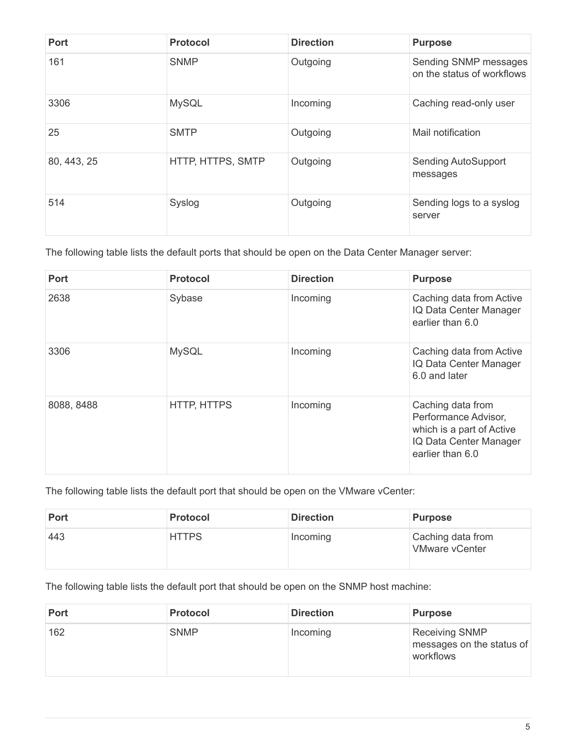| Port | Protocol | Direction | Purpose |
| --- | --- | --- | --- |
| 161 | SNMP | Outgoing | Sending SNMP messages on the status of workflows |
| 3306 | MySQL | Incoming | Caching read-only user |
| 25 | SMTP | Outgoing | Mail notification |
| 80, 443, 25 | HTTP, HTTPS, SMTP | Outgoing | Sending AutoSupport messages |
| 514 | Syslog | Outgoing | Sending logs to a syslog server |

The following table lists the default ports that should be open on the Data Center Manager server:

| Port | Protocol | Direction | Purpose |
| --- | --- | --- | --- |
| 2638 | Sybase | Incoming | Caching data from Active IQ Data Center Manager earlier than 6.0 |
| 3306 | MySQL | Incoming | Caching data from Active IQ Data Center Manager 6.0 and later |
| 8088, 8488 | HTTP, HTTPS | Incoming | Caching data from Performance Advisor, which is a part of Active IQ Data Center Manager earlier than 6.0 |

The following table lists the default port that should be open on the VMware vCenter:

| Port | Protocol | Direction | Purpose |
| --- | --- | --- | --- |
| 443 | HTTPS | Incoming | Caching data from VMware vCenter |

The following table lists the default port that should be open on the SNMP host machine:

| Port | Protocol | Direction | Purpose |
| --- | --- | --- | --- |
| 162 | SNMP | Incoming | Receiving SNMP messages on the status of workflows |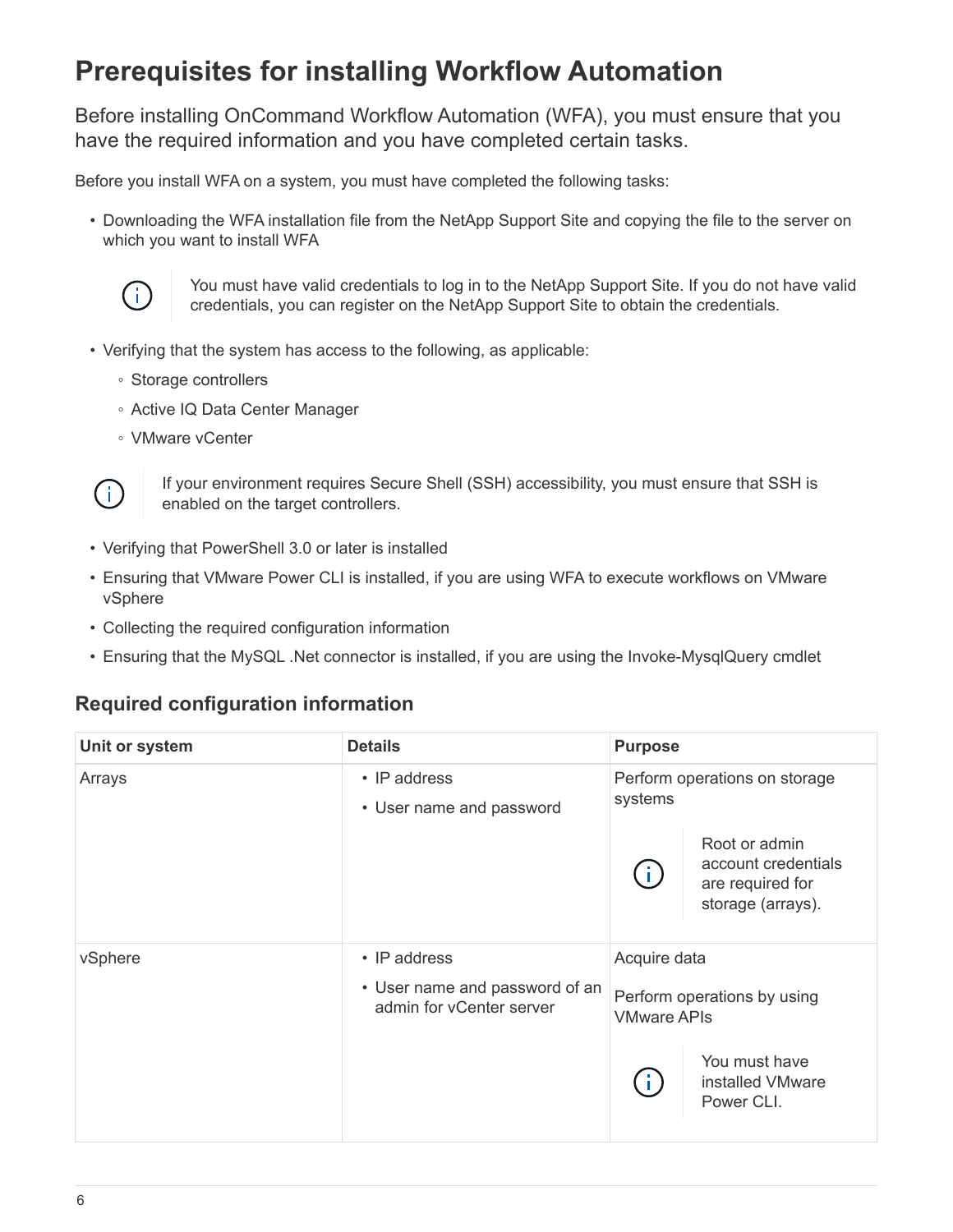# Prerequisites for installing Workflow Automation

Before installing OnCommand Workflow Automation (WFA), you must ensure that you have the required information and you have completed certain tasks.

Before you install WFA on a system, you must have completed the following tasks:

- Downloading the WFA installation file from the NetApp Support Site and copying the file to the server on which you want to install WFA

> You must have valid credentials to log in to the NetApp Support Site. If you do not have valid credentials, you can register on the NetApp Support Site to obtain the credentials.

- Verifying that the system has access to the following, as applicable:
  - Storage controllers
  - Active IQ Data Center Manager
  - VMware vCenter

> If your environment requires Secure Shell (SSH) accessibility, you must ensure that SSH is enabled on the target controllers.

- Verifying that PowerShell 3.0 or later is installed
- Ensuring that VMware Power CLI is installed, if you are using WFA to execute workflows on VMware vSphere
- Collecting the required configuration information
- Ensuring that the MySQL .Net connector is installed, if you are using the Invoke-MysqlQuery cmdlet

## Required configuration information

| Unit or system | Details | Purpose |
| --- | --- | --- |
| Arrays | • IP address<br>• User name and password | Perform operations on storage systems<br><br>Root or admin account credentials are required for storage (arrays). |
| vSphere | • IP address<br>• User name and password of an admin for vCenter server | Acquire data<br><br>Perform operations by using VMware APIs<br><br>You must have installed VMware Power CLI. |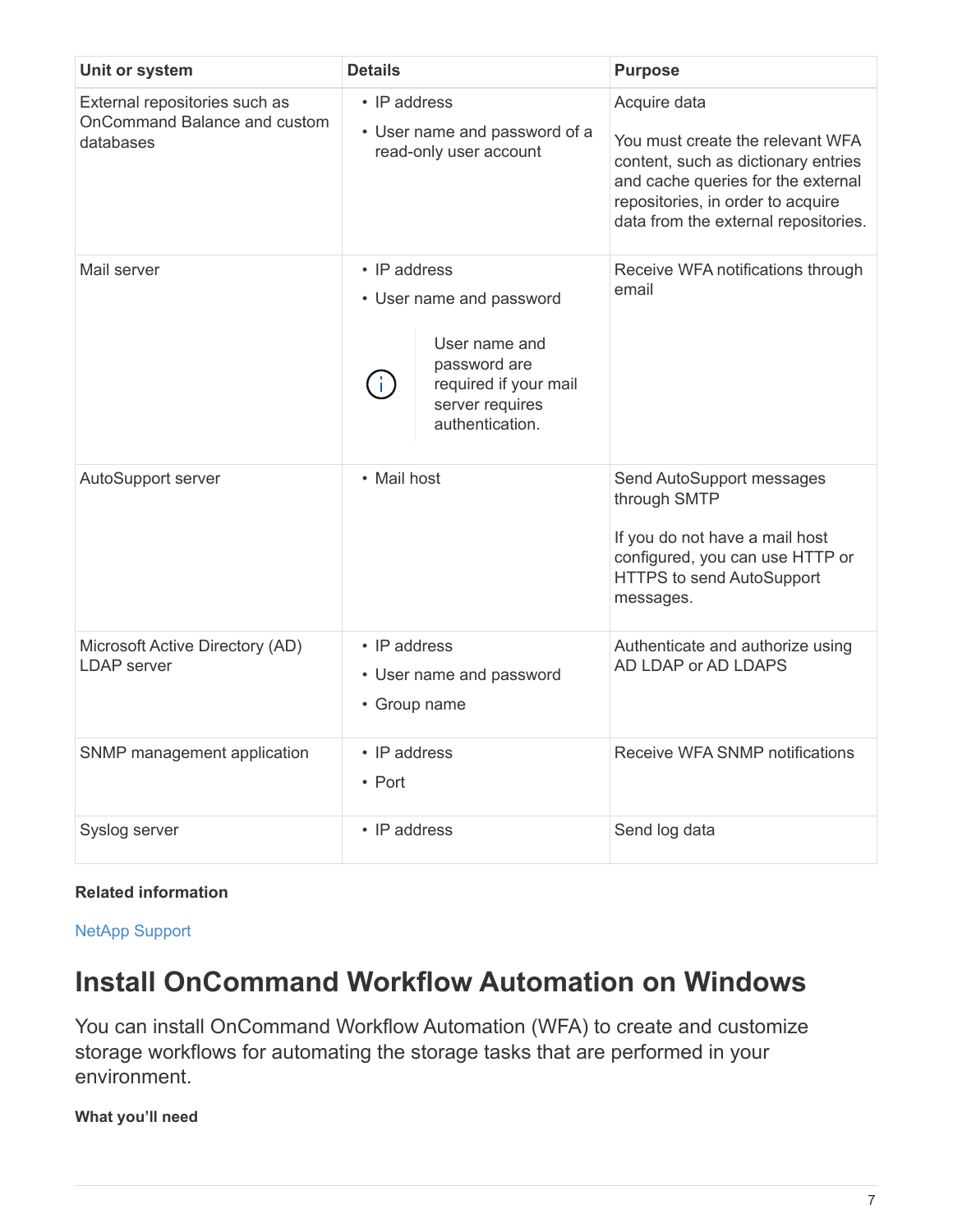| Unit or system | Details | Purpose |
| --- | --- | --- |
| External repositories such as OnCommand Balance and custom databases | • IP address<br>• User name and password of a read-only user account | Acquire data<br><br>You must create the relevant WFA content, such as dictionary entries and cache queries for the external repositories, in order to acquire data from the external repositories. |
| Mail server | • IP address<br>• User name and password<br><br>User name and password are required if your mail server requires authentication. | Receive WFA notifications through email |
| AutoSupport server | • Mail host | Send AutoSupport messages through SMTP<br><br>If you do not have a mail host configured, you can use HTTP or HTTPS to send AutoSupport messages. |
| Microsoft Active Directory (AD) LDAP server | • IP address<br>• User name and password<br>• Group name | Authenticate and authorize using AD LDAP or AD LDAPS |
| SNMP management application | • IP address<br>• Port | Receive WFA SNMP notifications |
| Syslog server | • IP address | Send log data |

**Related information**

NetApp Support

# Install OnCommand Workflow Automation on Windows

You can install OnCommand Workflow Automation (WFA) to create and customize storage workflows for automating the storage tasks that are performed in your environment.

**What you'll need**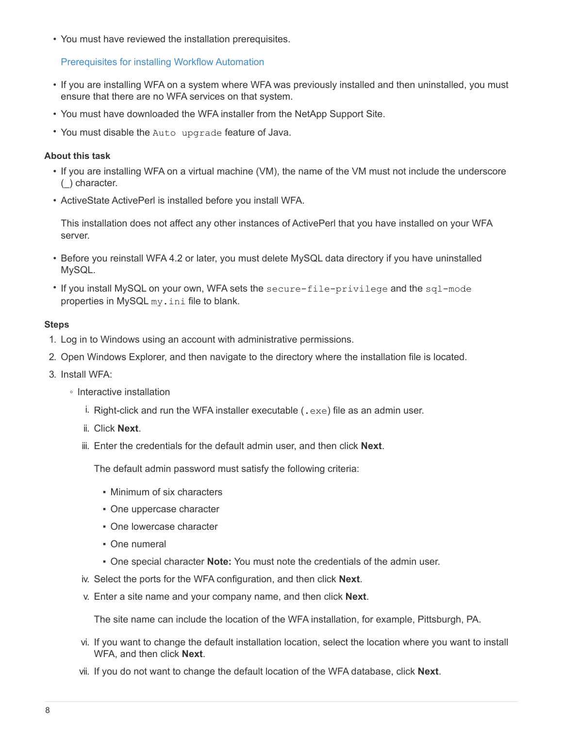- You must have reviewed the installation prerequisites.

  Prerequisites for installing Workflow Automation

- If you are installing WFA on a system where WFA was previously installed and then uninstalled, you must ensure that there are no WFA services on that system.
- You must have downloaded the WFA installer from the NetApp Support Site.
- You must disable the `Auto upgrade` feature of Java.

### About this task

- If you are installing WFA on a virtual machine (VM), the name of the VM must not include the underscore (_) character.
- ActiveState ActivePerl is installed before you install WFA.

  This installation does not affect any other instances of ActivePerl that you have installed on your WFA server.

- Before you reinstall WFA 4.2 or later, you must delete MySQL data directory if you have uninstalled MySQL.
- If you install MySQL on your own, WFA sets the `secure-file-privilege` and the `sql-mode` properties in MySQL `my.ini` file to blank.

### Steps

1. Log in to Windows using an account with administrative permissions.
2. Open Windows Explorer, and then navigate to the directory where the installation file is located.
3. Install WFA:
   - Interactive installation
     i. Right-click and run the WFA installer executable (`.exe`) file as an admin user.
     ii. Click **Next**.
     iii. Enter the credentials for the default admin user, and then click **Next**.

        The default admin password must satisfy the following criteria:

        - Minimum of six characters
        - One uppercase character
        - One lowercase character
        - One numeral
        - One special character **Note:** You must note the credentials of the admin user.

     iv. Select the ports for the WFA configuration, and then click **Next**.
     v. Enter a site name and your company name, and then click **Next**.

        The site name can include the location of the WFA installation, for example, Pittsburgh, PA.

     vi. If you want to change the default installation location, select the location where you want to install WFA, and then click **Next**.
     vii. If you do not want to change the default location of the WFA database, click **Next**.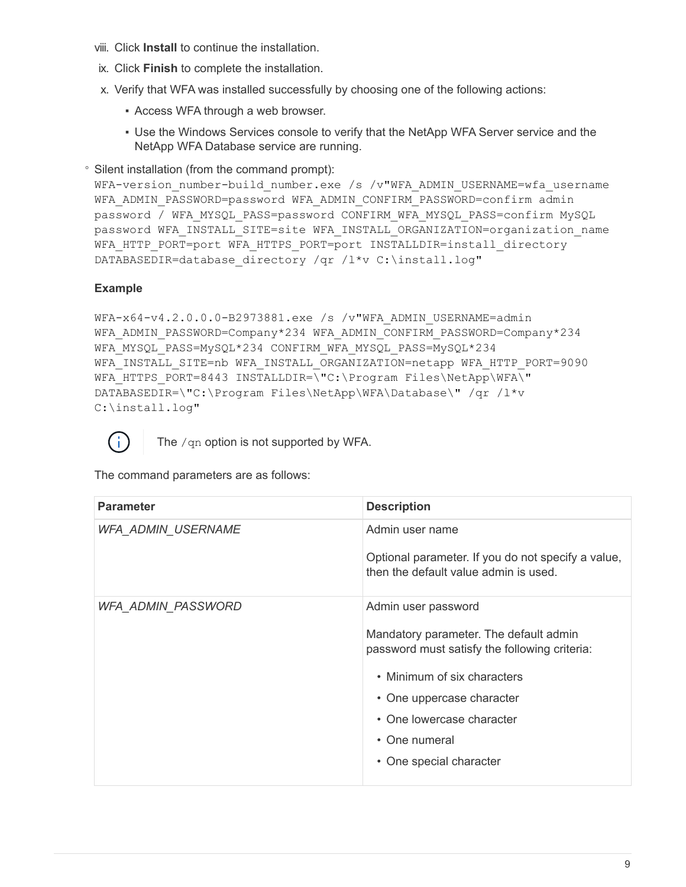viii. Click **Install** to continue the installation.

ix. Click **Finish** to complete the installation.

x. Verify that WFA was installed successfully by choosing one of the following actions:

- Access WFA through a web browser.
- Use the Windows Services console to verify that the NetApp WFA Server service and the NetApp WFA Database service are running.

- Silent installation (from the command prompt):

```
WFA-version_number-build_number.exe /s /v"WFA_ADMIN_USERNAME=wfa_username
WFA_ADMIN_PASSWORD=password WFA_ADMIN_CONFIRM_PASSWORD=confirm admin
password / WFA_MYSQL_PASS=password CONFIRM_WFA_MYSQL_PASS=confirm MySQL
password WFA_INSTALL_SITE=site WFA_INSTALL_ORGANIZATION=organization_name
WFA_HTTP_PORT=port WFA_HTTPS_PORT=port INSTALLDIR=install_directory
DATABASEDIR=database_directory /qr /l*v C:\install.log"
```

**Example**

```
WFA-x64-v4.2.0.0.0-B2973881.exe /s /v"WFA_ADMIN_USERNAME=admin
WFA_ADMIN_PASSWORD=Company*234 WFA_ADMIN_CONFIRM_PASSWORD=Company*234
WFA_MYSQL_PASS=MySQL*234 CONFIRM_WFA_MYSQL_PASS=MySQL*234
WFA_INSTALL_SITE=nb WFA_INSTALL_ORGANIZATION=netapp WFA_HTTP_PORT=9090
WFA_HTTPS_PORT=8443 INSTALLDIR=\"C:\Program Files\NetApp\WFA\"
DATABASEDIR=\"C:\Program Files\NetApp\WFA\Database\" /qr /l*v
C:\install.log"
```

The `/qn` option is not supported by WFA.

The command parameters are as follows:

| Parameter | Description |
|---|---|
| *WFA_ADMIN_USERNAME* | Admin user name<br><br>Optional parameter. If you do not specify a value, then the default value admin is used. |
| *WFA_ADMIN_PASSWORD* | Admin user password<br><br>Mandatory parameter. The default admin password must satisfy the following criteria:<br><br>• Minimum of six characters<br>• One uppercase character<br>• One lowercase character<br>• One numeral<br>• One special character |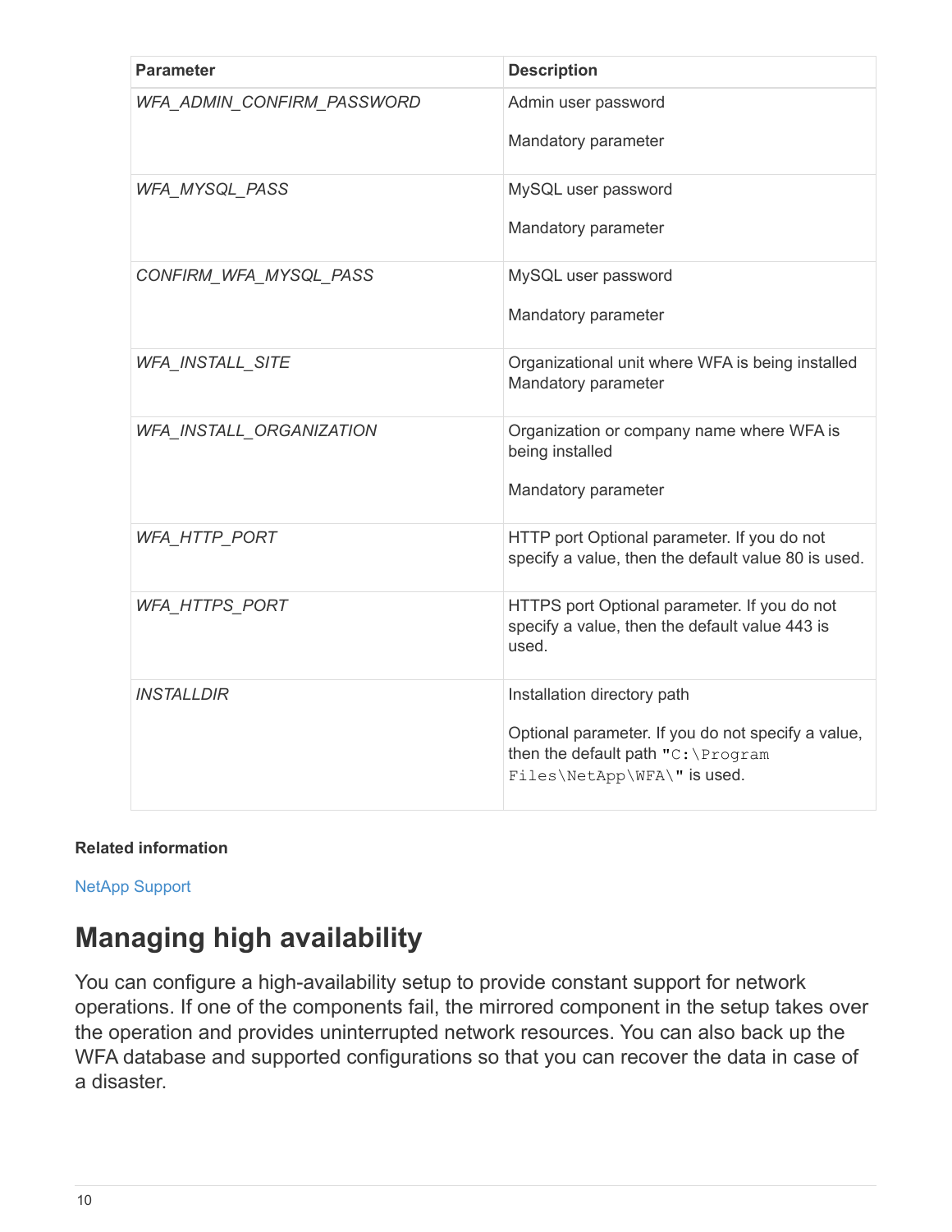| Parameter | Description |
| --- | --- |
| *WFA_ADMIN_CONFIRM_PASSWORD* | Admin user password<br><br>Mandatory parameter |
| *WFA_MYSQL_PASS* | MySQL user password<br><br>Mandatory parameter |
| *CONFIRM_WFA_MYSQL_PASS* | MySQL user password<br><br>Mandatory parameter |
| *WFA_INSTALL_SITE* | Organizational unit where WFA is being installed Mandatory parameter |
| *WFA_INSTALL_ORGANIZATION* | Organization or company name where WFA is being installed<br><br>Mandatory parameter |
| *WFA_HTTP_PORT* | HTTP port Optional parameter. If you do not specify a value, then the default value 80 is used. |
| *WFA_HTTPS_PORT* | HTTPS port Optional parameter. If you do not specify a value, then the default value 443 is used. |
| *INSTALLDIR* | Installation directory path<br><br>Optional parameter. If you do not specify a value, then the default path "`C:\Program Files\NetApp\WFA\`" is used. |

**Related information**

NetApp Support

# Managing high availability

You can configure a high-availability setup to provide constant support for network operations. If one of the components fail, the mirrored component in the setup takes over the operation and provides uninterrupted network resources. You can also back up the WFA database and supported configurations so that you can recover the data in case of a disaster.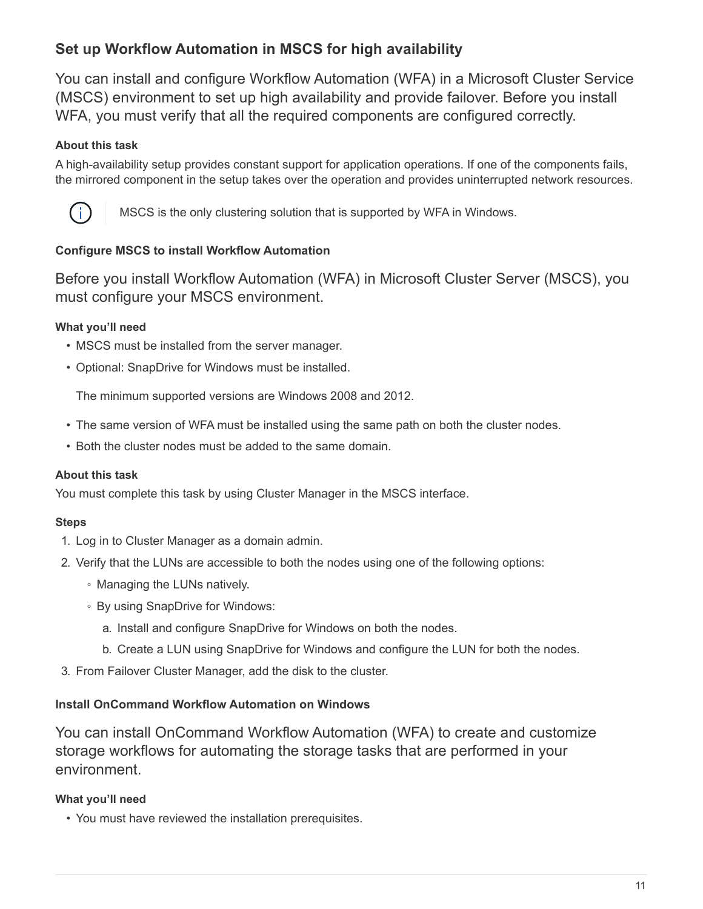## Set up Workflow Automation in MSCS for high availability

You can install and configure Workflow Automation (WFA) in a Microsoft Cluster Service (MSCS) environment to set up high availability and provide failover. Before you install WFA, you must verify that all the required components are configured correctly.

**About this task**

A high-availability setup provides constant support for application operations. If one of the components fails, the mirrored component in the setup takes over the operation and provides uninterrupted network resources.

> MSCS is the only clustering solution that is supported by WFA in Windows.

### Configure MSCS to install Workflow Automation

Before you install Workflow Automation (WFA) in Microsoft Cluster Server (MSCS), you must configure your MSCS environment.

**What you'll need**

- MSCS must be installed from the server manager.
- Optional: SnapDrive for Windows must be installed.

  The minimum supported versions are Windows 2008 and 2012.

- The same version of WFA must be installed using the same path on both the cluster nodes.
- Both the cluster nodes must be added to the same domain.

**About this task**

You must complete this task by using Cluster Manager in the MSCS interface.

**Steps**

1. Log in to Cluster Manager as a domain admin.
2. Verify that the LUNs are accessible to both the nodes using one of the following options:
   - Managing the LUNs natively.
   - By using SnapDrive for Windows:
     a. Install and configure SnapDrive for Windows on both the nodes.
     b. Create a LUN using SnapDrive for Windows and configure the LUN for both the nodes.
3. From Failover Cluster Manager, add the disk to the cluster.

### Install OnCommand Workflow Automation on Windows

You can install OnCommand Workflow Automation (WFA) to create and customize storage workflows for automating the storage tasks that are performed in your environment.

**What you'll need**

- You must have reviewed the installation prerequisites.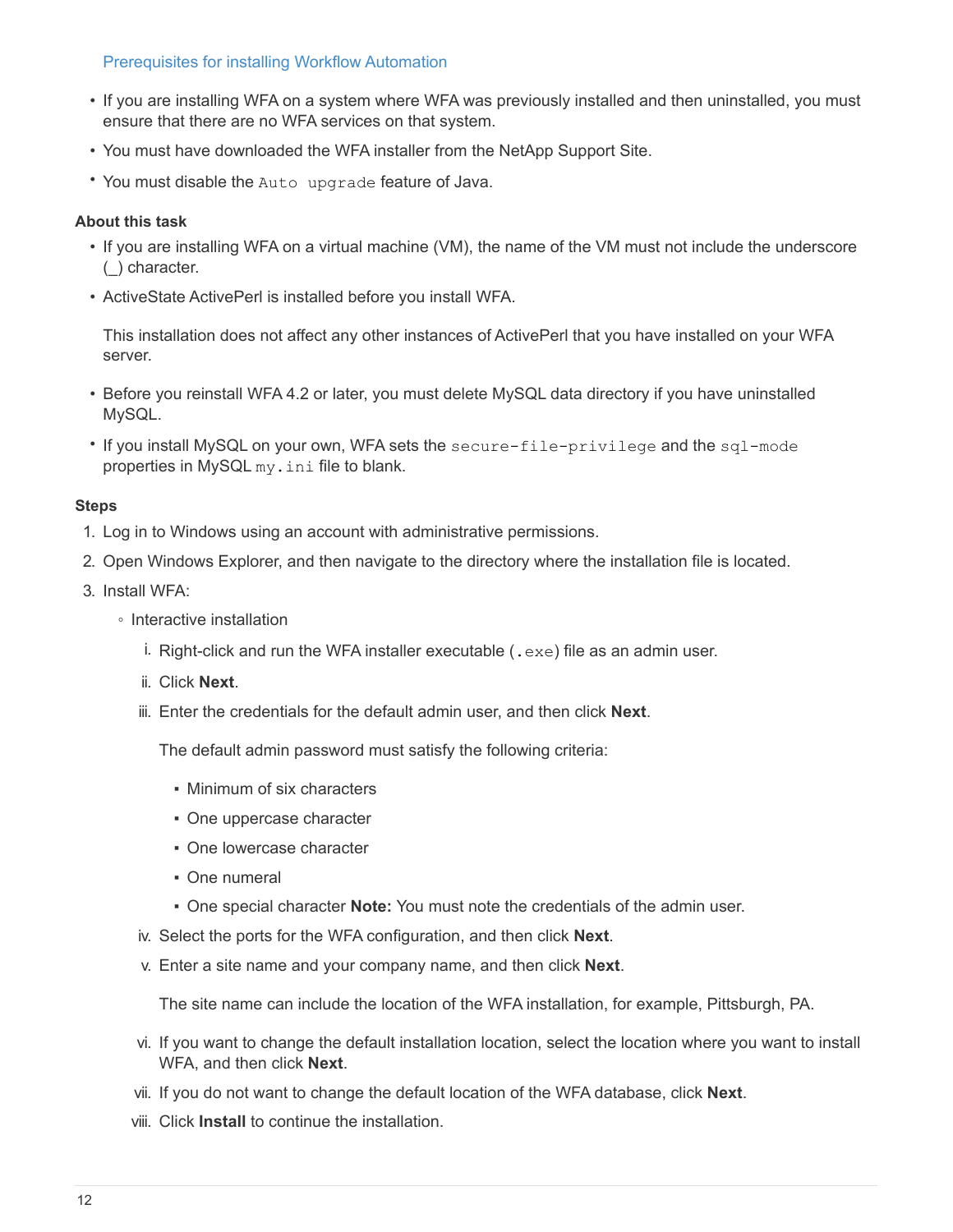[Prerequisites for installing Workflow Automation]

- If you are installing WFA on a system where WFA was previously installed and then uninstalled, you must ensure that there are no WFA services on that system.
- You must have downloaded the WFA installer from the NetApp Support Site.
- You must disable the `Auto upgrade` feature of Java.

#### About this task

- If you are installing WFA on a virtual machine (VM), the name of the VM must not include the underscore (_) character.
- ActiveState ActivePerl is installed before you install WFA.

  This installation does not affect any other instances of ActivePerl that you have installed on your WFA server.

- Before you reinstall WFA 4.2 or later, you must delete MySQL data directory if you have uninstalled MySQL.
- If you install MySQL on your own, WFA sets the `secure-file-privilege` and the `sql-mode` properties in MySQL `my.ini` file to blank.

#### Steps

1. Log in to Windows using an account with administrative permissions.
2. Open Windows Explorer, and then navigate to the directory where the installation file is located.
3. Install WFA:
   - Interactive installation
     i. Right-click and run the WFA installer executable (`.exe`) file as an admin user.
     ii. Click **Next**.
     iii. Enter the credentials for the default admin user, and then click **Next**.

        The default admin password must satisfy the following criteria:

        - Minimum of six characters
        - One uppercase character
        - One lowercase character
        - One numeral
        - One special character **Note:** You must note the credentials of the admin user.

     iv. Select the ports for the WFA configuration, and then click **Next**.
     v. Enter a site name and your company name, and then click **Next**.

        The site name can include the location of the WFA installation, for example, Pittsburgh, PA.

     vi. If you want to change the default installation location, select the location where you want to install WFA, and then click **Next**.
     vii. If you do not want to change the default location of the WFA database, click **Next**.
     viii. Click **Install** to continue the installation.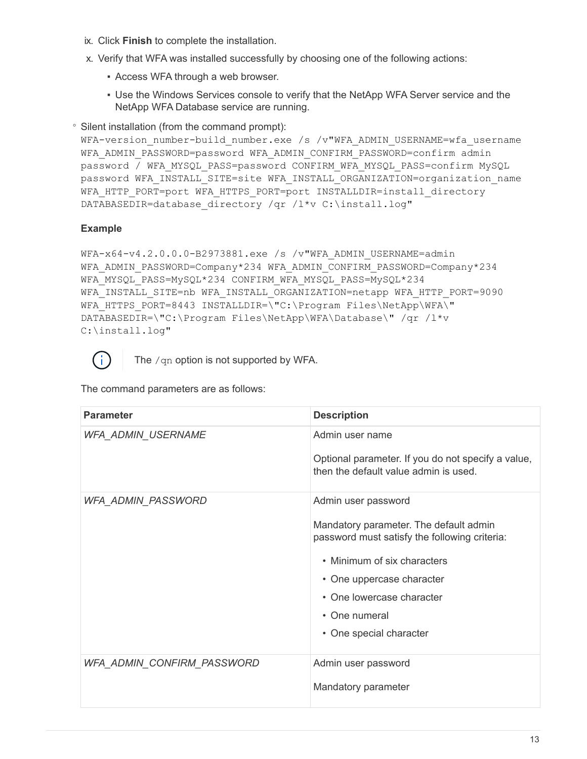ix. Click **Finish** to complete the installation.

x. Verify that WFA was installed successfully by choosing one of the following actions:

   - Access WFA through a web browser.
   - Use the Windows Services console to verify that the NetApp WFA Server service and the NetApp WFA Database service are running.

◦ Silent installation (from the command prompt):

```
WFA-version_number-build_number.exe /s /v"WFA_ADMIN_USERNAME=wfa_username
WFA_ADMIN_PASSWORD=password WFA_ADMIN_CONFIRM_PASSWORD=confirm admin
password / WFA_MYSQL_PASS=password CONFIRM_WFA_MYSQL_PASS=confirm MySQL
password WFA_INSTALL_SITE=site WFA_INSTALL_ORGANIZATION=organization_name
WFA_HTTP_PORT=port WFA_HTTPS_PORT=port INSTALLDIR=install_directory
DATABASEDIR=database_directory /qr /l*v C:\install.log"
```

**Example**

```
WFA-x64-v4.2.0.0.0-B2973881.exe /s /v"WFA_ADMIN_USERNAME=admin
WFA_ADMIN_PASSWORD=Company*234 WFA_ADMIN_CONFIRM_PASSWORD=Company*234
WFA_MYSQL_PASS=MySQL*234 CONFIRM_WFA_MYSQL_PASS=MySQL*234
WFA_INSTALL_SITE=nb WFA_INSTALL_ORGANIZATION=netapp WFA_HTTP_PORT=9090
WFA_HTTPS_PORT=8443 INSTALLDIR=\"C:\Program Files\NetApp\WFA\"
DATABASEDIR=\"C:\Program Files\NetApp\WFA\Database\" /qr /l*v
C:\install.log"
```

> The `/qn` option is not supported by WFA.

The command parameters are as follows:

| Parameter | Description |
|---|---|
| *WFA_ADMIN_USERNAME* | Admin user name<br><br>Optional parameter. If you do not specify a value, then the default value admin is used. |
| *WFA_ADMIN_PASSWORD* | Admin user password<br><br>Mandatory parameter. The default admin password must satisfy the following criteria:<br><br>• Minimum of six characters<br>• One uppercase character<br>• One lowercase character<br>• One numeral<br>• One special character |
| *WFA_ADMIN_CONFIRM_PASSWORD* | Admin user password<br><br>Mandatory parameter |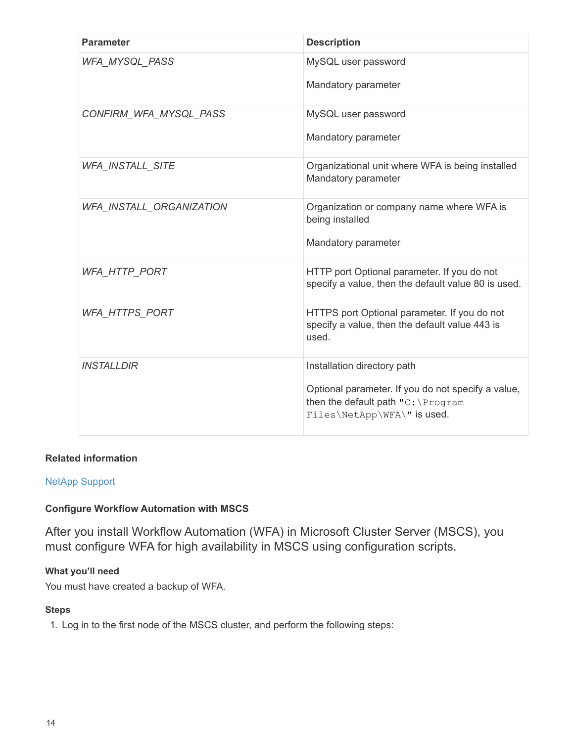| Parameter | Description |
| --- | --- |
| *WFA_MYSQL_PASS* | MySQL user password<br><br>Mandatory parameter |
| *CONFIRM_WFA_MYSQL_PASS* | MySQL user password<br><br>Mandatory parameter |
| *WFA_INSTALL_SITE* | Organizational unit where WFA is being installed Mandatory parameter |
| *WFA_INSTALL_ORGANIZATION* | Organization or company name where WFA is being installed<br><br>Mandatory parameter |
| *WFA_HTTP_PORT* | HTTP port Optional parameter. If you do not specify a value, then the default value 80 is used. |
| *WFA_HTTPS_PORT* | HTTPS port Optional parameter. If you do not specify a value, then the default value 443 is used. |
| *INSTALLDIR* | Installation directory path<br><br>Optional parameter. If you do not specify a value, then the default path "`C:\Program Files\NetApp\WFA\`" is used. |

**Related information**

NetApp Support

#### Configure Workflow Automation with MSCS

After you install Workflow Automation (WFA) in Microsoft Cluster Server (MSCS), you must configure WFA for high availability in MSCS using configuration scripts.

**What you'll need**

You must have created a backup of WFA.

**Steps**

1. Log in to the first node of the MSCS cluster, and perform the following steps: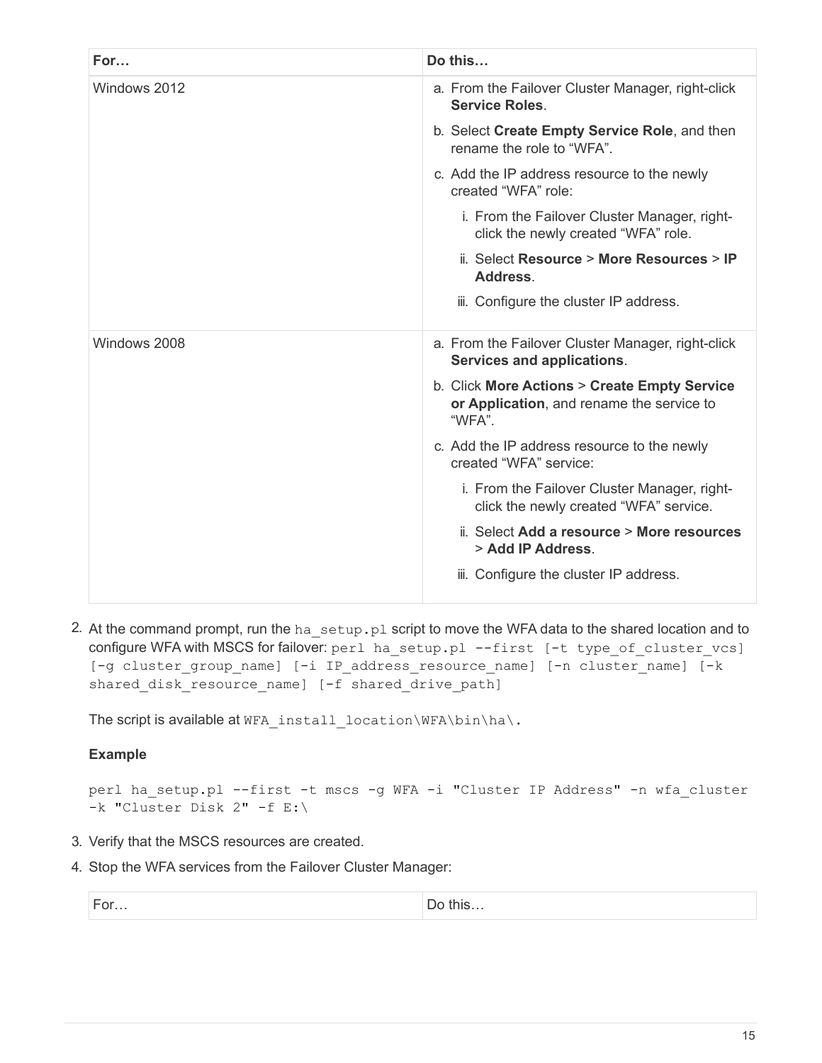| For… | Do this… |
| --- | --- |
| Windows 2012 | a. From the Failover Cluster Manager, right-click **Service Roles**.<br>b. Select **Create Empty Service Role**, and then rename the role to “WFA”.<br>c. Add the IP address resource to the newly created “WFA” role:<br>i. From the Failover Cluster Manager, right-click the newly created “WFA” role.<br>ii. Select **Resource** > **More Resources** > **IP Address**.<br>iii. Configure the cluster IP address. |
| Windows 2008 | a. From the Failover Cluster Manager, right-click **Services and applications**.<br>b. Click **More Actions** > **Create Empty Service or Application**, and rename the service to “WFA”.<br>c. Add the IP address resource to the newly created “WFA” service:<br>i. From the Failover Cluster Manager, right-click the newly created “WFA” service.<br>ii. Select **Add a resource** > **More resources** > **Add IP Address**.<br>iii. Configure the cluster IP address. |

2. At the command prompt, run the `ha_setup.pl` script to move the WFA data to the shared location and to configure WFA with MSCS for failover: `perl ha_setup.pl --first [-t type_of_cluster_vcs] [-g cluster_group_name] [-i IP_address_resource_name] [-n cluster_name] [-k shared_disk_resource_name] [-f shared_drive_path]`

   The script is available at `WFA_install_location\WFA\bin\ha\`.

   **Example**

   ```
   perl ha_setup.pl --first -t mscs -g WFA -i "Cluster IP Address" -n wfa_cluster
   -k "Cluster Disk 2" -f E:\
   ```

3. Verify that the MSCS resources are created.
4. Stop the WFA services from the Failover Cluster Manager:

| For… | Do this… |
| --- | --- |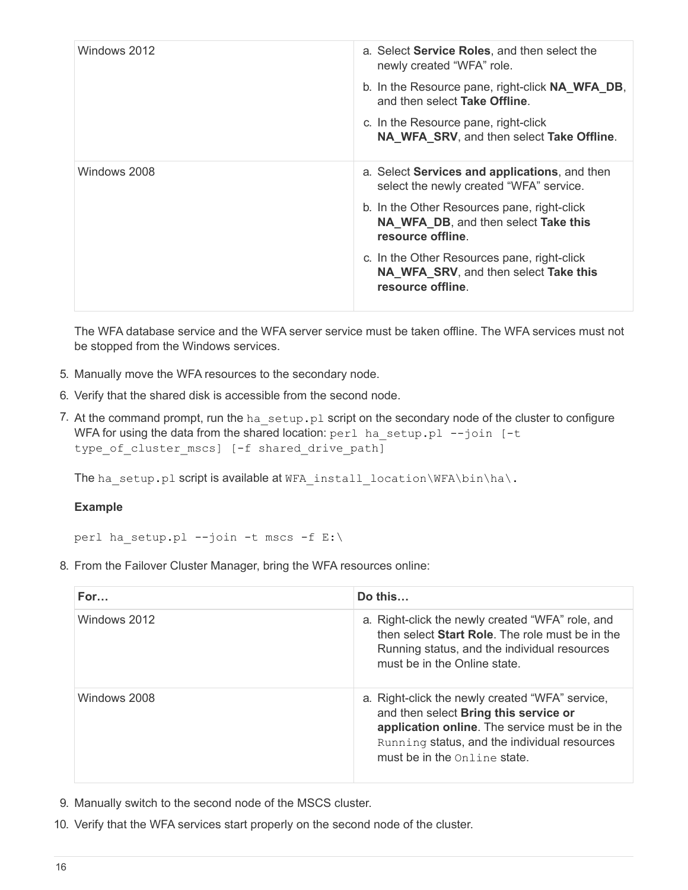| | |
|---|---|
| Windows 2012 | a. Select **Service Roles**, and then select the newly created "WFA" role.<br>b. In the Resource pane, right-click **NA_WFA_DB**, and then select **Take Offline**.<br>c. In the Resource pane, right-click **NA_WFA_SRV**, and then select **Take Offline**. |
| Windows 2008 | a. Select **Services and applications**, and then select the newly created "WFA" service.<br>b. In the Other Resources pane, right-click **NA_WFA_DB**, and then select **Take this resource offline**.<br>c. In the Other Resources pane, right-click **NA_WFA_SRV**, and then select **Take this resource offline**. |

The WFA database service and the WFA server service must be taken offline. The WFA services must not be stopped from the Windows services.

5. Manually move the WFA resources to the secondary node.
6. Verify that the shared disk is accessible from the second node.
7. At the command prompt, run the `ha_setup.pl` script on the secondary node of the cluster to configure WFA for using the data from the shared location: `perl ha_setup.pl --join [-t type_of_cluster_mscs] [-f shared_drive_path]`

   The `ha_setup.pl` script is available at `WFA_install_location\WFA\bin\ha\`.

   **Example**

   ```
   perl ha_setup.pl --join -t mscs -f E:\
   ```

8. From the Failover Cluster Manager, bring the WFA resources online:

| For… | Do this… |
|---|---|
| Windows 2012 | a. Right-click the newly created "WFA" role, and then select **Start Role**. The role must be in the Running status, and the individual resources must be in the Online state. |
| Windows 2008 | a. Right-click the newly created "WFA" service, and then select **Bring this service or application online**. The service must be in the `Running` status, and the individual resources must be in the `Online` state. |

9. Manually switch to the second node of the MSCS cluster.
10. Verify that the WFA services start properly on the second node of the cluster.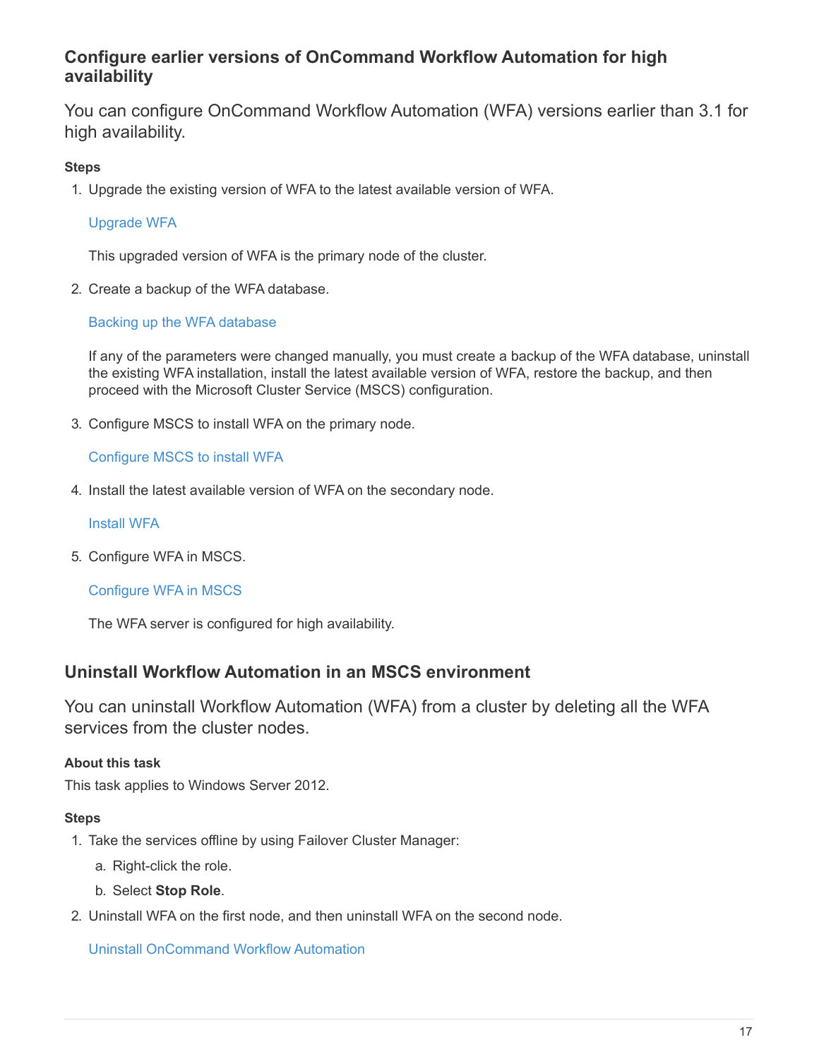## Configure earlier versions of OnCommand Workflow Automation for high availability

You can configure OnCommand Workflow Automation (WFA) versions earlier than 3.1 for high availability.

**Steps**

1. Upgrade the existing version of WFA to the latest available version of WFA.

   Upgrade WFA

   This upgraded version of WFA is the primary node of the cluster.

2. Create a backup of the WFA database.

   Backing up the WFA database

   If any of the parameters were changed manually, you must create a backup of the WFA database, uninstall the existing WFA installation, install the latest available version of WFA, restore the backup, and then proceed with the Microsoft Cluster Service (MSCS) configuration.

3. Configure MSCS to install WFA on the primary node.

   Configure MSCS to install WFA

4. Install the latest available version of WFA on the secondary node.

   Install WFA

5. Configure WFA in MSCS.

   Configure WFA in MSCS

   The WFA server is configured for high availability.

## Uninstall Workflow Automation in an MSCS environment

You can uninstall Workflow Automation (WFA) from a cluster by deleting all the WFA services from the cluster nodes.

**About this task**

This task applies to Windows Server 2012.

**Steps**

1. Take the services offline by using Failover Cluster Manager:
   a. Right-click the role.
   b. Select **Stop Role**.
2. Uninstall WFA on the first node, and then uninstall WFA on the second node.

   Uninstall OnCommand Workflow Automation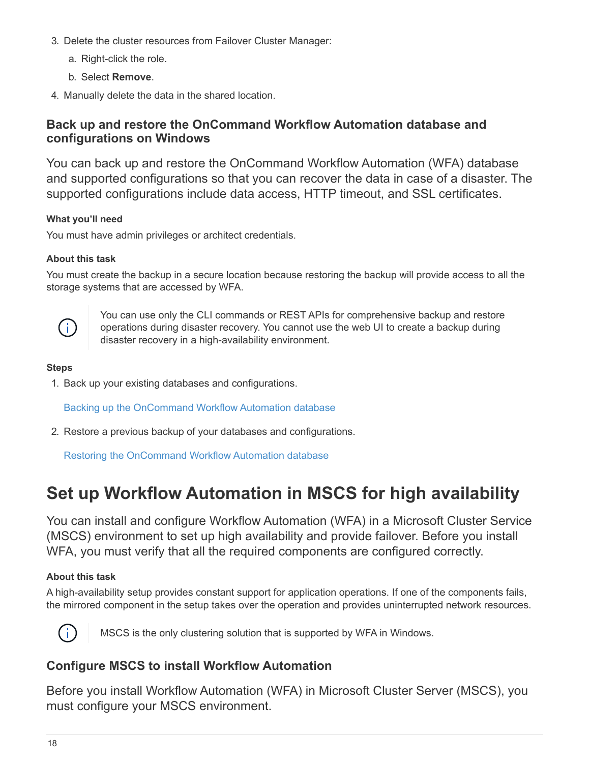3. Delete the cluster resources from Failover Cluster Manager:
   a. Right-click the role.
   b. Select **Remove**.
4. Manually delete the data in the shared location.

## Back up and restore the OnCommand Workflow Automation database and configurations on Windows

You can back up and restore the OnCommand Workflow Automation (WFA) database and supported configurations so that you can recover the data in case of a disaster. The supported configurations include data access, HTTP timeout, and SSL certificates.

#### What you'll need

You must have admin privileges or architect credentials.

#### About this task

You must create the backup in a secure location because restoring the backup will provide access to all the storage systems that are accessed by WFA.

> You can use only the CLI commands or REST APIs for comprehensive backup and restore operations during disaster recovery. You cannot use the web UI to create a backup during disaster recovery in a high-availability environment.

#### Steps

1. Back up your existing databases and configurations.

   Backing up the OnCommand Workflow Automation database

2. Restore a previous backup of your databases and configurations.

   Restoring the OnCommand Workflow Automation database

# Set up Workflow Automation in MSCS for high availability

You can install and configure Workflow Automation (WFA) in a Microsoft Cluster Service (MSCS) environment to set up high availability and provide failover. Before you install WFA, you must verify that all the required components are configured correctly.

#### About this task

A high-availability setup provides constant support for application operations. If one of the components fails, the mirrored component in the setup takes over the operation and provides uninterrupted network resources.

> MSCS is the only clustering solution that is supported by WFA in Windows.

## Configure MSCS to install Workflow Automation

Before you install Workflow Automation (WFA) in Microsoft Cluster Server (MSCS), you must configure your MSCS environment.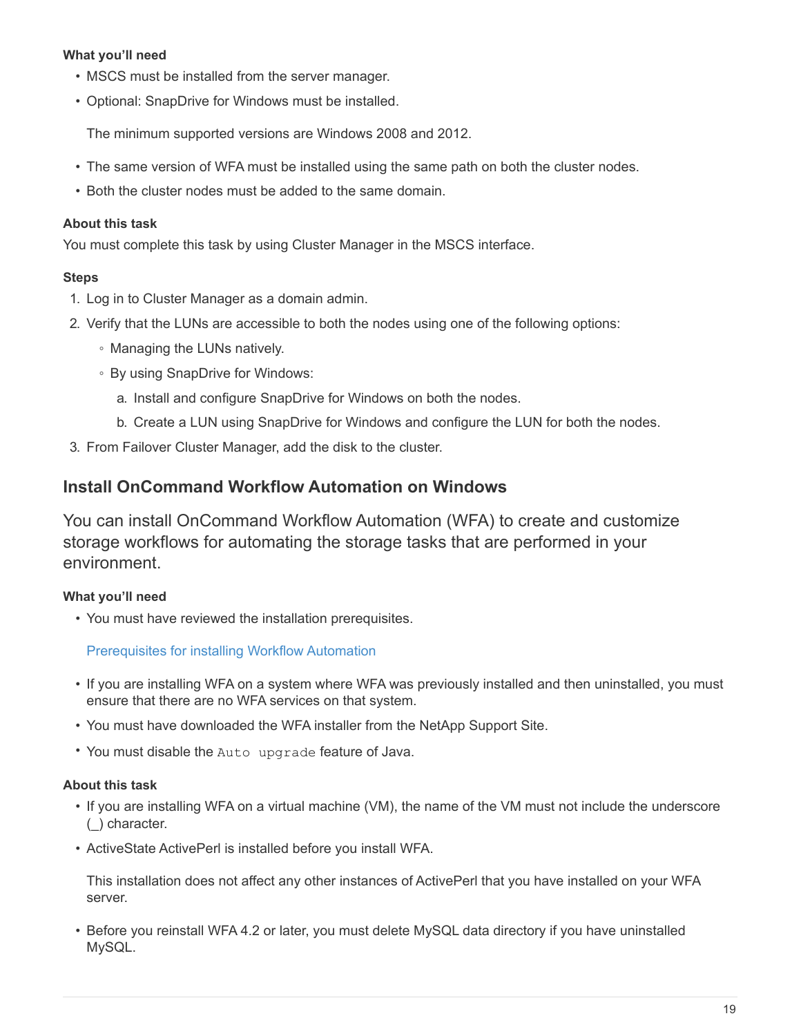#### What you'll need

- MSCS must be installed from the server manager.
- Optional: SnapDrive for Windows must be installed.

  The minimum supported versions are Windows 2008 and 2012.

- The same version of WFA must be installed using the same path on both the cluster nodes.
- Both the cluster nodes must be added to the same domain.

#### About this task

You must complete this task by using Cluster Manager in the MSCS interface.

#### Steps

1. Log in to Cluster Manager as a domain admin.
2. Verify that the LUNs are accessible to both the nodes using one of the following options:
   - Managing the LUNs natively.
   - By using SnapDrive for Windows:
     a. Install and configure SnapDrive for Windows on both the nodes.
     b. Create a LUN using SnapDrive for Windows and configure the LUN for both the nodes.
3. From Failover Cluster Manager, add the disk to the cluster.

## Install OnCommand Workflow Automation on Windows

You can install OnCommand Workflow Automation (WFA) to create and customize storage workflows for automating the storage tasks that are performed in your environment.

#### What you'll need

- You must have reviewed the installation prerequisites.

  Prerequisites for installing Workflow Automation

- If you are installing WFA on a system where WFA was previously installed and then uninstalled, you must ensure that there are no WFA services on that system.
- You must have downloaded the WFA installer from the NetApp Support Site.
- You must disable the `Auto upgrade` feature of Java.

#### About this task

- If you are installing WFA on a virtual machine (VM), the name of the VM must not include the underscore (_) character.
- ActiveState ActivePerl is installed before you install WFA.

  This installation does not affect any other instances of ActivePerl that you have installed on your WFA server.

- Before you reinstall WFA 4.2 or later, you must delete MySQL data directory if you have uninstalled MySQL.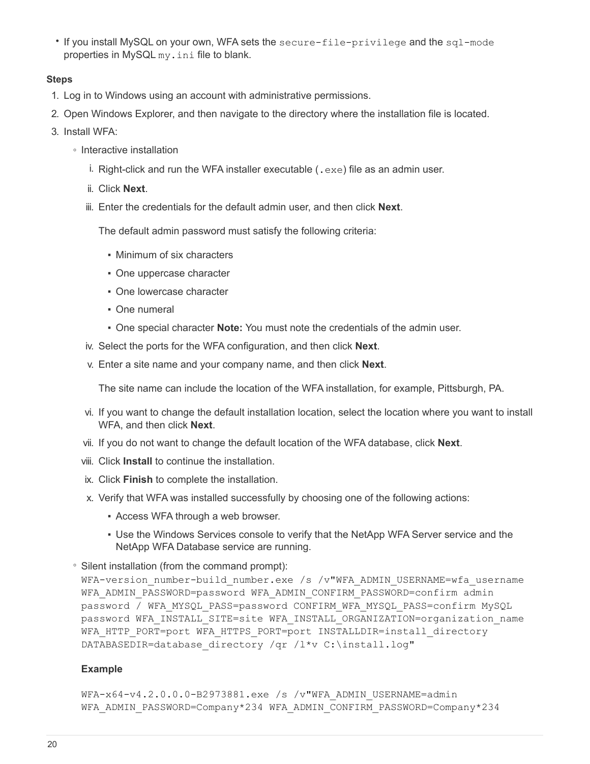- If you install MySQL on your own, WFA sets the `secure-file-privilege` and the `sql-mode` properties in MySQL `my.ini` file to blank.

**Steps**

1. Log in to Windows using an account with administrative permissions.
2. Open Windows Explorer, and then navigate to the directory where the installation file is located.
3. Install WFA:
   - Interactive installation
     1. Right-click and run the WFA installer executable (`.exe`) file as an admin user.
     2. Click **Next**.
     3. Enter the credentials for the default admin user, and then click **Next**.

        The default admin password must satisfy the following criteria:

        - Minimum of six characters
        - One uppercase character
        - One lowercase character
        - One numeral
        - One special character **Note:** You must note the credentials of the admin user.
     4. Select the ports for the WFA configuration, and then click **Next**.
     5. Enter a site name and your company name, and then click **Next**.

        The site name can include the location of the WFA installation, for example, Pittsburgh, PA.
     6. If you want to change the default installation location, select the location where you want to install WFA, and then click **Next**.
     7. If you do not want to change the default location of the WFA database, click **Next**.
     8. Click **Install** to continue the installation.
     9. Click **Finish** to complete the installation.
     10. Verify that WFA was installed successfully by choosing one of the following actions:
         - Access WFA through a web browser.
         - Use the Windows Services console to verify that the NetApp WFA Server service and the NetApp WFA Database service are running.
   - Silent installation (from the command prompt):

     ```
     WFA-version_number-build_number.exe /s /v"WFA_ADMIN_USERNAME=wfa_username
     WFA_ADMIN_PASSWORD=password WFA_ADMIN_CONFIRM_PASSWORD=confirm admin
     password / WFA_MYSQL_PASS=password CONFIRM_WFA_MYSQL_PASS=confirm MySQL
     password WFA_INSTALL_SITE=site WFA_INSTALL_ORGANIZATION=organization_name
     WFA_HTTP_PORT=port WFA_HTTPS_PORT=port INSTALLDIR=install_directory
     DATABASEDIR=database_directory /qr /l*v C:\install.log"
     ```

     **Example**

     ```
     WFA-x64-v4.2.0.0.0-B2973881.exe /s /v"WFA_ADMIN_USERNAME=admin
     WFA_ADMIN_PASSWORD=Company*234 WFA_ADMIN_CONFIRM_PASSWORD=Company*234
     ```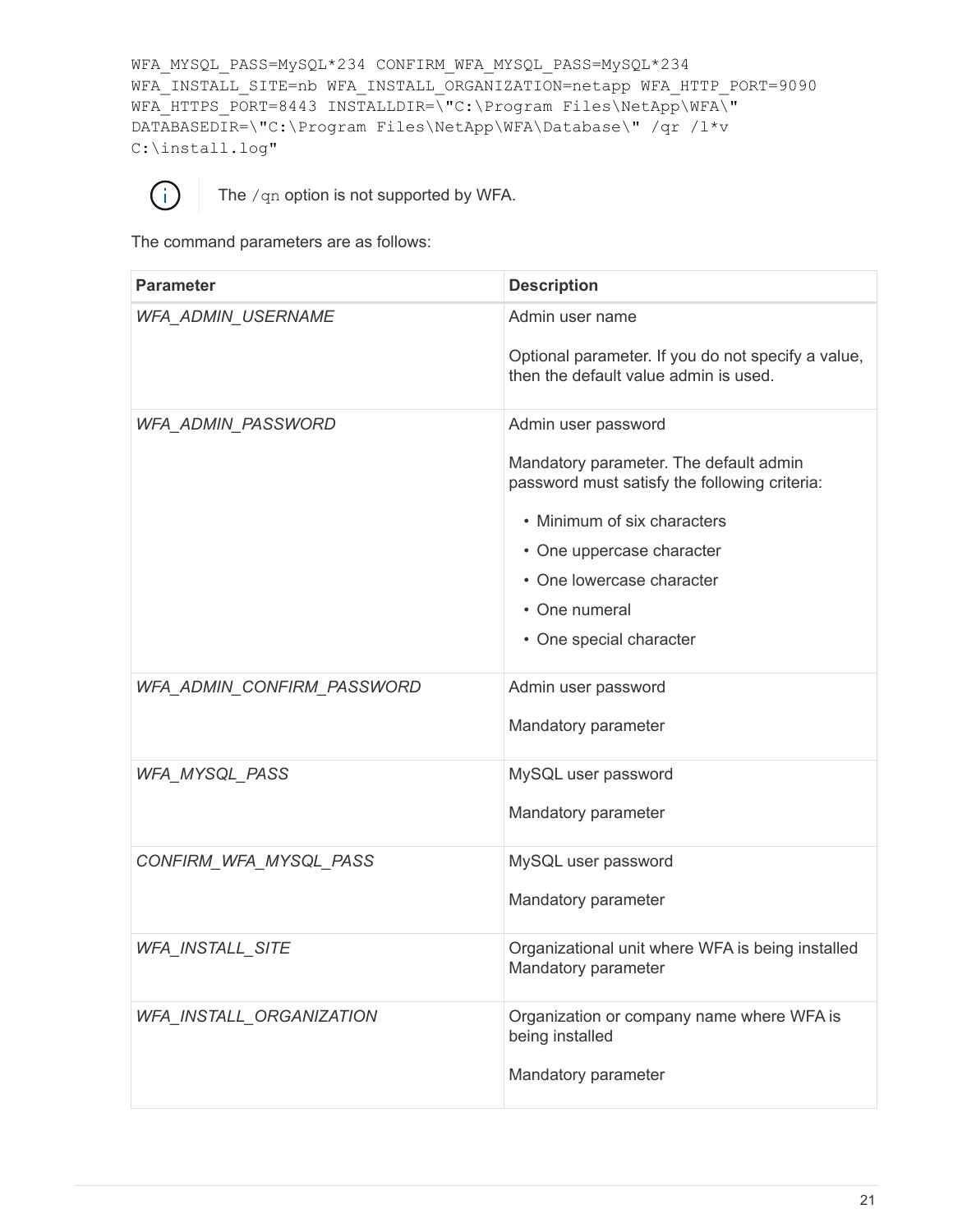```
WFA_MYSQL_PASS=MySQL*234 CONFIRM_WFA_MYSQL_PASS=MySQL*234
WFA_INSTALL_SITE=nb WFA_INSTALL_ORGANIZATION=netapp WFA_HTTP_PORT=9090
WFA_HTTPS_PORT=8443 INSTALLDIR=\"C:\Program Files\NetApp\WFA\"
DATABASEDIR=\"C:\Program Files\NetApp\WFA\Database\" /qr /l*v
C:\install.log"
```

> The `/qn` option is not supported by WFA.

The command parameters are as follows:

| Parameter | Description |
|---|---|
| *WFA_ADMIN_USERNAME* | Admin user name<br><br>Optional parameter. If you do not specify a value, then the default value admin is used. |
| *WFA_ADMIN_PASSWORD* | Admin user password<br><br>Mandatory parameter. The default admin password must satisfy the following criteria:<br>• Minimum of six characters<br>• One uppercase character<br>• One lowercase character<br>• One numeral<br>• One special character |
| *WFA_ADMIN_CONFIRM_PASSWORD* | Admin user password<br><br>Mandatory parameter |
| *WFA_MYSQL_PASS* | MySQL user password<br><br>Mandatory parameter |
| *CONFIRM_WFA_MYSQL_PASS* | MySQL user password<br><br>Mandatory parameter |
| *WFA_INSTALL_SITE* | Organizational unit where WFA is being installed Mandatory parameter |
| *WFA_INSTALL_ORGANIZATION* | Organization or company name where WFA is being installed<br><br>Mandatory parameter |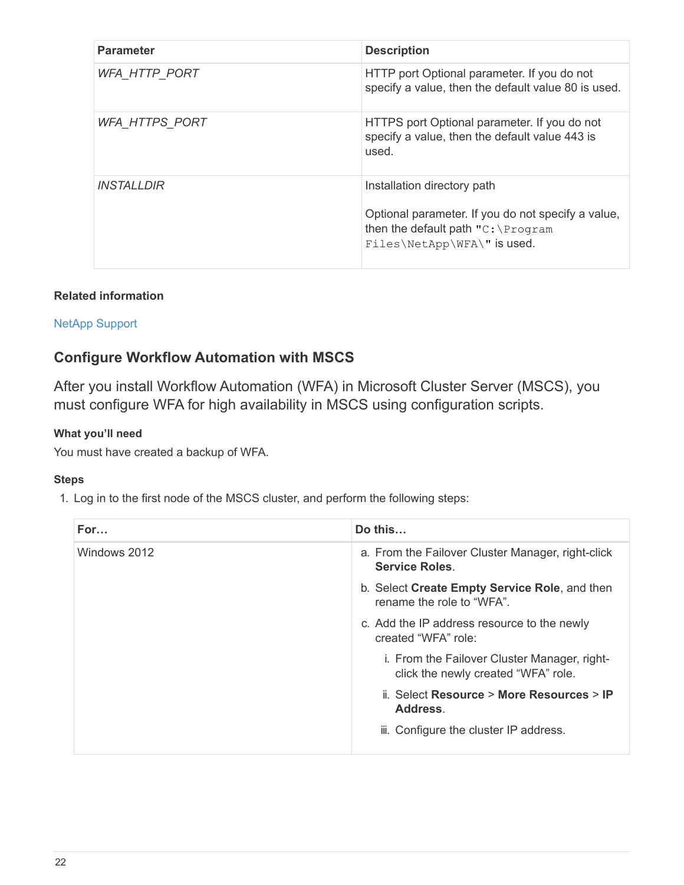| Parameter | Description |
| --- | --- |
| *WFA_HTTP_PORT* | HTTP port Optional parameter. If you do not specify a value, then the default value 80 is used. |
| *WFA_HTTPS_PORT* | HTTPS port Optional parameter. If you do not specify a value, then the default value 443 is used. |
| *INSTALLDIR* | Installation directory path<br><br>Optional parameter. If you do not specify a value, then the default path "`C:\Program Files\NetApp\WFA\`" is used. |

**Related information**

NetApp Support

## Configure Workflow Automation with MSCS

After you install Workflow Automation (WFA) in Microsoft Cluster Server (MSCS), you must configure WFA for high availability in MSCS using configuration scripts.

**What you'll need**

You must have created a backup of WFA.

**Steps**

1. Log in to the first node of the MSCS cluster, and perform the following steps:

| For… | Do this… |
| --- | --- |
| Windows 2012 | a. From the Failover Cluster Manager, right-click **Service Roles**.<br>b. Select **Create Empty Service Role**, and then rename the role to "WFA".<br>c. Add the IP address resource to the newly created "WFA" role:<br>i. From the Failover Cluster Manager, right-click the newly created "WFA" role.<br>ii. Select **Resource** > **More Resources** > **IP Address**.<br>iii. Configure the cluster IP address. |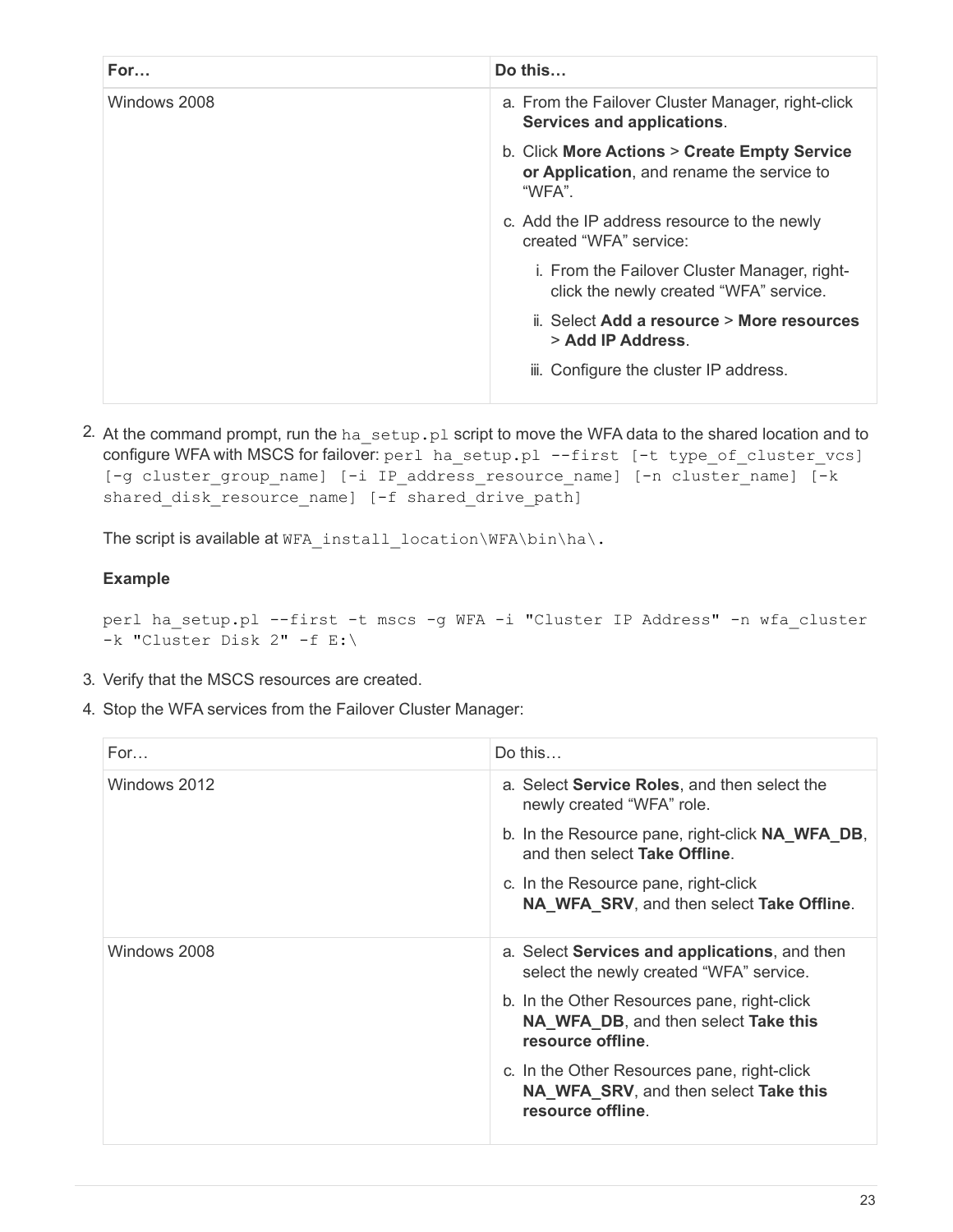| For… | Do this… |
| --- | --- |
| Windows 2008 | a. From the Failover Cluster Manager, right-click **Services and applications**.<br>b. Click **More Actions** > **Create Empty Service or Application**, and rename the service to "WFA".<br>c. Add the IP address resource to the newly created "WFA" service:<br>i. From the Failover Cluster Manager, right-click the newly created "WFA" service.<br>ii. Select **Add a resource** > **More resources** > **Add IP Address**.<br>iii. Configure the cluster IP address. |

2. At the command prompt, run the `ha_setup.pl` script to move the WFA data to the shared location and to configure WFA with MSCS for failover: `perl ha_setup.pl --first [-t type_of_cluster_vcs] [-g cluster_group_name] [-i IP_address_resource_name] [-n cluster_name] [-k shared_disk_resource_name] [-f shared_drive_path]`

   The script is available at `WFA_install_location\WFA\bin\ha\`.

   **Example**

   ```
   perl ha_setup.pl --first -t mscs -g WFA -i "Cluster IP Address" -n wfa_cluster
   -k "Cluster Disk 2" -f E:\
   ```

3. Verify that the MSCS resources are created.
4. Stop the WFA services from the Failover Cluster Manager:

| For… | Do this… |
| --- | --- |
| Windows 2012 | a. Select **Service Roles**, and then select the newly created "WFA" role.<br>b. In the Resource pane, right-click **NA_WFA_DB**, and then select **Take Offline**.<br>c. In the Resource pane, right-click **NA_WFA_SRV**, and then select **Take Offline**. |
| Windows 2008 | a. Select **Services and applications**, and then select the newly created "WFA" service.<br>b. In the Other Resources pane, right-click **NA_WFA_DB**, and then select **Take this resource offline**.<br>c. In the Other Resources pane, right-click **NA_WFA_SRV**, and then select **Take this resource offline**. |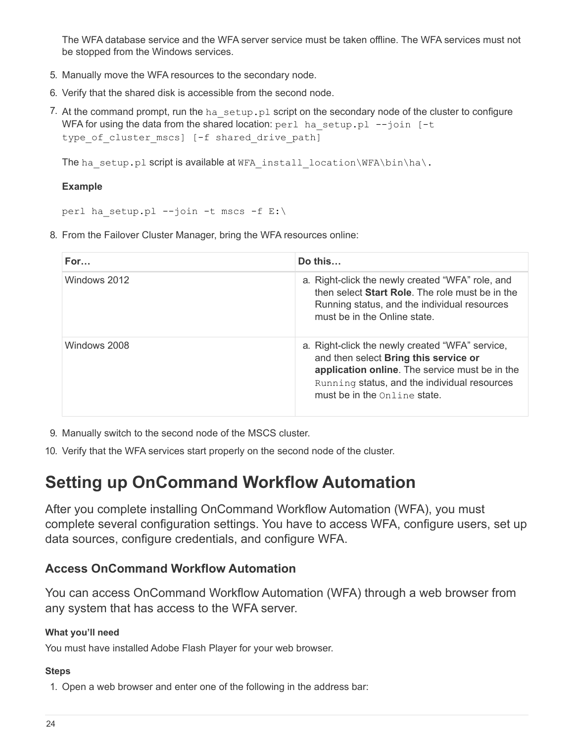The WFA database service and the WFA server service must be taken offline. The WFA services must not be stopped from the Windows services.

5. Manually move the WFA resources to the secondary node.
6. Verify that the shared disk is accessible from the second node.
7. At the command prompt, run the `ha_setup.pl` script on the secondary node of the cluster to configure WFA for using the data from the shared location: `perl ha_setup.pl --join [-t type_of_cluster_mscs] [-f shared_drive_path]`

   The `ha_setup.pl` script is available at `WFA_install_location\WFA\bin\ha\`.

   **Example**

   ```
   perl ha_setup.pl --join -t mscs -f E:\
   ```

8. From the Failover Cluster Manager, bring the WFA resources online:

| For… | Do this… |
| --- | --- |
| Windows 2012 | a. Right-click the newly created "WFA" role, and then select **Start Role**. The role must be in the Running status, and the individual resources must be in the Online state. |
| Windows 2008 | a. Right-click the newly created "WFA" service, and then select **Bring this service or application online**. The service must be in the `Running` status, and the individual resources must be in the `Online` state. |

9. Manually switch to the second node of the MSCS cluster.
10. Verify that the WFA services start properly on the second node of the cluster.

# Setting up OnCommand Workflow Automation

After you complete installing OnCommand Workflow Automation (WFA), you must complete several configuration settings. You have to access WFA, configure users, set up data sources, configure credentials, and configure WFA.

## Access OnCommand Workflow Automation

You can access OnCommand Workflow Automation (WFA) through a web browser from any system that has access to the WFA server.

#### What you'll need

You must have installed Adobe Flash Player for your web browser.

#### Steps

1. Open a web browser and enter one of the following in the address bar: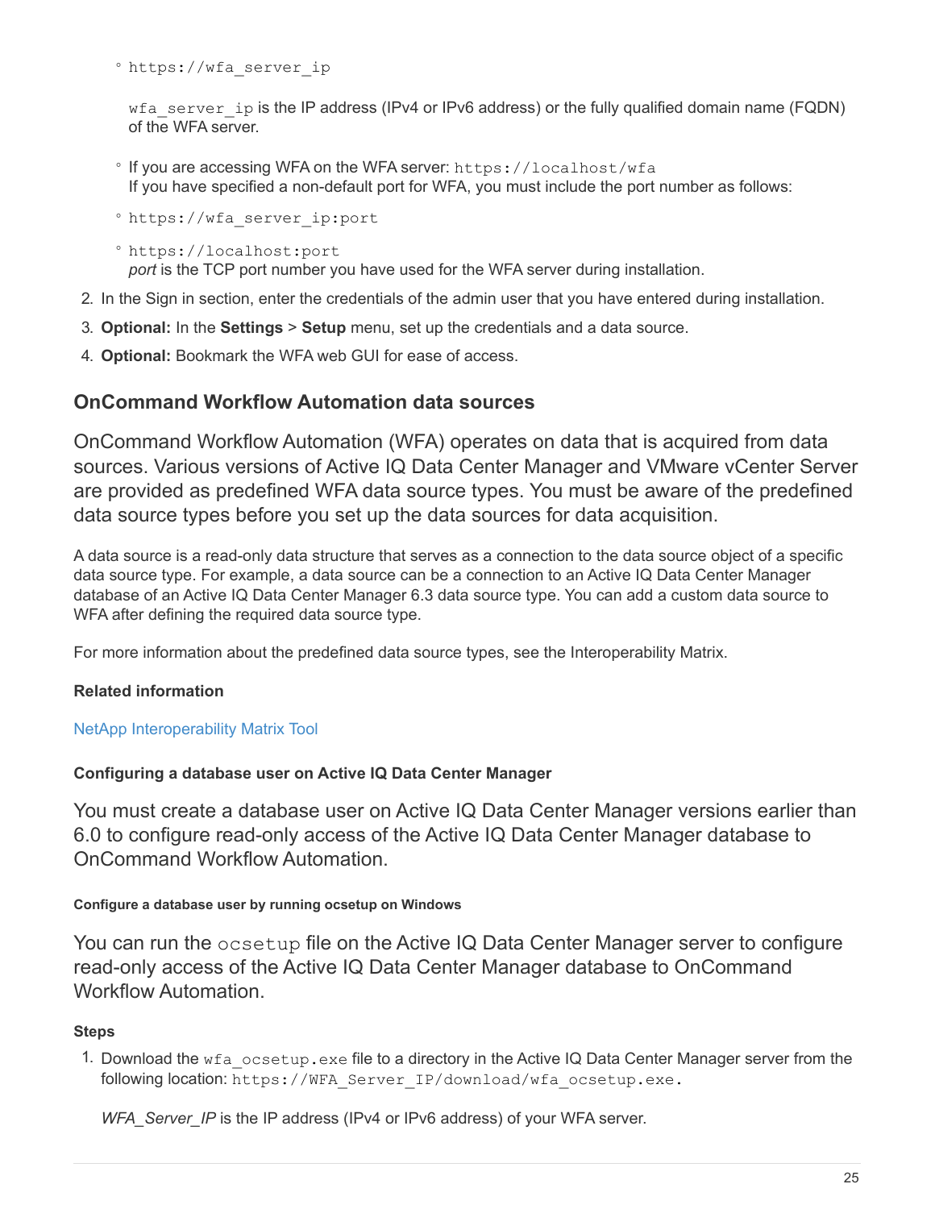- `https://wfa_server_ip`

    `wfa_server_ip` is the IP address (IPv4 or IPv6 address) or the fully qualified domain name (FQDN) of the WFA server.

  - If you are accessing WFA on the WFA server: `https://localhost/wfa`
    If you have specified a non-default port for WFA, you must include the port number as follows:
  - `https://wfa_server_ip:port`
  - `https://localhost:port`
    *port* is the TCP port number you have used for the WFA server during installation.

2. In the Sign in section, enter the credentials of the admin user that you have entered during installation.
3. **Optional:** In the **Settings** > **Setup** menu, set up the credentials and a data source.
4. **Optional:** Bookmark the WFA web GUI for ease of access.

## OnCommand Workflow Automation data sources

OnCommand Workflow Automation (WFA) operates on data that is acquired from data sources. Various versions of Active IQ Data Center Manager and VMware vCenter Server are provided as predefined WFA data source types. You must be aware of the predefined data source types before you set up the data sources for data acquisition.

A data source is a read-only data structure that serves as a connection to the data source object of a specific data source type. For example, a data source can be a connection to an Active IQ Data Center Manager database of an Active IQ Data Center Manager 6.3 data source type. You can add a custom data source to WFA after defining the required data source type.

For more information about the predefined data source types, see the Interoperability Matrix.

**Related information**

NetApp Interoperability Matrix Tool

### Configuring a database user on Active IQ Data Center Manager

You must create a database user on Active IQ Data Center Manager versions earlier than 6.0 to configure read-only access of the Active IQ Data Center Manager database to OnCommand Workflow Automation.

#### Configure a database user by running ocsetup on Windows

You can run the `ocsetup` file on the Active IQ Data Center Manager server to configure read-only access of the Active IQ Data Center Manager database to OnCommand Workflow Automation.

**Steps**

1. Download the `wfa_ocsetup.exe` file to a directory in the Active IQ Data Center Manager server from the following location: `https://WFA_Server_IP/download/wfa_ocsetup.exe.`

   *WFA_Server_IP* is the IP address (IPv4 or IPv6 address) of your WFA server.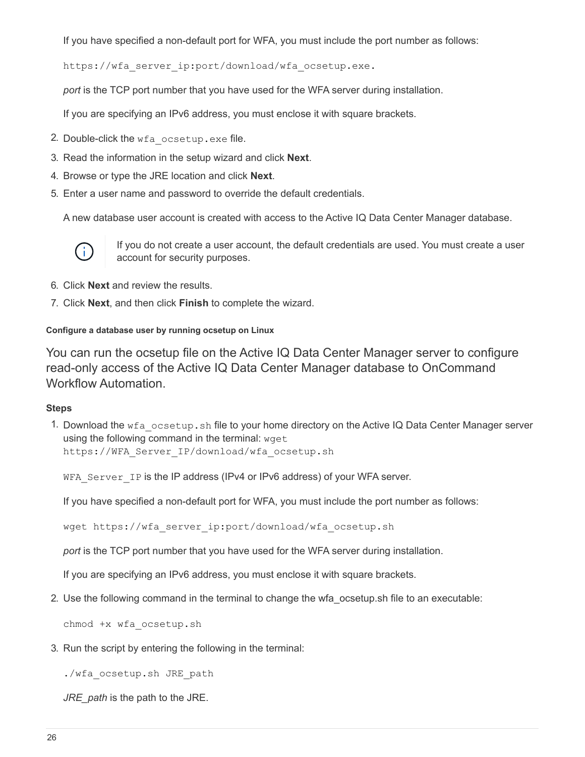If you have specified a non-default port for WFA, you must include the port number as follows:

```
https://wfa_server_ip:port/download/wfa_ocsetup.exe.
```

*port* is the TCP port number that you have used for the WFA server during installation.

If you are specifying an IPv6 address, you must enclose it with square brackets.

2. Double-click the `wfa_ocsetup.exe` file.
3. Read the information in the setup wizard and click **Next**.
4. Browse or type the JRE location and click **Next**.
5. Enter a user name and password to override the default credentials.

   A new database user account is created with access to the Active IQ Data Center Manager database.

   > If you do not create a user account, the default credentials are used. You must create a user account for security purposes.

6. Click **Next** and review the results.
7. Click **Next**, and then click **Finish** to complete the wizard.

#### Configure a database user by running ocsetup on Linux

You can run the ocsetup file on the Active IQ Data Center Manager server to configure read-only access of the Active IQ Data Center Manager database to OnCommand Workflow Automation.

##### Steps

1. Download the `wfa_ocsetup.sh` file to your home directory on the Active IQ Data Center Manager server using the following command in the terminal: `wget https://WFA_Server_IP/download/wfa_ocsetup.sh`

   `WFA_Server_IP` is the IP address (IPv4 or IPv6 address) of your WFA server.

   If you have specified a non-default port for WFA, you must include the port number as follows:

   ```
   wget https://wfa_server_ip:port/download/wfa_ocsetup.sh
   ```

   *port* is the TCP port number that you have used for the WFA server during installation.

   If you are specifying an IPv6 address, you must enclose it with square brackets.

2. Use the following command in the terminal to change the wfa_ocsetup.sh file to an executable:

   ```
   chmod +x wfa_ocsetup.sh
   ```

3. Run the script by entering the following in the terminal:

   ```
   ./wfa_ocsetup.sh JRE_path
   ```

   *JRE_path* is the path to the JRE.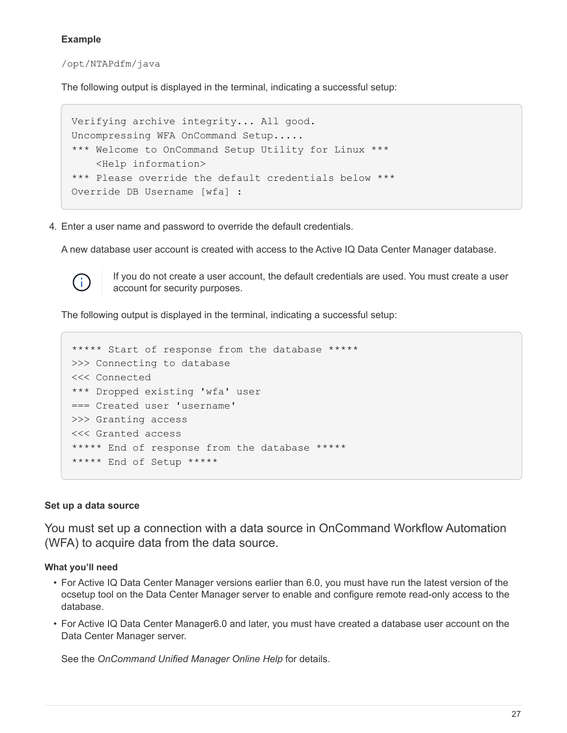**Example**

`/opt/NTAPdfm/java`

The following output is displayed in the terminal, indicating a successful setup:

```
Verifying archive integrity... All good.
Uncompressing WFA OnCommand Setup.....
*** Welcome to OnCommand Setup Utility for Linux ***
    <Help information>
*** Please override the default credentials below ***
Override DB Username [wfa] :
```

4. Enter a user name and password to override the default credentials.

   A new database user account is created with access to the Active IQ Data Center Manager database.

   > If you do not create a user account, the default credentials are used. You must create a user account for security purposes.

   The following output is displayed in the terminal, indicating a successful setup:

```
***** Start of response from the database *****
>>> Connecting to database
<<< Connected
*** Dropped existing 'wfa' user
=== Created user 'username'
>>> Granting access
<<< Granted access
***** End of response from the database *****
***** End of Setup *****
```

#### Set up a data source

You must set up a connection with a data source in OnCommand Workflow Automation (WFA) to acquire data from the data source.

##### What you'll need

- For Active IQ Data Center Manager versions earlier than 6.0, you must have run the latest version of the ocsetup tool on the Data Center Manager server to enable and configure remote read-only access to the database.
- For Active IQ Data Center Manager6.0 and later, you must have created a database user account on the Data Center Manager server.

  See the *OnCommand Unified Manager Online Help* for details.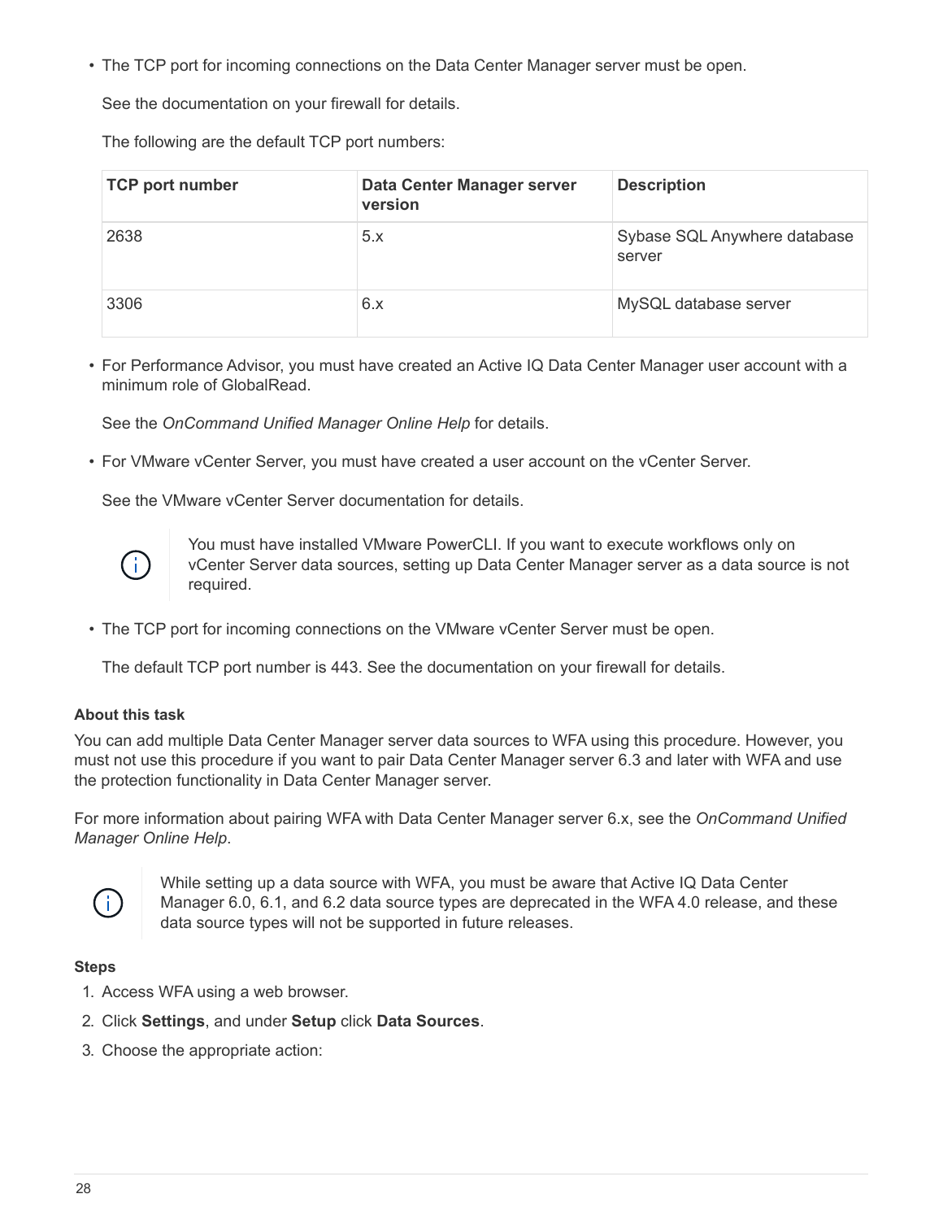- The TCP port for incoming connections on the Data Center Manager server must be open.

  See the documentation on your firewall for details.

  The following are the default TCP port numbers:

| TCP port number | Data Center Manager server version | Description |
| --- | --- | --- |
| 2638 | 5.x | Sybase SQL Anywhere database server |
| 3306 | 6.x | MySQL database server |

- For Performance Advisor, you must have created an Active IQ Data Center Manager user account with a minimum role of GlobalRead.

  See the *OnCommand Unified Manager Online Help* for details.

- For VMware vCenter Server, you must have created a user account on the vCenter Server.

  See the VMware vCenter Server documentation for details.

  > You must have installed VMware PowerCLI. If you want to execute workflows only on vCenter Server data sources, setting up Data Center Manager server as a data source is not required.

- The TCP port for incoming connections on the VMware vCenter Server must be open.

  The default TCP port number is 443. See the documentation on your firewall for details.

**About this task**

You can add multiple Data Center Manager server data sources to WFA using this procedure. However, you must not use this procedure if you want to pair Data Center Manager server 6.3 and later with WFA and use the protection functionality in Data Center Manager server.

For more information about pairing WFA with Data Center Manager server 6.x, see the *OnCommand Unified Manager Online Help*.

> While setting up a data source with WFA, you must be aware that Active IQ Data Center Manager 6.0, 6.1, and 6.2 data source types are deprecated in the WFA 4.0 release, and these data source types will not be supported in future releases.

**Steps**

1. Access WFA using a web browser.
2. Click **Settings**, and under **Setup** click **Data Sources**.
3. Choose the appropriate action: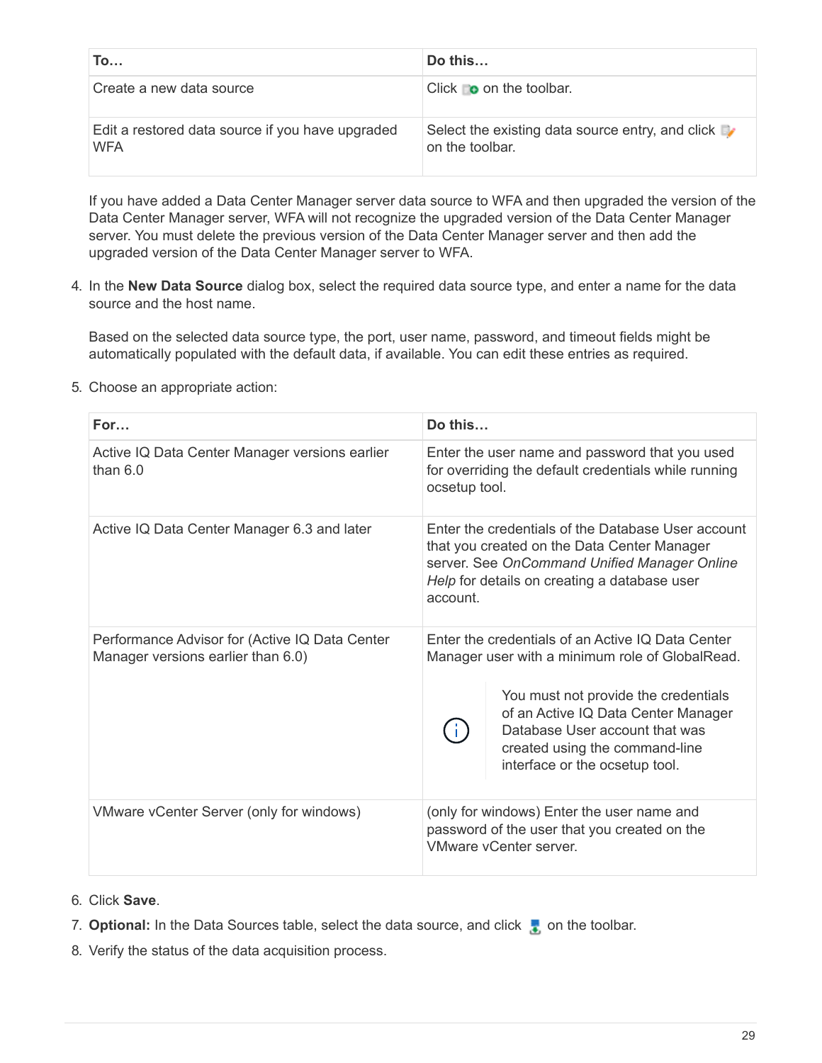| To… | Do this… |
| --- | --- |
| Create a new data source | Click on the toolbar. |
| Edit a restored data source if you have upgraded WFA | Select the existing data source entry, and click on the toolbar. |

If you have added a Data Center Manager server data source to WFA and then upgraded the version of the Data Center Manager server, WFA will not recognize the upgraded version of the Data Center Manager server. You must delete the previous version of the Data Center Manager server and then add the upgraded version of the Data Center Manager server to WFA.

4. In the **New Data Source** dialog box, select the required data source type, and enter a name for the data source and the host name.

   Based on the selected data source type, the port, user name, password, and timeout fields might be automatically populated with the default data, if available. You can edit these entries as required.

5. Choose an appropriate action:

| For… | Do this… |
| --- | --- |
| Active IQ Data Center Manager versions earlier than 6.0 | Enter the user name and password that you used for overriding the default credentials while running ocsetup tool. |
| Active IQ Data Center Manager 6.3 and later | Enter the credentials of the Database User account that you created on the Data Center Manager server. See *OnCommand Unified Manager Online Help* for details on creating a database user account. |
| Performance Advisor for (Active IQ Data Center Manager versions earlier than 6.0) | Enter the credentials of an Active IQ Data Center Manager user with a minimum role of GlobalRead. You must not provide the credentials of an Active IQ Data Center Manager Database User account that was created using the command-line interface or the ocsetup tool. |
| VMware vCenter Server (only for windows) | (only for windows) Enter the user name and password of the user that you created on the VMware vCenter server. |

6. Click **Save**.
7. **Optional:** In the Data Sources table, select the data source, and click on the toolbar.
8. Verify the status of the data acquisition process.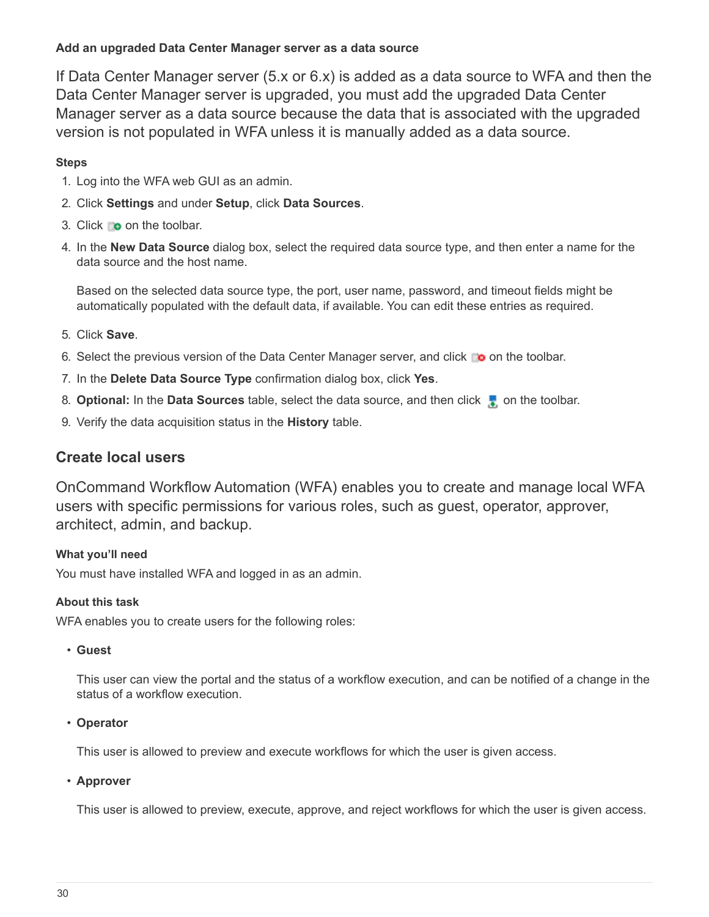#### Add an upgraded Data Center Manager server as a data source

If Data Center Manager server (5.x or 6.x) is added as a data source to WFA and then the Data Center Manager server is upgraded, you must add the upgraded Data Center Manager server as a data source because the data that is associated with the upgraded version is not populated in WFA unless it is manually added as a data source.

##### Steps

1. Log into the WFA web GUI as an admin.
2. Click **Settings** and under **Setup**, click **Data Sources**.
3. Click  on the toolbar.
4. In the **New Data Source** dialog box, select the required data source type, and then enter a name for the data source and the host name.

   Based on the selected data source type, the port, user name, password, and timeout fields might be automatically populated with the default data, if available. You can edit these entries as required.

5. Click **Save**.
6. Select the previous version of the Data Center Manager server, and click  on the toolbar.
7. In the **Delete Data Source Type** confirmation dialog box, click **Yes**.
8. **Optional:** In the **Data Sources** table, select the data source, and then click  on the toolbar.
9. Verify the data acquisition status in the **History** table.

## Create local users

OnCommand Workflow Automation (WFA) enables you to create and manage local WFA users with specific permissions for various roles, such as guest, operator, approver, architect, admin, and backup.

##### What you'll need

You must have installed WFA and logged in as an admin.

##### About this task

WFA enables you to create users for the following roles:

- **Guest**

  This user can view the portal and the status of a workflow execution, and can be notified of a change in the status of a workflow execution.

- **Operator**

  This user is allowed to preview and execute workflows for which the user is given access.

- **Approver**

  This user is allowed to preview, execute, approve, and reject workflows for which the user is given access.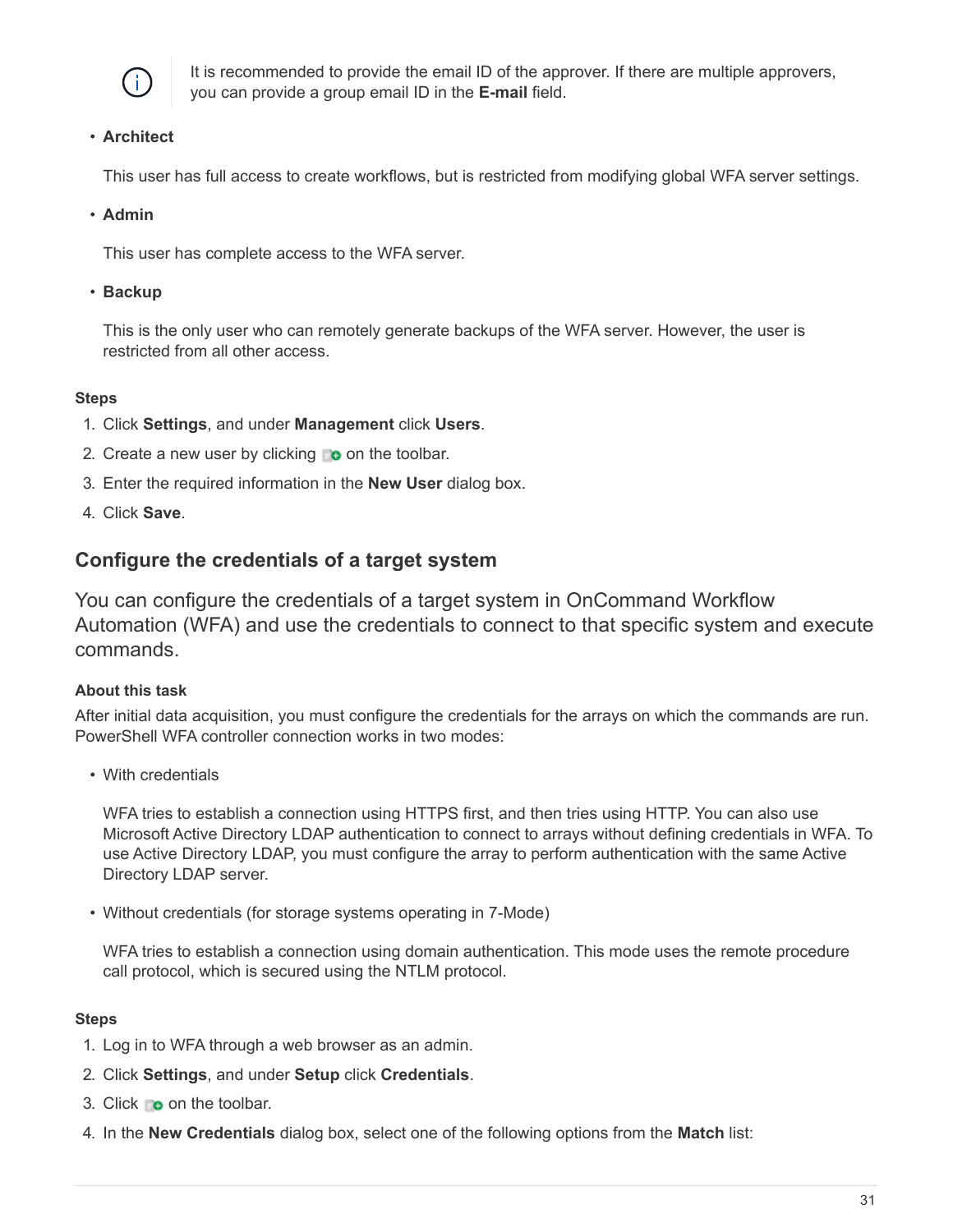> It is recommended to provide the email ID of the approver. If there are multiple approvers, you can provide a group email ID in the **E-mail** field.

- **Architect**

  This user has full access to create workflows, but is restricted from modifying global WFA server settings.

- **Admin**

  This user has complete access to the WFA server.

- **Backup**

  This is the only user who can remotely generate backups of the WFA server. However, the user is restricted from all other access.

#### Steps

1. Click **Settings**, and under **Management** click **Users**.
2. Create a new user by clicking on the toolbar.
3. Enter the required information in the **New User** dialog box.
4. Click **Save**.

## Configure the credentials of a target system

You can configure the credentials of a target system in OnCommand Workflow Automation (WFA) and use the credentials to connect to that specific system and execute commands.

#### About this task

After initial data acquisition, you must configure the credentials for the arrays on which the commands are run. PowerShell WFA controller connection works in two modes:

- With credentials

  WFA tries to establish a connection using HTTPS first, and then tries using HTTP. You can also use Microsoft Active Directory LDAP authentication to connect to arrays without defining credentials in WFA. To use Active Directory LDAP, you must configure the array to perform authentication with the same Active Directory LDAP server.

- Without credentials (for storage systems operating in 7-Mode)

  WFA tries to establish a connection using domain authentication. This mode uses the remote procedure call protocol, which is secured using the NTLM protocol.

#### Steps

1. Log in to WFA through a web browser as an admin.
2. Click **Settings**, and under **Setup** click **Credentials**.
3. Click on the toolbar.
4. In the **New Credentials** dialog box, select one of the following options from the **Match** list: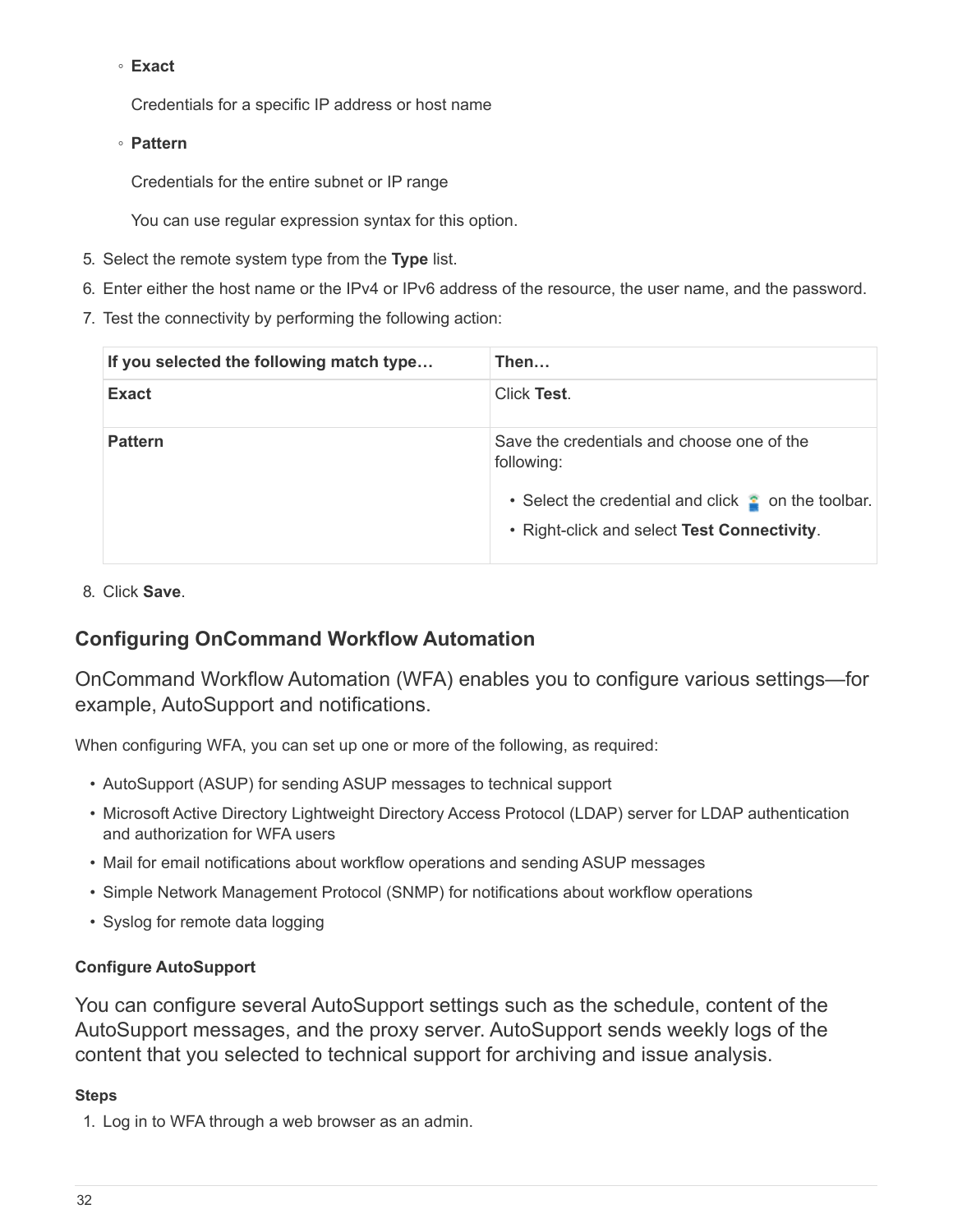- **Exact**

  Credentials for a specific IP address or host name

- **Pattern**

  Credentials for the entire subnet or IP range

  You can use regular expression syntax for this option.

5. Select the remote system type from the **Type** list.
6. Enter either the host name or the IPv4 or IPv6 address of the resource, the user name, and the password.
7. Test the connectivity by performing the following action:

| If you selected the following match type… | Then… |
| --- | --- |
| **Exact** | Click **Test**. |
| **Pattern** | Save the credentials and choose one of the following:<br>• Select the credential and click the test icon on the toolbar.<br>• Right-click and select **Test Connectivity**. |

8. Click **Save**.

## Configuring OnCommand Workflow Automation

OnCommand Workflow Automation (WFA) enables you to configure various settings—for example, AutoSupport and notifications.

When configuring WFA, you can set up one or more of the following, as required:

- AutoSupport (ASUP) for sending ASUP messages to technical support
- Microsoft Active Directory Lightweight Directory Access Protocol (LDAP) server for LDAP authentication and authorization for WFA users
- Mail for email notifications about workflow operations and sending ASUP messages
- Simple Network Management Protocol (SNMP) for notifications about workflow operations
- Syslog for remote data logging

### Configure AutoSupport

You can configure several AutoSupport settings such as the schedule, content of the AutoSupport messages, and the proxy server. AutoSupport sends weekly logs of the content that you selected to technical support for archiving and issue analysis.

**Steps**

1. Log in to WFA through a web browser as an admin.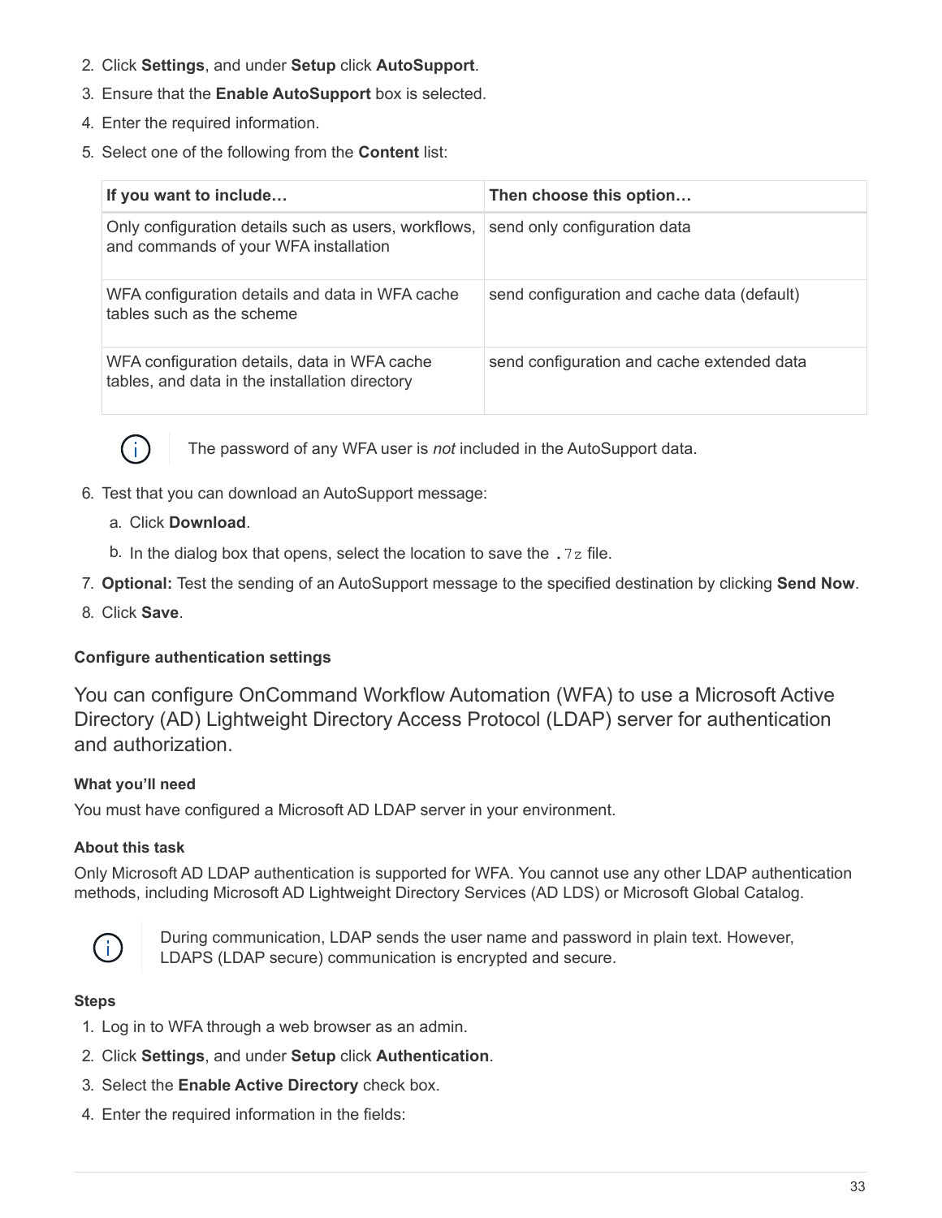2. Click **Settings**, and under **Setup** click **AutoSupport**.
3. Ensure that the **Enable AutoSupport** box is selected.
4. Enter the required information.
5. Select one of the following from the **Content** list:

| If you want to include… | Then choose this option… |
| --- | --- |
| Only configuration details such as users, workflows, and commands of your WFA installation | send only configuration data |
| WFA configuration details and data in WFA cache tables such as the scheme | send configuration and cache data (default) |
| WFA configuration details, data in WFA cache tables, and data in the installation directory | send configuration and cache extended data |

> The password of any WFA user is *not* included in the AutoSupport data.

6. Test that you can download an AutoSupport message:
   a. Click **Download**.
   b. In the dialog box that opens, select the location to save the `.7z` file.
7. **Optional:** Test the sending of an AutoSupport message to the specified destination by clicking **Send Now**.
8. Click **Save**.

#### Configure authentication settings

You can configure OnCommand Workflow Automation (WFA) to use a Microsoft Active Directory (AD) Lightweight Directory Access Protocol (LDAP) server for authentication and authorization.

**What you'll need**

You must have configured a Microsoft AD LDAP server in your environment.

**About this task**

Only Microsoft AD LDAP authentication is supported for WFA. You cannot use any other LDAP authentication methods, including Microsoft AD Lightweight Directory Services (AD LDS) or Microsoft Global Catalog.

> During communication, LDAP sends the user name and password in plain text. However, LDAPS (LDAP secure) communication is encrypted and secure.

**Steps**

1. Log in to WFA through a web browser as an admin.
2. Click **Settings**, and under **Setup** click **Authentication**.
3. Select the **Enable Active Directory** check box.
4. Enter the required information in the fields: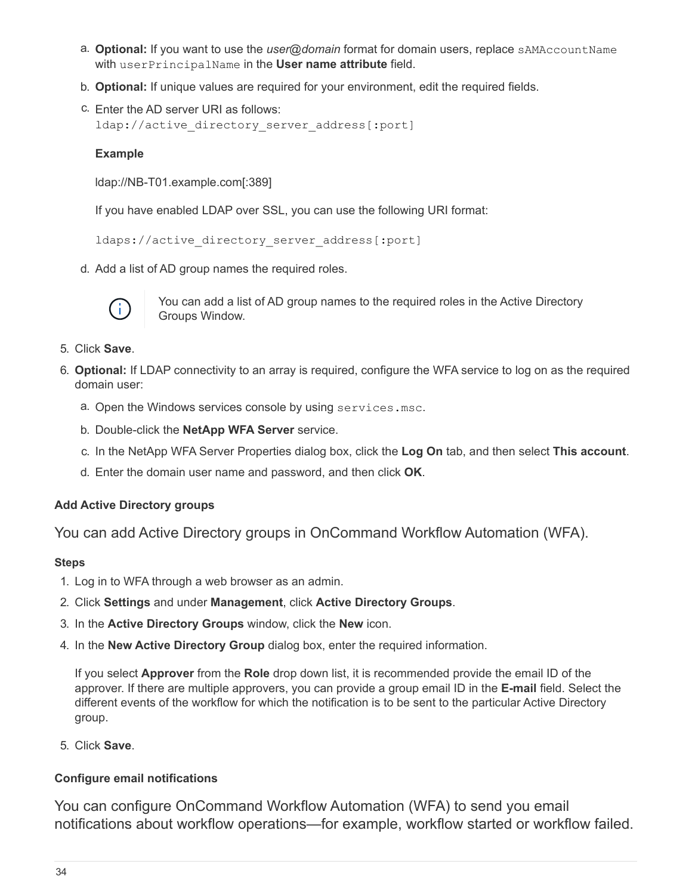a. **Optional:** If you want to use the *user@domain* format for domain users, replace `sAMAccountName` with `userPrincipalName` in the **User name attribute** field.

b. **Optional:** If unique values are required for your environment, edit the required fields.

c. Enter the AD server URI as follows:
`ldap://active_directory_server_address[:port]`

**Example**

ldap://NB-T01.example.com[:389]

If you have enabled LDAP over SSL, you can use the following URI format:

`ldaps://active_directory_server_address[:port]`

d. Add a list of AD group names the required roles.

> You can add a list of AD group names to the required roles in the Active Directory Groups Window.

5. Click **Save**.
6. **Optional:** If LDAP connectivity to an array is required, configure the WFA service to log on as the required domain user:

   a. Open the Windows services console by using `services.msc`.

   b. Double-click the **NetApp WFA Server** service.

   c. In the NetApp WFA Server Properties dialog box, click the **Log On** tab, and then select **This account**.

   d. Enter the domain user name and password, and then click **OK**.

#### Add Active Directory groups

You can add Active Directory groups in OnCommand Workflow Automation (WFA).

##### Steps

1. Log in to WFA through a web browser as an admin.
2. Click **Settings** and under **Management**, click **Active Directory Groups**.
3. In the **Active Directory Groups** window, click the **New** icon.
4. In the **New Active Directory Group** dialog box, enter the required information.

   If you select **Approver** from the **Role** drop down list, it is recommended provide the email ID of the approver. If there are multiple approvers, you can provide a group email ID in the **E-mail** field. Select the different events of the workflow for which the notification is to be sent to the particular Active Directory group.

5. Click **Save**.

#### Configure email notifications

You can configure OnCommand Workflow Automation (WFA) to send you email notifications about workflow operations—for example, workflow started or workflow failed.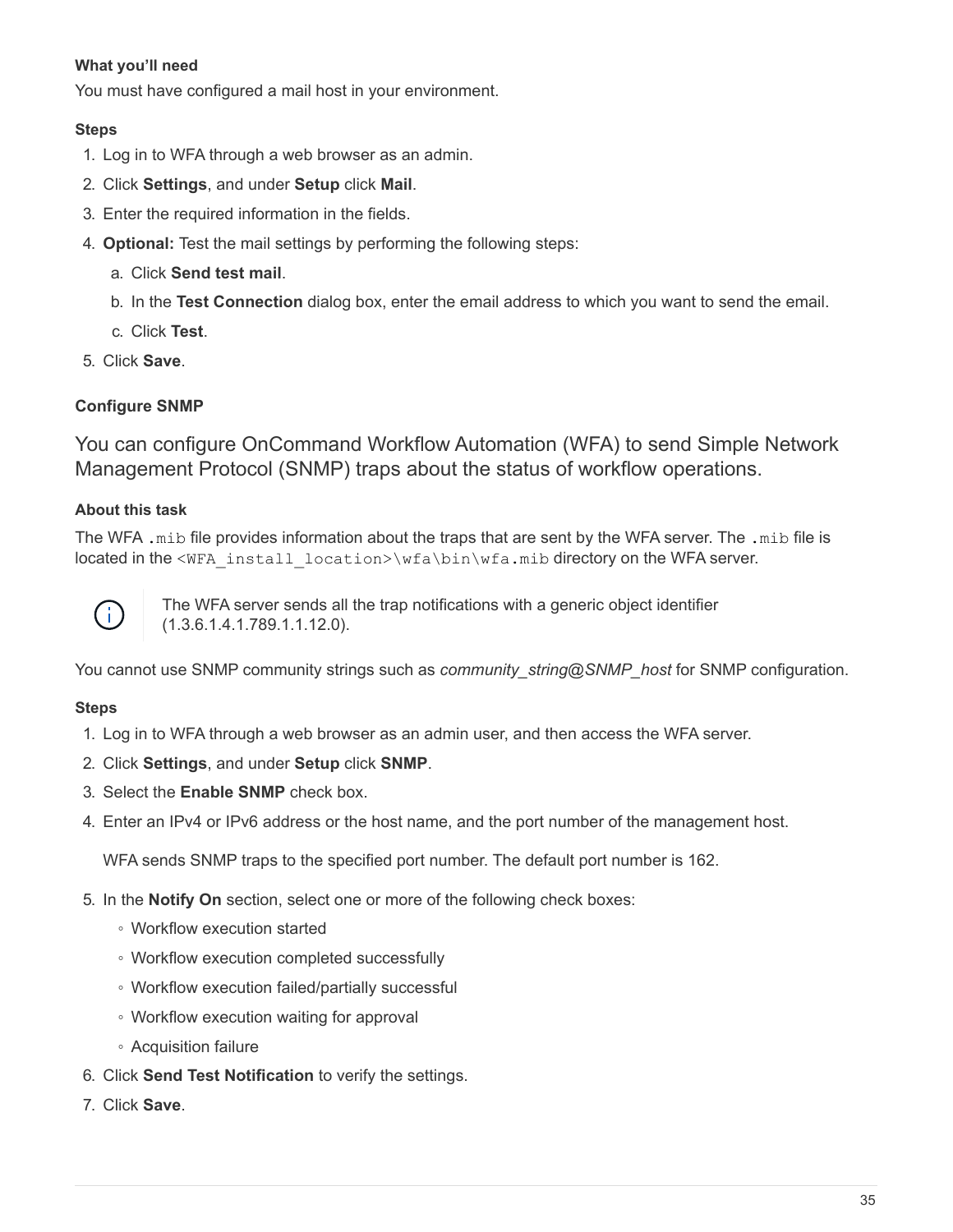#### What you'll need

You must have configured a mail host in your environment.

#### Steps

1. Log in to WFA through a web browser as an admin.
2. Click **Settings**, and under **Setup** click **Mail**.
3. Enter the required information in the fields.
4. **Optional:** Test the mail settings by performing the following steps:
   a. Click **Send test mail**.
   b. In the **Test Connection** dialog box, enter the email address to which you want to send the email.
   c. Click **Test**.
5. Click **Save**.

### Configure SNMP

You can configure OnCommand Workflow Automation (WFA) to send Simple Network Management Protocol (SNMP) traps about the status of workflow operations.

#### About this task

The WFA `.mib` file provides information about the traps that are sent by the WFA server. The `.mib` file is located in the `<WFA_install_location>\wfa\bin\wfa.mib` directory on the WFA server.

> The WFA server sends all the trap notifications with a generic object identifier (1.3.6.1.4.1.789.1.1.12.0).

You cannot use SNMP community strings such as *community_string@SNMP_host* for SNMP configuration.

#### Steps

1. Log in to WFA through a web browser as an admin user, and then access the WFA server.
2. Click **Settings**, and under **Setup** click **SNMP**.
3. Select the **Enable SNMP** check box.
4. Enter an IPv4 or IPv6 address or the host name, and the port number of the management host.

   WFA sends SNMP traps to the specified port number. The default port number is 162.
5. In the **Notify On** section, select one or more of the following check boxes:
   - Workflow execution started
   - Workflow execution completed successfully
   - Workflow execution failed/partially successful
   - Workflow execution waiting for approval
   - Acquisition failure
6. Click **Send Test Notification** to verify the settings.
7. Click **Save**.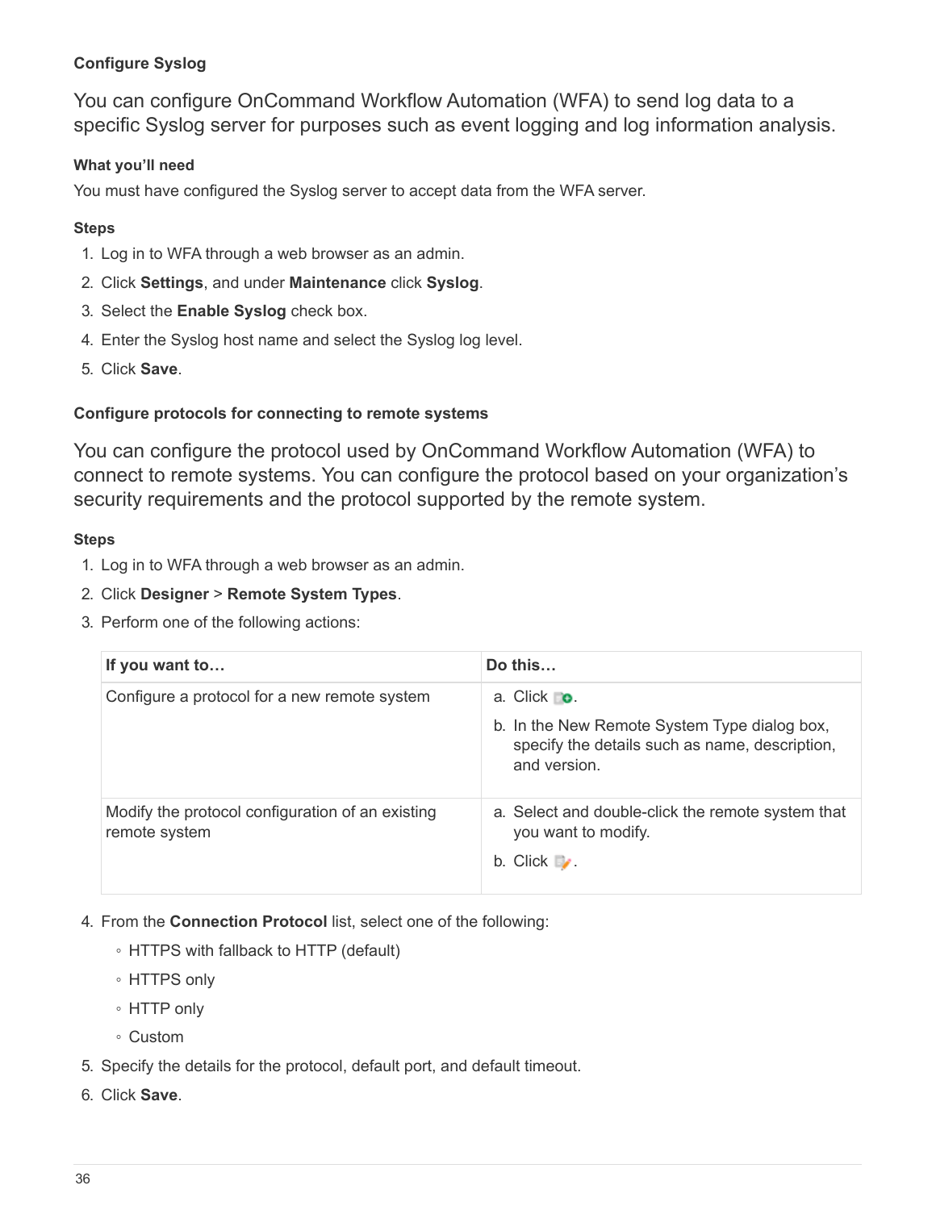### Configure Syslog

You can configure OnCommand Workflow Automation (WFA) to send log data to a specific Syslog server for purposes such as event logging and log information analysis.

#### What you'll need

You must have configured the Syslog server to accept data from the WFA server.

#### Steps

1. Log in to WFA through a web browser as an admin.
2. Click **Settings**, and under **Maintenance** click **Syslog**.
3. Select the **Enable Syslog** check box.
4. Enter the Syslog host name and select the Syslog log level.
5. Click **Save**.

### Configure protocols for connecting to remote systems

You can configure the protocol used by OnCommand Workflow Automation (WFA) to connect to remote systems. You can configure the protocol based on your organization's security requirements and the protocol supported by the remote system.

#### Steps

1. Log in to WFA through a web browser as an admin.
2. Click **Designer** > **Remote System Types**.
3. Perform one of the following actions:

| If you want to… | Do this… |
| --- | --- |
| Configure a protocol for a new remote system | a. Click .<br>b. In the New Remote System Type dialog box, specify the details such as name, description, and version. |
| Modify the protocol configuration of an existing remote system | a. Select and double-click the remote system that you want to modify.<br>b. Click . |

4. From the **Connection Protocol** list, select one of the following:
   - HTTPS with fallback to HTTP (default)
   - HTTPS only
   - HTTP only
   - Custom
5. Specify the details for the protocol, default port, and default timeout.
6. Click **Save**.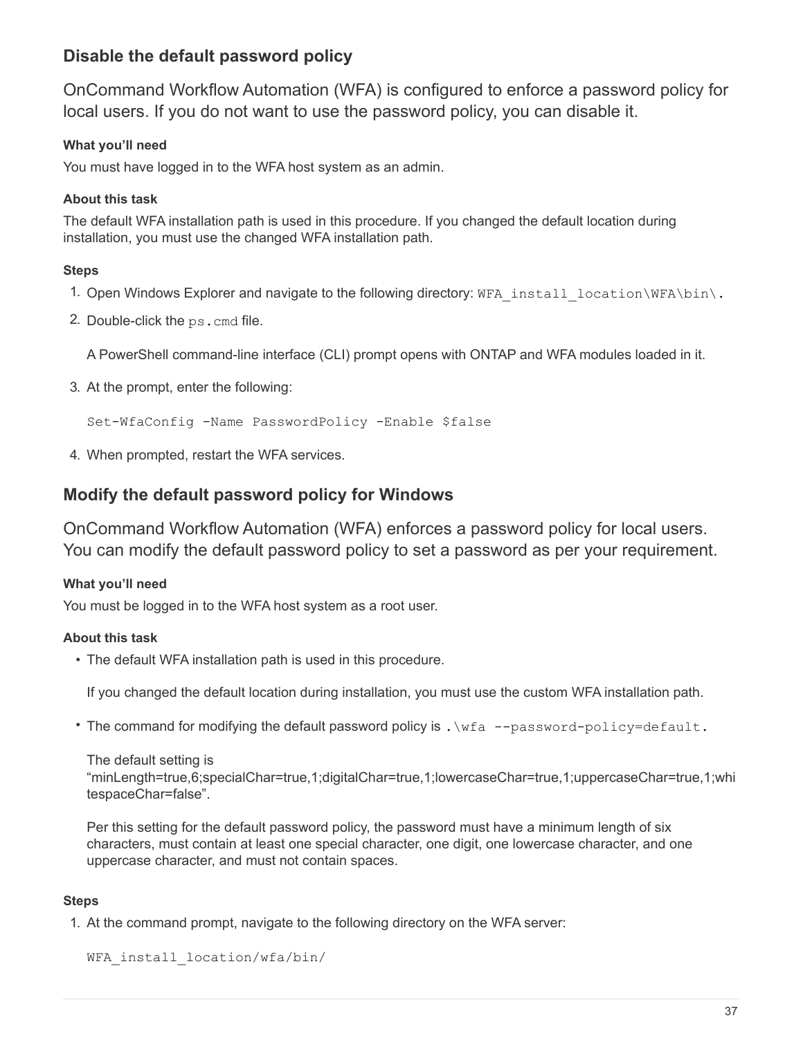## Disable the default password policy

OnCommand Workflow Automation (WFA) is configured to enforce a password policy for local users. If you do not want to use the password policy, you can disable it.

#### What you'll need

You must have logged in to the WFA host system as an admin.

#### About this task

The default WFA installation path is used in this procedure. If you changed the default location during installation, you must use the changed WFA installation path.

#### Steps

1. Open Windows Explorer and navigate to the following directory: `WFA_install_location\WFA\bin\`.
2. Double-click the `ps.cmd` file.

   A PowerShell command-line interface (CLI) prompt opens with ONTAP and WFA modules loaded in it.

3. At the prompt, enter the following:

   ```
   Set-WfaConfig -Name PasswordPolicy -Enable $false
   ```

4. When prompted, restart the WFA services.

## Modify the default password policy for Windows

OnCommand Workflow Automation (WFA) enforces a password policy for local users. You can modify the default password policy to set a password as per your requirement.

#### What you'll need

You must be logged in to the WFA host system as a root user.

#### About this task

- The default WFA installation path is used in this procedure.

  If you changed the default location during installation, you must use the custom WFA installation path.

- The command for modifying the default password policy is `.\wfa --password-policy=default`.

  The default setting is "minLength=true,6;specialChar=true,1;digitalChar=true,1;lowercaseChar=true,1;uppercaseChar=true,1;whitespaceChar=false".

  Per this setting for the default password policy, the password must have a minimum length of six characters, must contain at least one special character, one digit, one lowercase character, and one uppercase character, and must not contain spaces.

#### Steps

1. At the command prompt, navigate to the following directory on the WFA server:

   ```
   WFA_install_location/wfa/bin/
   ```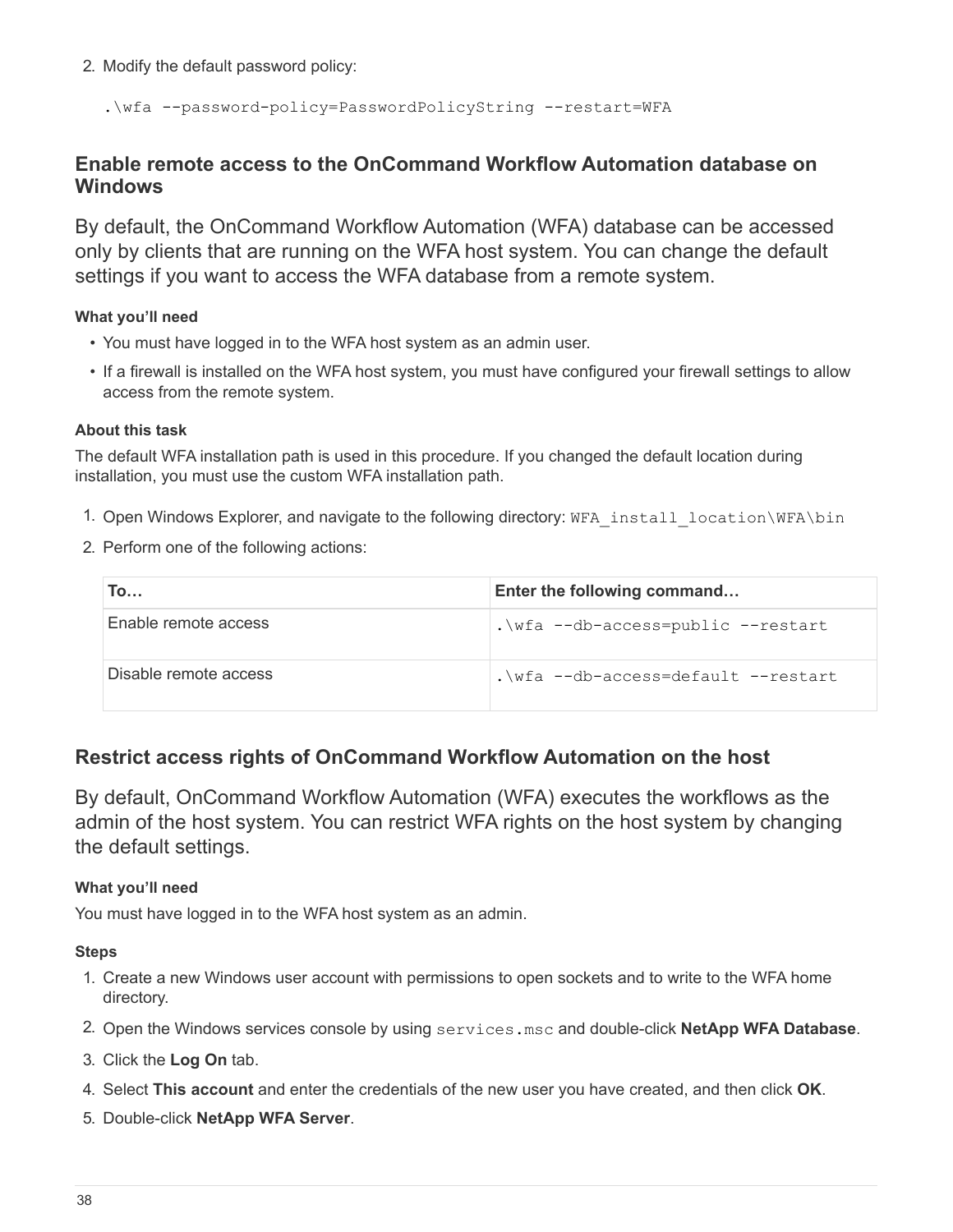2. Modify the default password policy:

```
.\wfa --password-policy=PasswordPolicyString --restart=WFA
```

## Enable remote access to the OnCommand Workflow Automation database on Windows

By default, the OnCommand Workflow Automation (WFA) database can be accessed only by clients that are running on the WFA host system. You can change the default settings if you want to access the WFA database from a remote system.

#### What you'll need

- You must have logged in to the WFA host system as an admin user.
- If a firewall is installed on the WFA host system, you must have configured your firewall settings to allow access from the remote system.

#### About this task

The default WFA installation path is used in this procedure. If you changed the default location during installation, you must use the custom WFA installation path.

1. Open Windows Explorer, and navigate to the following directory: `WFA_install_location\WFA\bin`
2. Perform one of the following actions:

| To… | Enter the following command… |
| --- | --- |
| Enable remote access | `.\wfa --db-access=public --restart` |
| Disable remote access | `.\wfa --db-access=default --restart` |

## Restrict access rights of OnCommand Workflow Automation on the host

By default, OnCommand Workflow Automation (WFA) executes the workflows as the admin of the host system. You can restrict WFA rights on the host system by changing the default settings.

#### What you'll need

You must have logged in to the WFA host system as an admin.

#### Steps

1. Create a new Windows user account with permissions to open sockets and to write to the WFA home directory.
2. Open the Windows services console by using `services.msc` and double-click **NetApp WFA Database**.
3. Click the **Log On** tab.
4. Select **This account** and enter the credentials of the new user you have created, and then click **OK**.
5. Double-click **NetApp WFA Server**.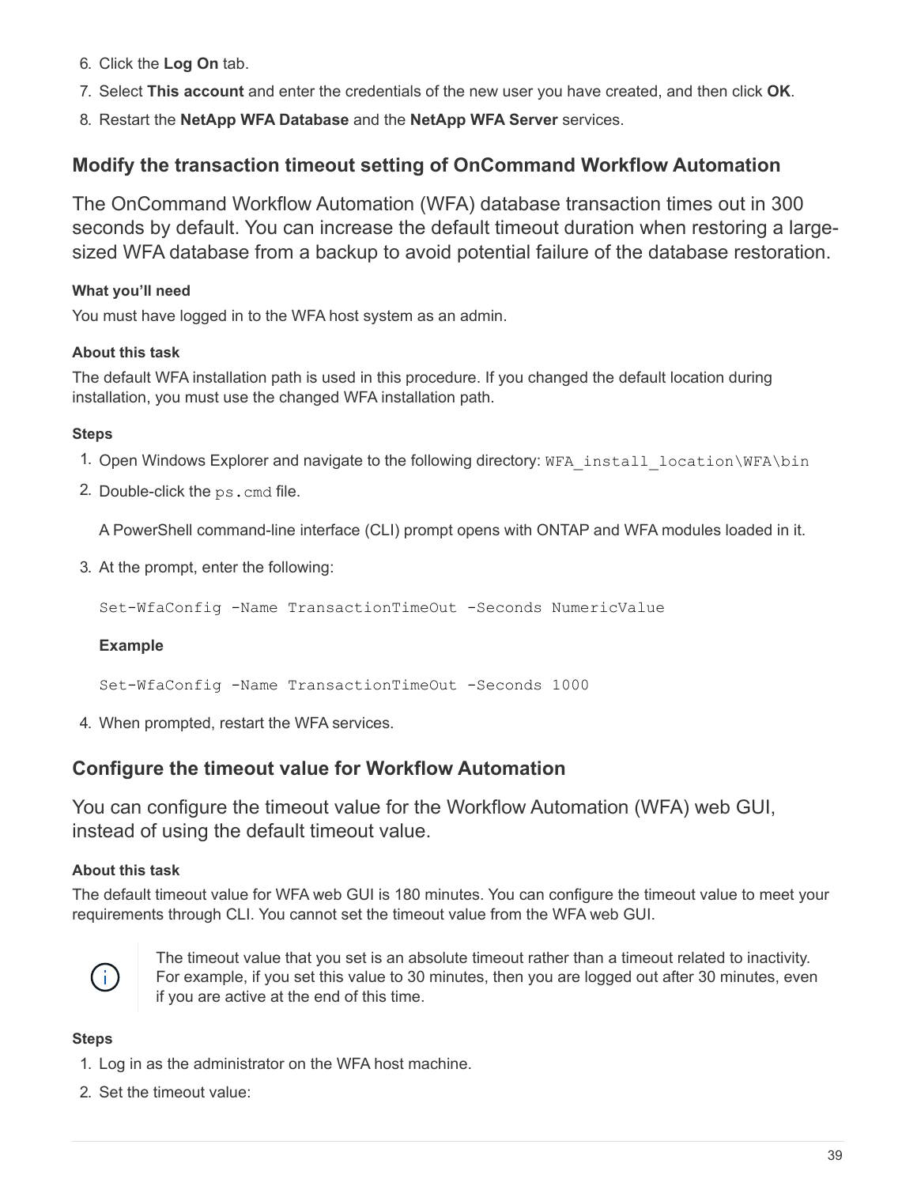6. Click the **Log On** tab.
7. Select **This account** and enter the credentials of the new user you have created, and then click **OK**.
8. Restart the **NetApp WFA Database** and the **NetApp WFA Server** services.

## Modify the transaction timeout setting of OnCommand Workflow Automation

The OnCommand Workflow Automation (WFA) database transaction times out in 300 seconds by default. You can increase the default timeout duration when restoring a large-sized WFA database from a backup to avoid potential failure of the database restoration.

#### What you'll need

You must have logged in to the WFA host system as an admin.

#### About this task

The default WFA installation path is used in this procedure. If you changed the default location during installation, you must use the changed WFA installation path.

#### Steps

1. Open Windows Explorer and navigate to the following directory: `WFA_install_location\WFA\bin`
2. Double-click the `ps.cmd` file.

   A PowerShell command-line interface (CLI) prompt opens with ONTAP and WFA modules loaded in it.

3. At the prompt, enter the following:

   ```
   Set-WfaConfig -Name TransactionTimeOut -Seconds NumericValue
   ```

   **Example**

   ```
   Set-WfaConfig -Name TransactionTimeOut -Seconds 1000
   ```

4. When prompted, restart the WFA services.

## Configure the timeout value for Workflow Automation

You can configure the timeout value for the Workflow Automation (WFA) web GUI, instead of using the default timeout value.

#### About this task

The default timeout value for WFA web GUI is 180 minutes. You can configure the timeout value to meet your requirements through CLI. You cannot set the timeout value from the WFA web GUI.

> The timeout value that you set is an absolute timeout rather than a timeout related to inactivity. For example, if you set this value to 30 minutes, then you are logged out after 30 minutes, even if you are active at the end of this time.

#### Steps

1. Log in as the administrator on the WFA host machine.
2. Set the timeout value: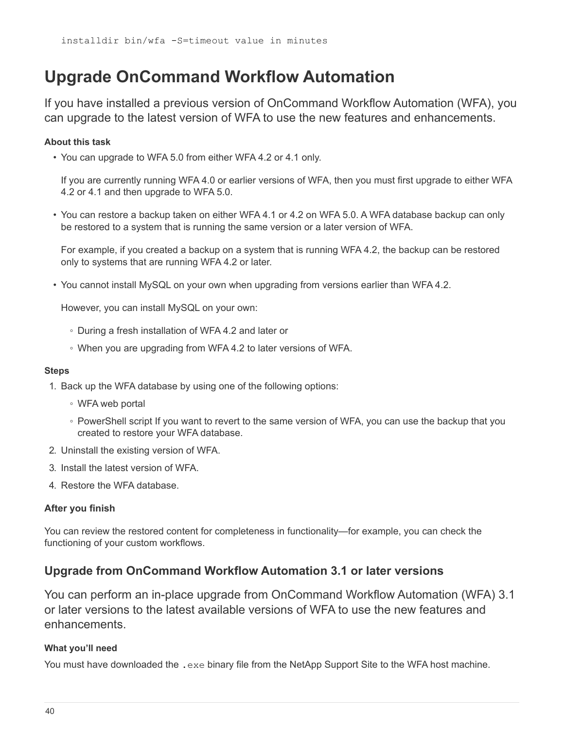```
installdir bin/wfa -S=timeout value in minutes
```

# Upgrade OnCommand Workflow Automation

If you have installed a previous version of OnCommand Workflow Automation (WFA), you can upgrade to the latest version of WFA to use the new features and enhancements.

**About this task**

- You can upgrade to WFA 5.0 from either WFA 4.2 or 4.1 only.

  If you are currently running WFA 4.0 or earlier versions of WFA, then you must first upgrade to either WFA 4.2 or 4.1 and then upgrade to WFA 5.0.

- You can restore a backup taken on either WFA 4.1 or 4.2 on WFA 5.0. A WFA database backup can only be restored to a system that is running the same version or a later version of WFA.

  For example, if you created a backup on a system that is running WFA 4.2, the backup can be restored only to systems that are running WFA 4.2 or later.

- You cannot install MySQL on your own when upgrading from versions earlier than WFA 4.2.

  However, you can install MySQL on your own:

  - During a fresh installation of WFA 4.2 and later or
  - When you are upgrading from WFA 4.2 to later versions of WFA.

**Steps**

1. Back up the WFA database by using one of the following options:
   - WFA web portal
   - PowerShell script If you want to revert to the same version of WFA, you can use the backup that you created to restore your WFA database.
2. Uninstall the existing version of WFA.
3. Install the latest version of WFA.
4. Restore the WFA database.

**After you finish**

You can review the restored content for completeness in functionality—for example, you can check the functioning of your custom workflows.

## Upgrade from OnCommand Workflow Automation 3.1 or later versions

You can perform an in-place upgrade from OnCommand Workflow Automation (WFA) 3.1 or later versions to the latest available versions of WFA to use the new features and enhancements.

**What you'll need**

You must have downloaded the `.exe` binary file from the NetApp Support Site to the WFA host machine.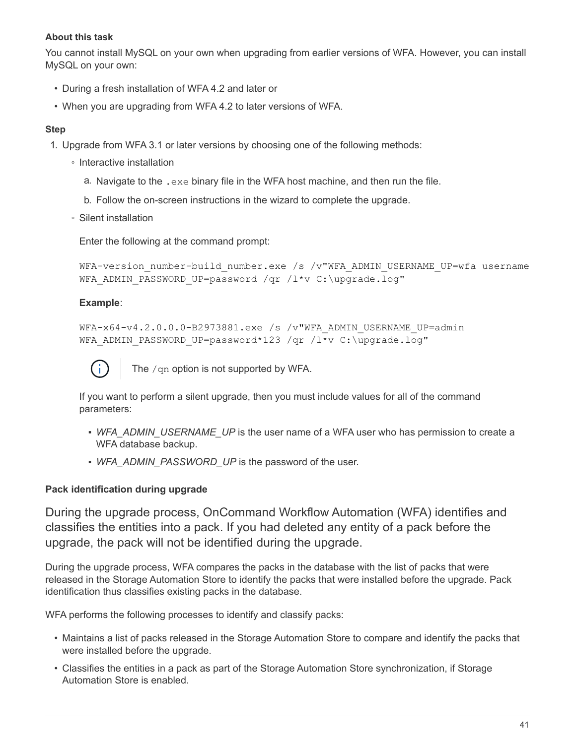**About this task**

You cannot install MySQL on your own when upgrading from earlier versions of WFA. However, you can install MySQL on your own:

- During a fresh installation of WFA 4.2 and later or
- When you are upgrading from WFA 4.2 to later versions of WFA.

**Step**

1. Upgrade from WFA 3.1 or later versions by choosing one of the following methods:
   - Interactive installation
     a. Navigate to the `.exe` binary file in the WFA host machine, and then run the file.
     b. Follow the on-screen instructions in the wizard to complete the upgrade.
   - Silent installation

     Enter the following at the command prompt:

     ```
     WFA-version_number-build_number.exe /s /v"WFA_ADMIN_USERNAME_UP=wfa username
     WFA_ADMIN_PASSWORD_UP=password /qr /l*v C:\upgrade.log"
     ```

     **Example**:

     ```
     WFA-x64-v4.2.0.0.0-B2973881.exe /s /v"WFA_ADMIN_USERNAME_UP=admin
     WFA_ADMIN_PASSWORD_UP=password*123 /qr /l*v C:\upgrade.log"
     ```

     The `/qn` option is not supported by WFA.

     If you want to perform a silent upgrade, then you must include values for all of the command parameters:

     - *WFA_ADMIN_USERNAME_UP* is the user name of a WFA user who has permission to create a WFA database backup.
     - *WFA_ADMIN_PASSWORD_UP* is the password of the user.

**Pack identification during upgrade**

During the upgrade process, OnCommand Workflow Automation (WFA) identifies and classifies the entities into a pack. If you had deleted any entity of a pack before the upgrade, the pack will not be identified during the upgrade.

During the upgrade process, WFA compares the packs in the database with the list of packs that were released in the Storage Automation Store to identify the packs that were installed before the upgrade. Pack identification thus classifies existing packs in the database.

WFA performs the following processes to identify and classify packs:

- Maintains a list of packs released in the Storage Automation Store to compare and identify the packs that were installed before the upgrade.
- Classifies the entities in a pack as part of the Storage Automation Store synchronization, if Storage Automation Store is enabled.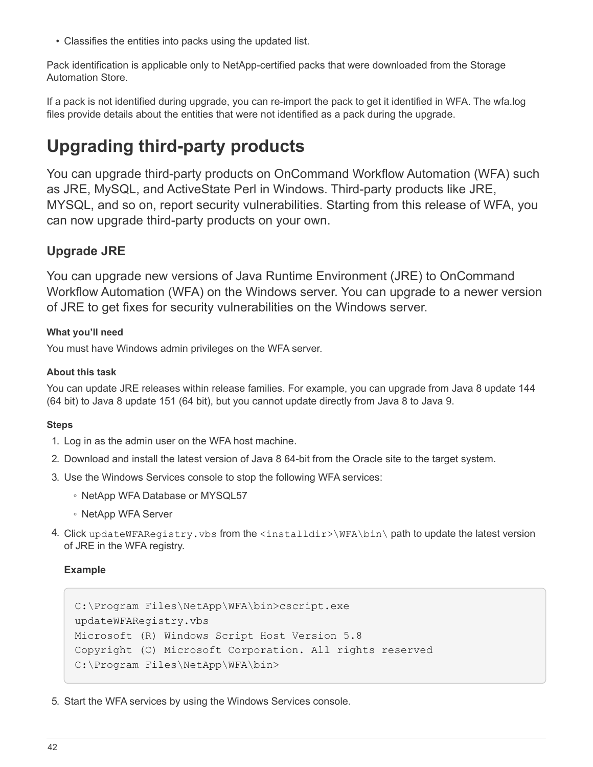- Classifies the entities into packs using the updated list.

Pack identification is applicable only to NetApp-certified packs that were downloaded from the Storage Automation Store.

If a pack is not identified during upgrade, you can re-import the pack to get it identified in WFA. The wfa.log files provide details about the entities that were not identified as a pack during the upgrade.

# Upgrading third-party products

You can upgrade third-party products on OnCommand Workflow Automation (WFA) such as JRE, MySQL, and ActiveState Perl in Windows. Third-party products like JRE, MYSQL, and so on, report security vulnerabilities. Starting from this release of WFA, you can now upgrade third-party products on your own.

## Upgrade JRE

You can upgrade new versions of Java Runtime Environment (JRE) to OnCommand Workflow Automation (WFA) on the Windows server. You can upgrade to a newer version of JRE to get fixes for security vulnerabilities on the Windows server.

#### What you'll need

You must have Windows admin privileges on the WFA server.

#### About this task

You can update JRE releases within release families. For example, you can upgrade from Java 8 update 144 (64 bit) to Java 8 update 151 (64 bit), but you cannot update directly from Java 8 to Java 9.

#### Steps

1. Log in as the admin user on the WFA host machine.
2. Download and install the latest version of Java 8 64-bit from the Oracle site to the target system.
3. Use the Windows Services console to stop the following WFA services:
   - NetApp WFA Database or MYSQL57
   - NetApp WFA Server
4. Click `updateWFARegistry.vbs` from the `<installdir>\WFA\bin\` path to update the latest version of JRE in the WFA registry.

   **Example**

   ```
   C:\Program Files\NetApp\WFA\bin>cscript.exe
   updateWFARegistry.vbs
   Microsoft (R) Windows Script Host Version 5.8
   Copyright (C) Microsoft Corporation. All rights reserved
   C:\Program Files\NetApp\WFA\bin>
   ```

5. Start the WFA services by using the Windows Services console.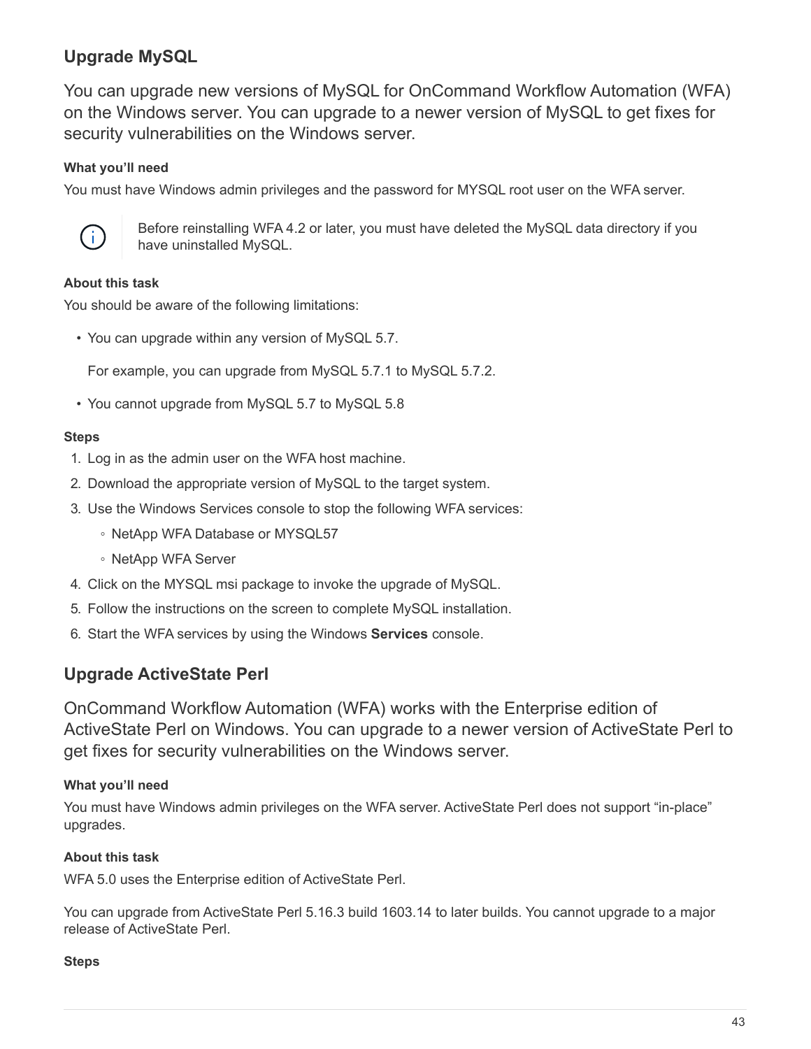## Upgrade MySQL

You can upgrade new versions of MySQL for OnCommand Workflow Automation (WFA) on the Windows server. You can upgrade to a newer version of MySQL to get fixes for security vulnerabilities on the Windows server.

**What you'll need**

You must have Windows admin privileges and the password for MYSQL root user on the WFA server.

> Before reinstalling WFA 4.2 or later, you must have deleted the MySQL data directory if you have uninstalled MySQL.

**About this task**

You should be aware of the following limitations:

- You can upgrade within any version of MySQL 5.7.

  For example, you can upgrade from MySQL 5.7.1 to MySQL 5.7.2.

- You cannot upgrade from MySQL 5.7 to MySQL 5.8

**Steps**

1. Log in as the admin user on the WFA host machine.
2. Download the appropriate version of MySQL to the target system.
3. Use the Windows Services console to stop the following WFA services:
   - NetApp WFA Database or MYSQL57
   - NetApp WFA Server
4. Click on the MYSQL msi package to invoke the upgrade of MySQL.
5. Follow the instructions on the screen to complete MySQL installation.
6. Start the WFA services by using the Windows **Services** console.

## Upgrade ActiveState Perl

OnCommand Workflow Automation (WFA) works with the Enterprise edition of ActiveState Perl on Windows. You can upgrade to a newer version of ActiveState Perl to get fixes for security vulnerabilities on the Windows server.

**What you'll need**

You must have Windows admin privileges on the WFA server. ActiveState Perl does not support "in-place" upgrades.

**About this task**

WFA 5.0 uses the Enterprise edition of ActiveState Perl.

You can upgrade from ActiveState Perl 5.16.3 build 1603.14 to later builds. You cannot upgrade to a major release of ActiveState Perl.

**Steps**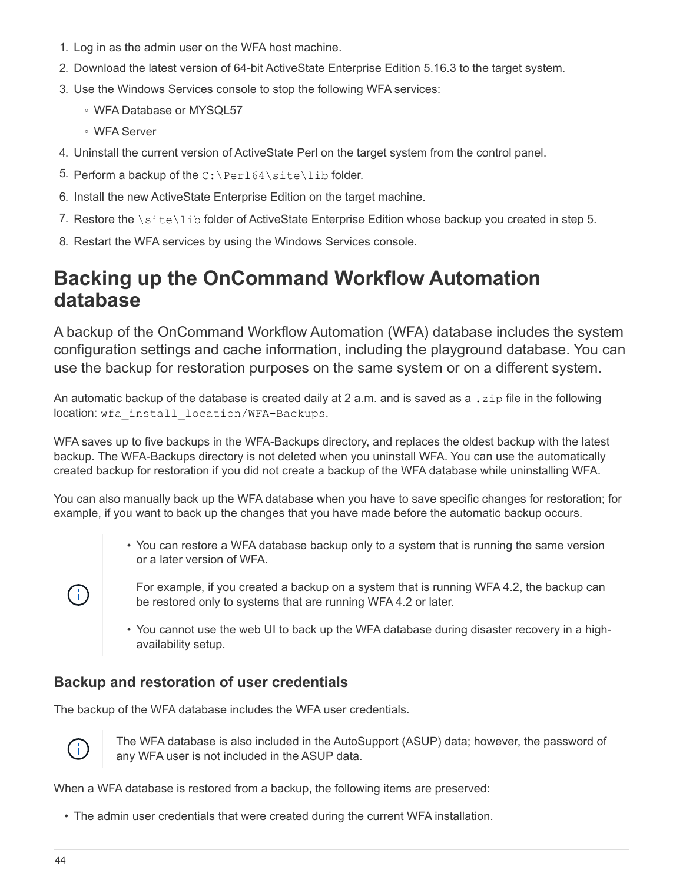1. Log in as the admin user on the WFA host machine.
2. Download the latest version of 64-bit ActiveState Enterprise Edition 5.16.3 to the target system.
3. Use the Windows Services console to stop the following WFA services:
   - WFA Database or MYSQL57
   - WFA Server
4. Uninstall the current version of ActiveState Perl on the target system from the control panel.
5. Perform a backup of the `C:\Perl64\site\lib` folder.
6. Install the new ActiveState Enterprise Edition on the target machine.
7. Restore the `\site\lib` folder of ActiveState Enterprise Edition whose backup you created in step 5.
8. Restart the WFA services by using the Windows Services console.

# Backing up the OnCommand Workflow Automation database

A backup of the OnCommand Workflow Automation (WFA) database includes the system configuration settings and cache information, including the playground database. You can use the backup for restoration purposes on the same system or on a different system.

An automatic backup of the database is created daily at 2 a.m. and is saved as a `.zip` file in the following location: `wfa_install_location/WFA-Backups`.

WFA saves up to five backups in the WFA-Backups directory, and replaces the oldest backup with the latest backup. The WFA-Backups directory is not deleted when you uninstall WFA. You can use the automatically created backup for restoration if you did not create a backup of the WFA database while uninstalling WFA.

You can also manually back up the WFA database when you have to save specific changes for restoration; for example, if you want to back up the changes that you have made before the automatic backup occurs.

> - You can restore a WFA database backup only to a system that is running the same version or a later version of WFA.
>
>   For example, if you created a backup on a system that is running WFA 4.2, the backup can be restored only to systems that are running WFA 4.2 or later.
>
> - You cannot use the web UI to back up the WFA database during disaster recovery in a high-availability setup.

## Backup and restoration of user credentials

The backup of the WFA database includes the WFA user credentials.

> The WFA database is also included in the AutoSupport (ASUP) data; however, the password of any WFA user is not included in the ASUP data.

When a WFA database is restored from a backup, the following items are preserved:

- The admin user credentials that were created during the current WFA installation.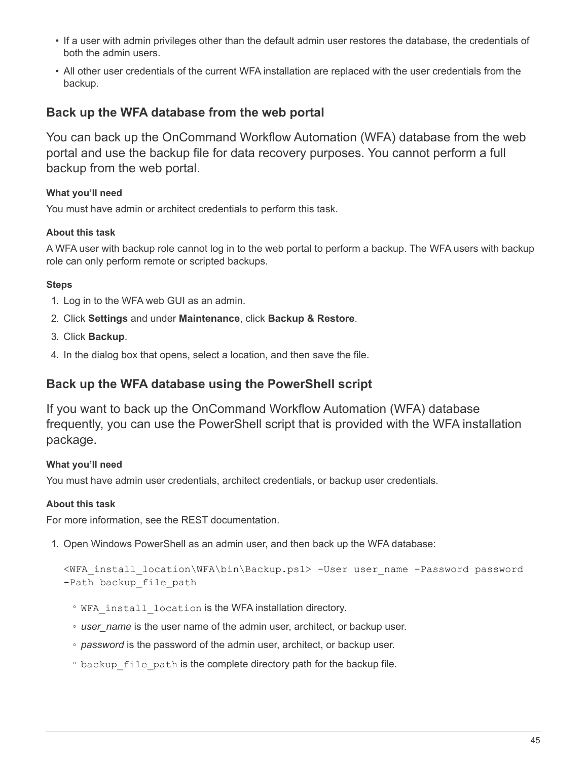- If a user with admin privileges other than the default admin user restores the database, the credentials of both the admin users.
- All other user credentials of the current WFA installation are replaced with the user credentials from the backup.

## Back up the WFA database from the web portal

You can back up the OnCommand Workflow Automation (WFA) database from the web portal and use the backup file for data recovery purposes. You cannot perform a full backup from the web portal.

#### What you'll need

You must have admin or architect credentials to perform this task.

#### About this task

A WFA user with backup role cannot log in to the web portal to perform a backup. The WFA users with backup role can only perform remote or scripted backups.

#### Steps

1. Log in to the WFA web GUI as an admin.
2. Click **Settings** and under **Maintenance**, click **Backup & Restore**.
3. Click **Backup**.
4. In the dialog box that opens, select a location, and then save the file.

## Back up the WFA database using the PowerShell script

If you want to back up the OnCommand Workflow Automation (WFA) database frequently, you can use the PowerShell script that is provided with the WFA installation package.

#### What you'll need

You must have admin user credentials, architect credentials, or backup user credentials.

#### About this task

For more information, see the REST documentation.

1. Open Windows PowerShell as an admin user, and then back up the WFA database:

   ```
   <WFA_install_location\WFA\bin\Backup.ps1> -User user_name -Password password
   -Path backup_file_path
   ```

   - `WFA_install_location` is the WFA installation directory.
   - *user_name* is the user name of the admin user, architect, or backup user.
   - *password* is the password of the admin user, architect, or backup user.
   - `backup_file_path` is the complete directory path for the backup file.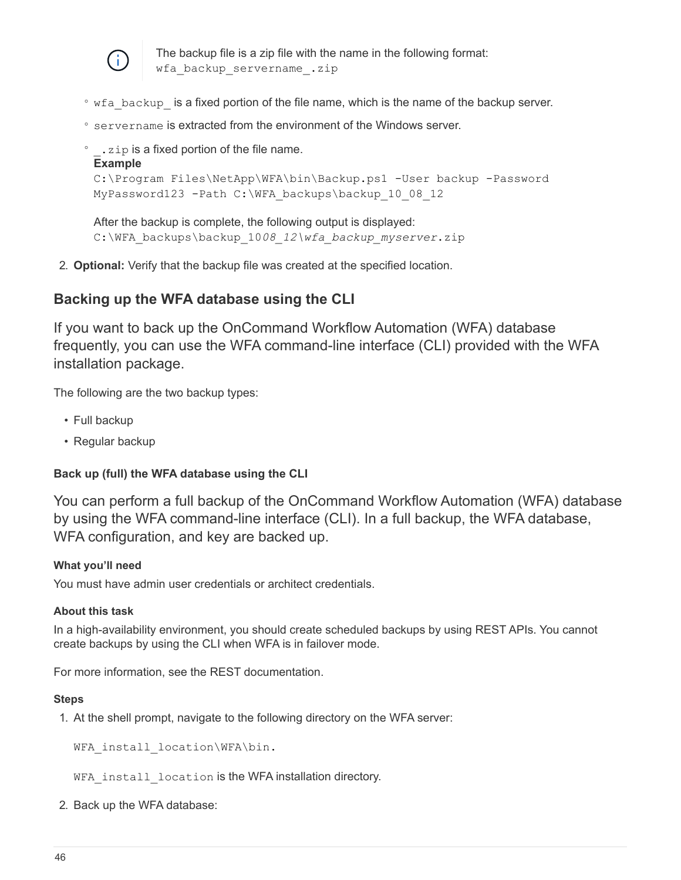> The backup file is a zip file with the name in the following format:
> `wfa_backup_servername_.zip`

- `wfa_backup_` is a fixed portion of the file name, which is the name of the backup server.
- `servername` is extracted from the environment of the Windows server.
- `_.zip` is a fixed portion of the file name.

**Example**

```
C:\Program Files\NetApp\WFA\bin\Backup.ps1 -User backup -Password
MyPassword123 -Path C:\WFA_backups\backup_10_08_12
```

After the backup is complete, the following output is displayed:
C:\WFA_backups\backup_10*08_12\wfa_backup_myserver*.zip

2. **Optional:** Verify that the backup file was created at the specified location.

## Backing up the WFA database using the CLI

If you want to back up the OnCommand Workflow Automation (WFA) database frequently, you can use the WFA command-line interface (CLI) provided with the WFA installation package.

The following are the two backup types:

- Full backup
- Regular backup

### Back up (full) the WFA database using the CLI

You can perform a full backup of the OnCommand Workflow Automation (WFA) database by using the WFA command-line interface (CLI). In a full backup, the WFA database, WFA configuration, and key are backed up.

#### What you'll need

You must have admin user credentials or architect credentials.

#### About this task

In a high-availability environment, you should create scheduled backups by using REST APIs. You cannot create backups by using the CLI when WFA is in failover mode.

For more information, see the REST documentation.

#### Steps

1. At the shell prompt, navigate to the following directory on the WFA server:

   ```
   WFA_install_location\WFA\bin.
   ```

   `WFA_install_location` is the WFA installation directory.

2. Back up the WFA database: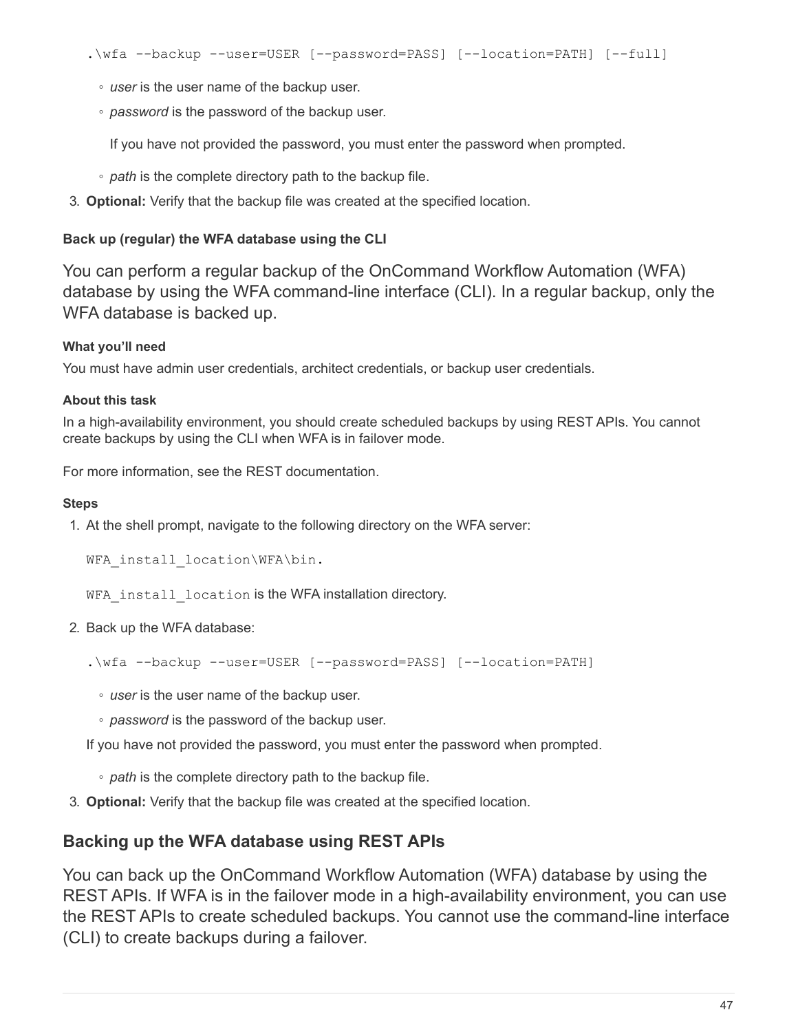```
.\wfa --backup --user=USER [--password=PASS] [--location=PATH] [--full]
```

- *user* is the user name of the backup user.
- *password* is the password of the backup user.

  If you have not provided the password, you must enter the password when prompted.

- *path* is the complete directory path to the backup file.

3. **Optional:** Verify that the backup file was created at the specified location.

#### Back up (regular) the WFA database using the CLI

You can perform a regular backup of the OnCommand Workflow Automation (WFA) database by using the WFA command-line interface (CLI). In a regular backup, only the WFA database is backed up.

##### What you'll need

You must have admin user credentials, architect credentials, or backup user credentials.

##### About this task

In a high-availability environment, you should create scheduled backups by using REST APIs. You cannot create backups by using the CLI when WFA is in failover mode.

For more information, see the REST documentation.

##### Steps

1. At the shell prompt, navigate to the following directory on the WFA server:

   `WFA_install_location\WFA\bin.`

   `WFA_install_location` is the WFA installation directory.

2. Back up the WFA database:

   ```
   .\wfa --backup --user=USER [--password=PASS] [--location=PATH]
   ```

   - *user* is the user name of the backup user.
   - *password* is the password of the backup user.

   If you have not provided the password, you must enter the password when prompted.

   - *path* is the complete directory path to the backup file.

3. **Optional:** Verify that the backup file was created at the specified location.

### Backing up the WFA database using REST APIs

You can back up the OnCommand Workflow Automation (WFA) database by using the REST APIs. If WFA is in the failover mode in a high-availability environment, you can use the REST APIs to create scheduled backups. You cannot use the command-line interface (CLI) to create backups during a failover.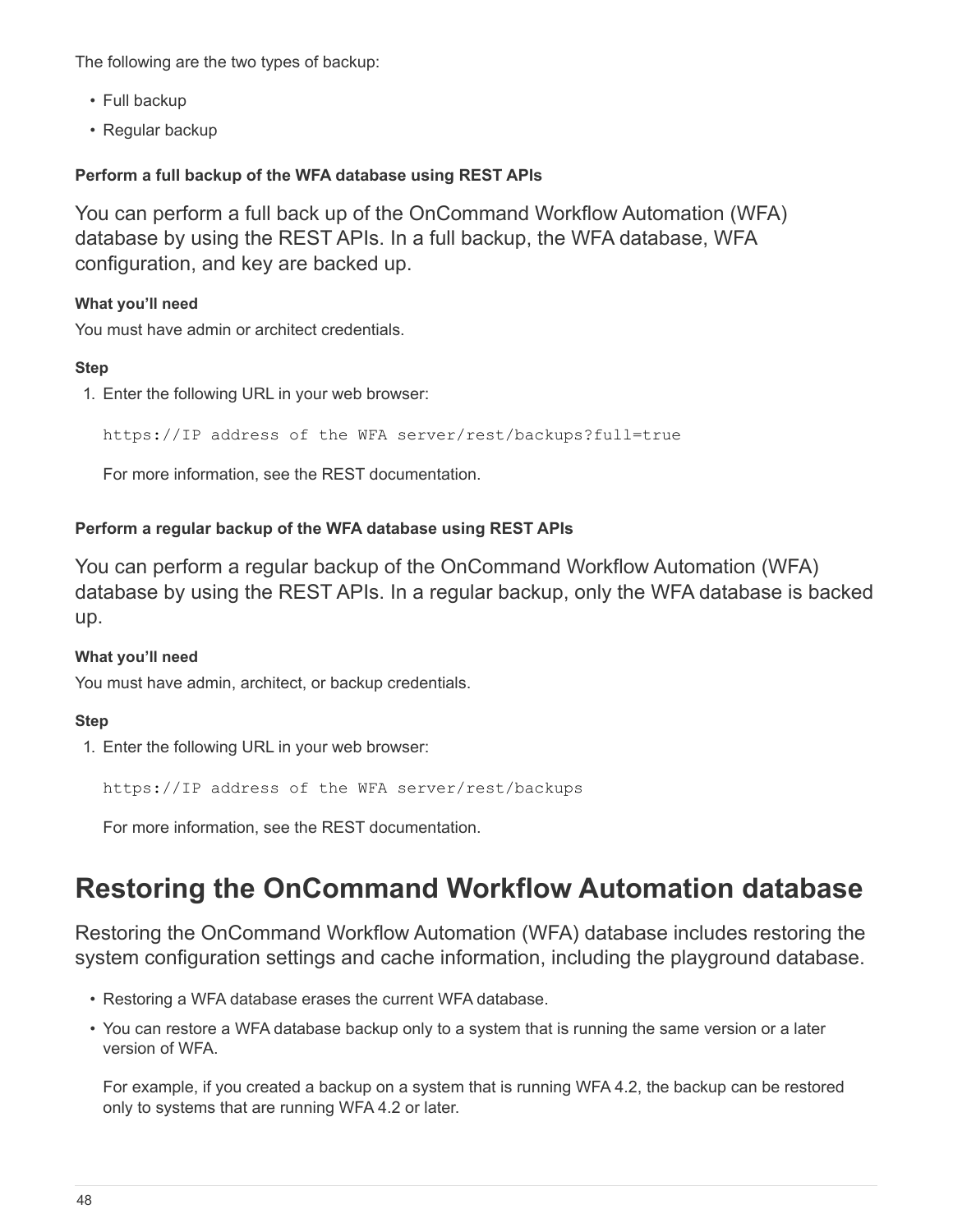The following are the two types of backup:

- Full backup
- Regular backup

#### Perform a full backup of the WFA database using REST APIs

You can perform a full back up of the OnCommand Workflow Automation (WFA) database by using the REST APIs. In a full backup, the WFA database, WFA configuration, and key are backed up.

##### What you'll need

You must have admin or architect credentials.

##### Step

1. Enter the following URL in your web browser:

   ```
   https://IP address of the WFA server/rest/backups?full=true
   ```

   For more information, see the REST documentation.

#### Perform a regular backup of the WFA database using REST APIs

You can perform a regular backup of the OnCommand Workflow Automation (WFA) database by using the REST APIs. In a regular backup, only the WFA database is backed up.

##### What you'll need

You must have admin, architect, or backup credentials.

##### Step

1. Enter the following URL in your web browser:

   ```
   https://IP address of the WFA server/rest/backups
   ```

   For more information, see the REST documentation.

## Restoring the OnCommand Workflow Automation database

Restoring the OnCommand Workflow Automation (WFA) database includes restoring the system configuration settings and cache information, including the playground database.

- Restoring a WFA database erases the current WFA database.
- You can restore a WFA database backup only to a system that is running the same version or a later version of WFA.

  For example, if you created a backup on a system that is running WFA 4.2, the backup can be restored only to systems that are running WFA 4.2 or later.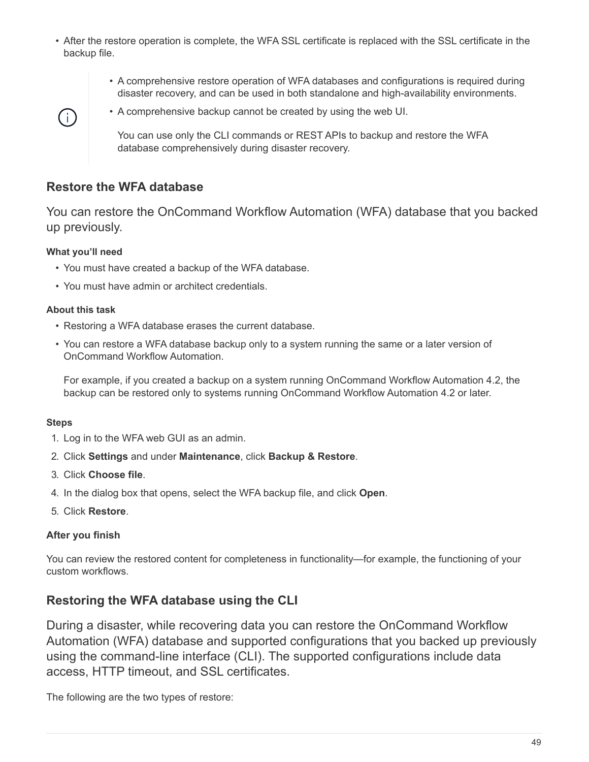- After the restore operation is complete, the WFA SSL certificate is replaced with the SSL certificate in the backup file.

> - A comprehensive restore operation of WFA databases and configurations is required during disaster recovery, and can be used in both standalone and high-availability environments.
> - A comprehensive backup cannot be created by using the web UI.
>
>   You can use only the CLI commands or REST APIs to backup and restore the WFA database comprehensively during disaster recovery.

## Restore the WFA database

You can restore the OnCommand Workflow Automation (WFA) database that you backed up previously.

#### What you'll need

- You must have created a backup of the WFA database.
- You must have admin or architect credentials.

#### About this task

- Restoring a WFA database erases the current database.
- You can restore a WFA database backup only to a system running the same or a later version of OnCommand Workflow Automation.

  For example, if you created a backup on a system running OnCommand Workflow Automation 4.2, the backup can be restored only to systems running OnCommand Workflow Automation 4.2 or later.

#### Steps

1. Log in to the WFA web GUI as an admin.
2. Click **Settings** and under **Maintenance**, click **Backup & Restore**.
3. Click **Choose file**.
4. In the dialog box that opens, select the WFA backup file, and click **Open**.
5. Click **Restore**.

#### After you finish

You can review the restored content for completeness in functionality—for example, the functioning of your custom workflows.

## Restoring the WFA database using the CLI

During a disaster, while recovering data you can restore the OnCommand Workflow Automation (WFA) database and supported configurations that you backed up previously using the command-line interface (CLI). The supported configurations include data access, HTTP timeout, and SSL certificates.

The following are the two types of restore: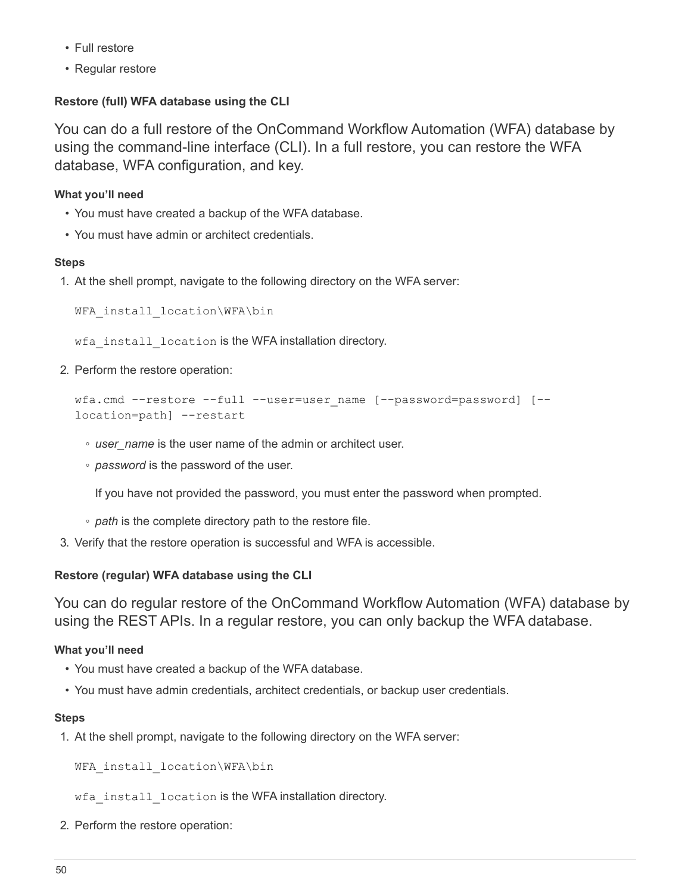- Full restore
- Regular restore

#### Restore (full) WFA database using the CLI

You can do a full restore of the OnCommand Workflow Automation (WFA) database by using the command-line interface (CLI). In a full restore, you can restore the WFA database, WFA configuration, and key.

**What you'll need**

- You must have created a backup of the WFA database.
- You must have admin or architect credentials.

**Steps**

1. At the shell prompt, navigate to the following directory on the WFA server:

   ```
   WFA_install_location\WFA\bin
   ```

   `wfa_install_location` is the WFA installation directory.

2. Perform the restore operation:

   ```
   wfa.cmd --restore --full --user=user_name [--password=password] [--
   location=path] --restart
   ```

   - *user_name* is the user name of the admin or architect user.
   - *password* is the password of the user.

     If you have not provided the password, you must enter the password when prompted.

   - *path* is the complete directory path to the restore file.

3. Verify that the restore operation is successful and WFA is accessible.

#### Restore (regular) WFA database using the CLI

You can do regular restore of the OnCommand Workflow Automation (WFA) database by using the REST APIs. In a regular restore, you can only backup the WFA database.

**What you'll need**

- You must have created a backup of the WFA database.
- You must have admin credentials, architect credentials, or backup user credentials.

**Steps**

1. At the shell prompt, navigate to the following directory on the WFA server:

   ```
   WFA_install_location\WFA\bin
   ```

   `wfa_install_location` is the WFA installation directory.

2. Perform the restore operation: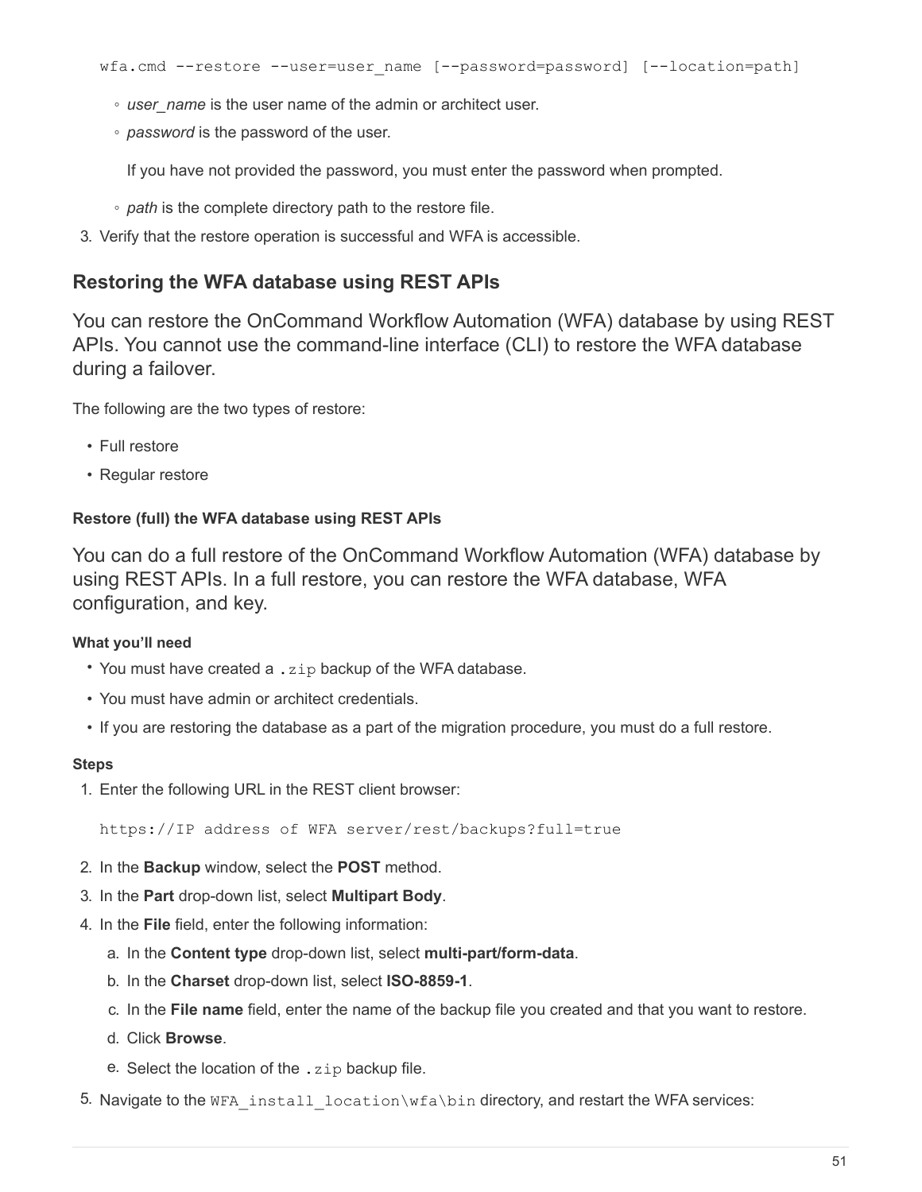```
wfa.cmd --restore --user=user_name [--password=password] [--location=path]
```

- *user_name* is the user name of the admin or architect user.
- *password* is the password of the user.

  If you have not provided the password, you must enter the password when prompted.
- *path* is the complete directory path to the restore file.

3. Verify that the restore operation is successful and WFA is accessible.

## Restoring the WFA database using REST APIs

You can restore the OnCommand Workflow Automation (WFA) database by using REST APIs. You cannot use the command-line interface (CLI) to restore the WFA database during a failover.

The following are the two types of restore:

- Full restore
- Regular restore

### Restore (full) the WFA database using REST APIs

You can do a full restore of the OnCommand Workflow Automation (WFA) database by using REST APIs. In a full restore, you can restore the WFA database, WFA configuration, and key.

#### What you'll need

- You must have created a `.zip` backup of the WFA database.
- You must have admin or architect credentials.
- If you are restoring the database as a part of the migration procedure, you must do a full restore.

#### Steps

1. Enter the following URL in the REST client browser:

   ```
   https://IP address of WFA server/rest/backups?full=true
   ```

2. In the **Backup** window, select the **POST** method.
3. In the **Part** drop-down list, select **Multipart Body**.
4. In the **File** field, enter the following information:
   a. In the **Content type** drop-down list, select **multi-part/form-data**.
   b. In the **Charset** drop-down list, select **ISO-8859-1**.
   c. In the **File name** field, enter the name of the backup file you created and that you want to restore.
   d. Click **Browse**.
   e. Select the location of the `.zip` backup file.
5. Navigate to the `WFA_install_location\wfa\bin` directory, and restart the WFA services: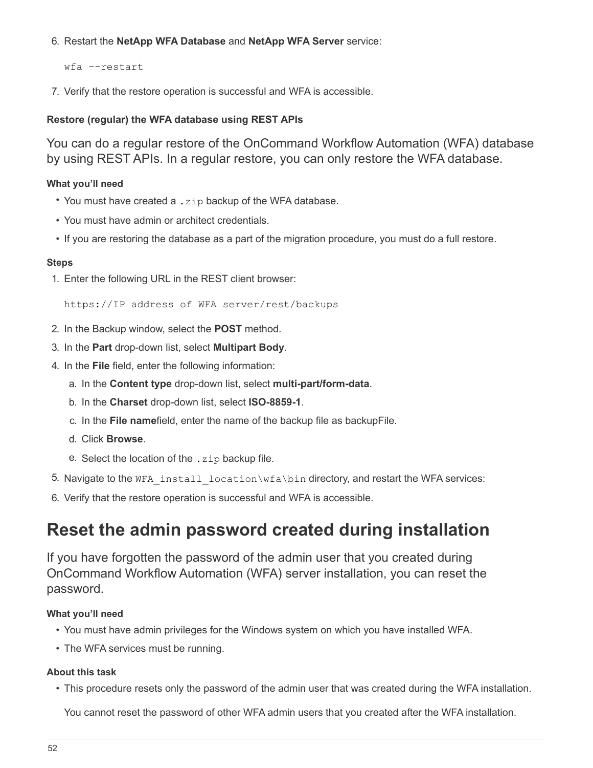6. Restart the **NetApp WFA Database** and **NetApp WFA Server** service:

```
wfa --restart
```

7. Verify that the restore operation is successful and WFA is accessible.

#### Restore (regular) the WFA database using REST APIs

You can do a regular restore of the OnCommand Workflow Automation (WFA) database by using REST APIs. In a regular restore, you can only restore the WFA database.

##### What you'll need

- You must have created a `.zip` backup of the WFA database.
- You must have admin or architect credentials.
- If you are restoring the database as a part of the migration procedure, you must do a full restore.

##### Steps

1. Enter the following URL in the REST client browser:

```
https://IP address of WFA server/rest/backups
```

2. In the Backup window, select the **POST** method.
3. In the **Part** drop-down list, select **Multipart Body**.
4. In the **File** field, enter the following information:
   a. In the **Content type** drop-down list, select **multi-part/form-data**.
   b. In the **Charset** drop-down list, select **ISO-8859-1**.
   c. In the **File name**field, enter the name of the backup file as backupFile.
   d. Click **Browse**.
   e. Select the location of the `.zip` backup file.
5. Navigate to the `WFA_install_location\wfa\bin` directory, and restart the WFA services:
6. Verify that the restore operation is successful and WFA is accessible.

# Reset the admin password created during installation

If you have forgotten the password of the admin user that you created during OnCommand Workflow Automation (WFA) server installation, you can reset the password.

##### What you'll need

- You must have admin privileges for the Windows system on which you have installed WFA.
- The WFA services must be running.

##### About this task

- This procedure resets only the password of the admin user that was created during the WFA installation.

  You cannot reset the password of other WFA admin users that you created after the WFA installation.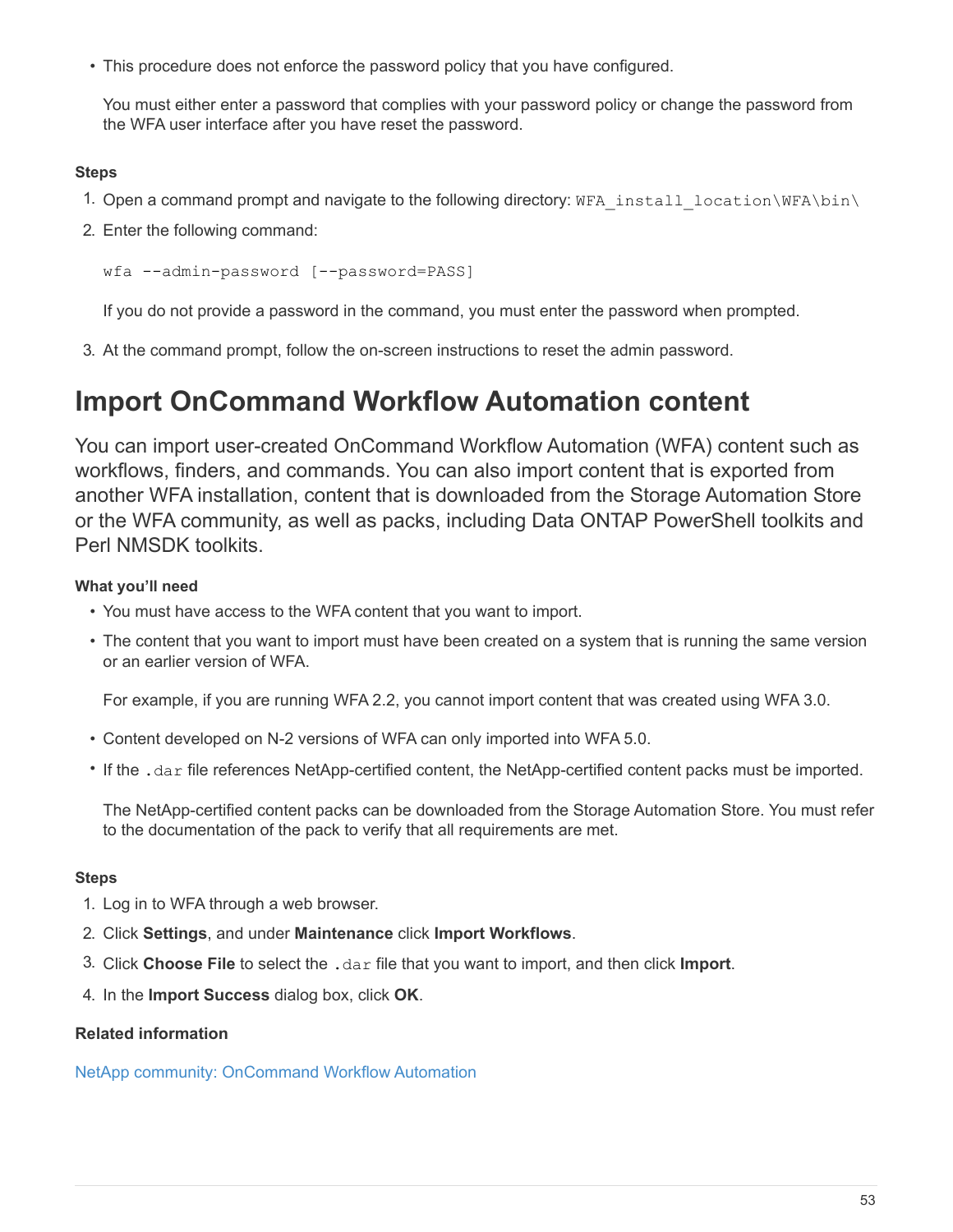- This procedure does not enforce the password policy that you have configured.

  You must either enter a password that complies with your password policy or change the password from the WFA user interface after you have reset the password.

**Steps**

1. Open a command prompt and navigate to the following directory: `WFA_install_location\WFA\bin\`
2. Enter the following command:

   ```
   wfa --admin-password [--password=PASS]
   ```

   If you do not provide a password in the command, you must enter the password when prompted.

3. At the command prompt, follow the on-screen instructions to reset the admin password.

# Import OnCommand Workflow Automation content

You can import user-created OnCommand Workflow Automation (WFA) content such as workflows, finders, and commands. You can also import content that is exported from another WFA installation, content that is downloaded from the Storage Automation Store or the WFA community, as well as packs, including Data ONTAP PowerShell toolkits and Perl NMSDK toolkits.

**What you'll need**

- You must have access to the WFA content that you want to import.
- The content that you want to import must have been created on a system that is running the same version or an earlier version of WFA.

  For example, if you are running WFA 2.2, you cannot import content that was created using WFA 3.0.

- Content developed on N-2 versions of WFA can only imported into WFA 5.0.
- If the `.dar` file references NetApp-certified content, the NetApp-certified content packs must be imported.

  The NetApp-certified content packs can be downloaded from the Storage Automation Store. You must refer to the documentation of the pack to verify that all requirements are met.

**Steps**

1. Log in to WFA through a web browser.
2. Click **Settings**, and under **Maintenance** click **Import Workflows**.
3. Click **Choose File** to select the `.dar` file that you want to import, and then click **Import**.
4. In the **Import Success** dialog box, click **OK**.

**Related information**

NetApp community: OnCommand Workflow Automation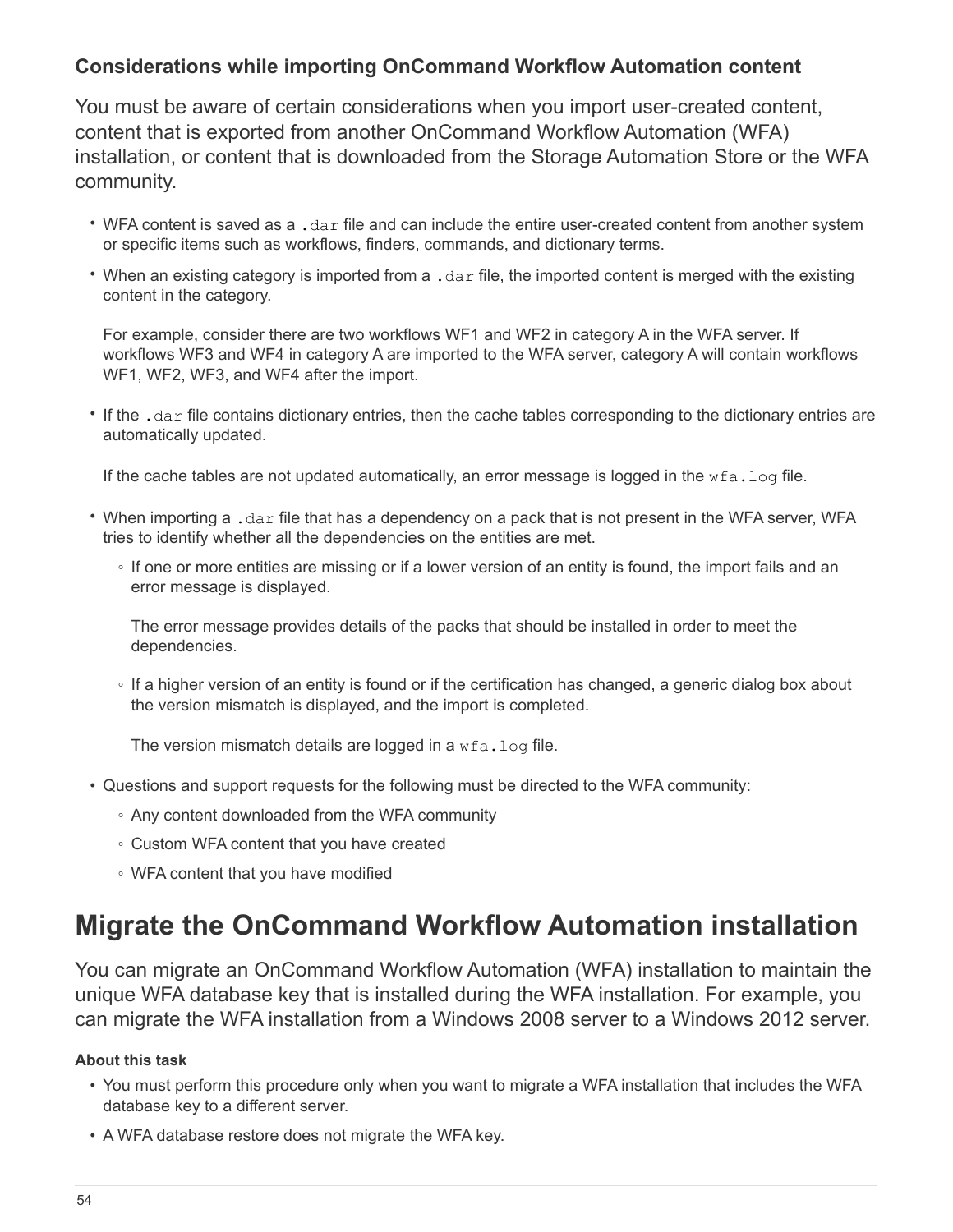### Considerations while importing OnCommand Workflow Automation content

You must be aware of certain considerations when you import user-created content, content that is exported from another OnCommand Workflow Automation (WFA) installation, or content that is downloaded from the Storage Automation Store or the WFA community.

- WFA content is saved as a `.dar` file and can include the entire user-created content from another system or specific items such as workflows, finders, commands, and dictionary terms.
- When an existing category is imported from a `.dar` file, the imported content is merged with the existing content in the category.

  For example, consider there are two workflows WF1 and WF2 in category A in the WFA server. If workflows WF3 and WF4 in category A are imported to the WFA server, category A will contain workflows WF1, WF2, WF3, and WF4 after the import.
- If the `.dar` file contains dictionary entries, then the cache tables corresponding to the dictionary entries are automatically updated.

  If the cache tables are not updated automatically, an error message is logged in the `wfa.log` file.
- When importing a `.dar` file that has a dependency on a pack that is not present in the WFA server, WFA tries to identify whether all the dependencies on the entities are met.
  - If one or more entities are missing or if a lower version of an entity is found, the import fails and an error message is displayed.

    The error message provides details of the packs that should be installed in order to meet the dependencies.
  - If a higher version of an entity is found or if the certification has changed, a generic dialog box about the version mismatch is displayed, and the import is completed.

    The version mismatch details are logged in a `wfa.log` file.
- Questions and support requests for the following must be directed to the WFA community:
  - Any content downloaded from the WFA community
  - Custom WFA content that you have created
  - WFA content that you have modified

## Migrate the OnCommand Workflow Automation installation

You can migrate an OnCommand Workflow Automation (WFA) installation to maintain the unique WFA database key that is installed during the WFA installation. For example, you can migrate the WFA installation from a Windows 2008 server to a Windows 2012 server.

**About this task**

- You must perform this procedure only when you want to migrate a WFA installation that includes the WFA database key to a different server.
- A WFA database restore does not migrate the WFA key.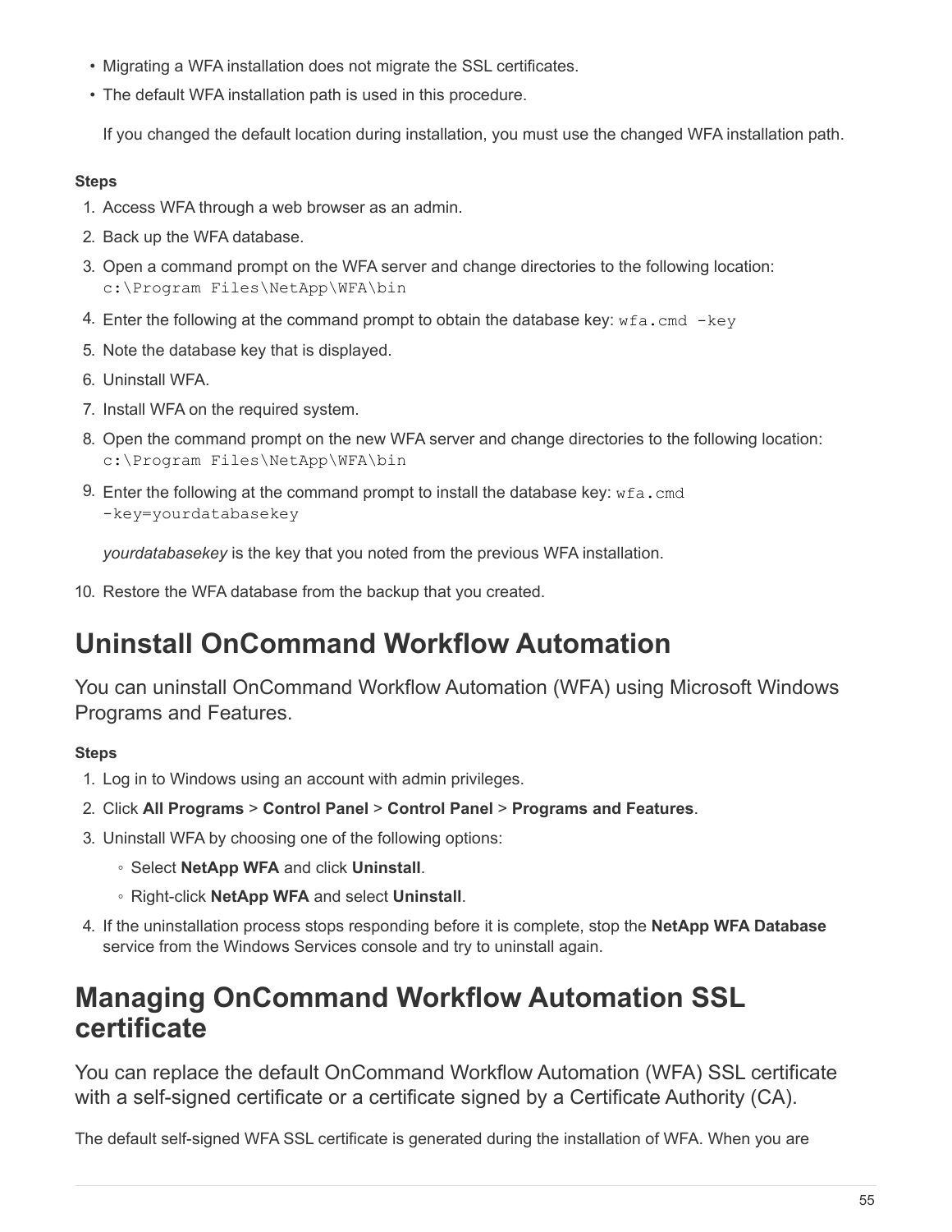- Migrating a WFA installation does not migrate the SSL certificates.
- The default WFA installation path is used in this procedure.

  If you changed the default location during installation, you must use the changed WFA installation path.

**Steps**

1. Access WFA through a web browser as an admin.
2. Back up the WFA database.
3. Open a command prompt on the WFA server and change directories to the following location: `c:\Program Files\NetApp\WFA\bin`
4. Enter the following at the command prompt to obtain the database key: `wfa.cmd -key`
5. Note the database key that is displayed.
6. Uninstall WFA.
7. Install WFA on the required system.
8. Open the command prompt on the new WFA server and change directories to the following location: `c:\Program Files\NetApp\WFA\bin`
9. Enter the following at the command prompt to install the database key: `wfa.cmd -key=yourdatabasekey`

   *yourdatabasekey* is the key that you noted from the previous WFA installation.

10. Restore the WFA database from the backup that you created.

# Uninstall OnCommand Workflow Automation

You can uninstall OnCommand Workflow Automation (WFA) using Microsoft Windows Programs and Features.

**Steps**

1. Log in to Windows using an account with admin privileges.
2. Click **All Programs** > **Control Panel** > **Control Panel** > **Programs and Features**.
3. Uninstall WFA by choosing one of the following options:
   - Select **NetApp WFA** and click **Uninstall**.
   - Right-click **NetApp WFA** and select **Uninstall**.
4. If the uninstallation process stops responding before it is complete, stop the **NetApp WFA Database** service from the Windows Services console and try to uninstall again.

# Managing OnCommand Workflow Automation SSL certificate

You can replace the default OnCommand Workflow Automation (WFA) SSL certificate with a self-signed certificate or a certificate signed by a Certificate Authority (CA).

The default self-signed WFA SSL certificate is generated during the installation of WFA. When you are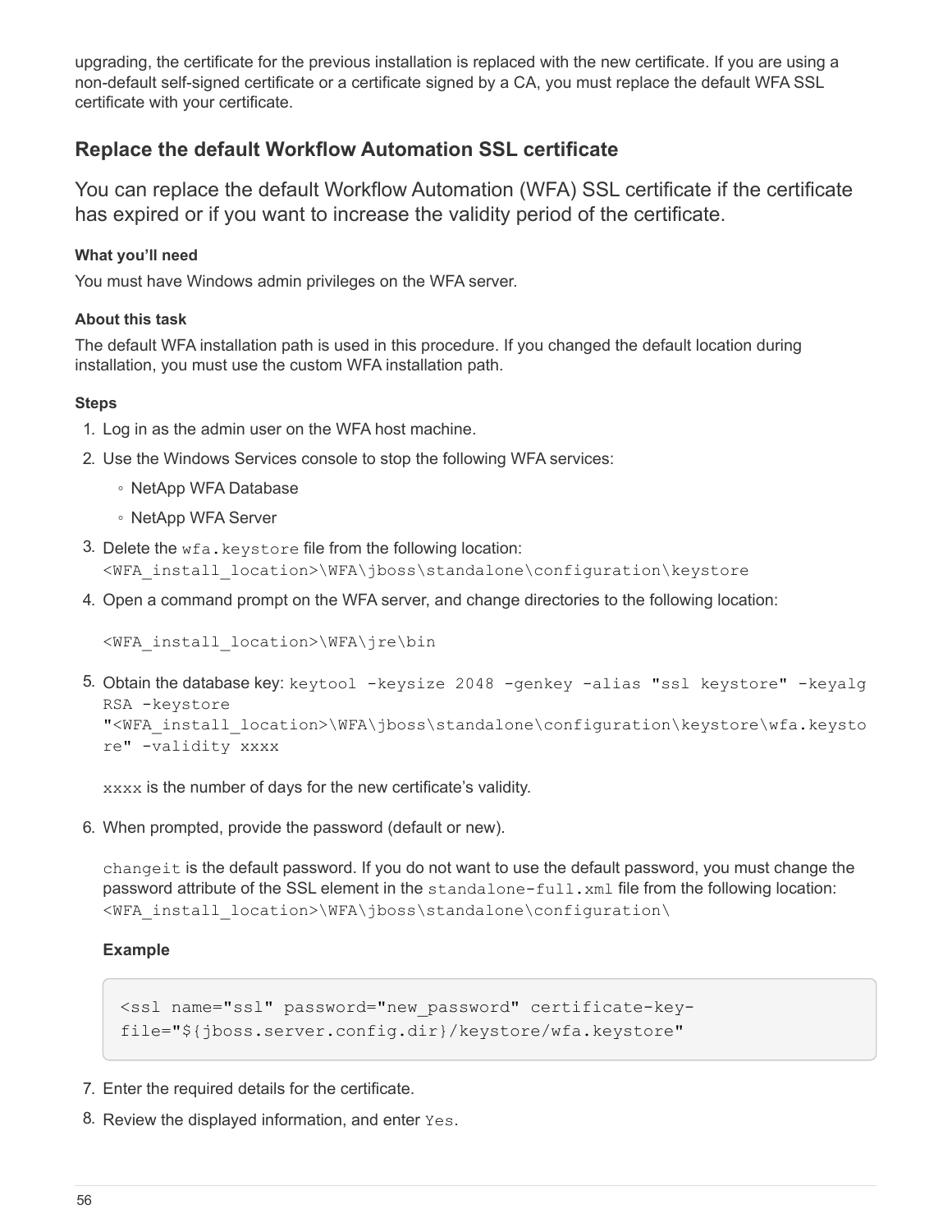upgrading, the certificate for the previous installation is replaced with the new certificate. If you are using a non-default self-signed certificate or a certificate signed by a CA, you must replace the default WFA SSL certificate with your certificate.

## Replace the default Workflow Automation SSL certificate

You can replace the default Workflow Automation (WFA) SSL certificate if the certificate has expired or if you want to increase the validity period of the certificate.

#### What you'll need

You must have Windows admin privileges on the WFA server.

#### About this task

The default WFA installation path is used in this procedure. If you changed the default location during installation, you must use the custom WFA installation path.

#### Steps

1. Log in as the admin user on the WFA host machine.
2. Use the Windows Services console to stop the following WFA services:
   - NetApp WFA Database
   - NetApp WFA Server
3. Delete the `wfa.keystore` file from the following location: `<WFA_install_location>\WFA\jboss\standalone\configuration\keystore`
4. Open a command prompt on the WFA server, and change directories to the following location:

   `<WFA_install_location>\WFA\jre\bin`
5. Obtain the database key: `keytool -keysize 2048 -genkey -alias "ssl keystore" -keyalg RSA -keystore "<WFA_install_location>\WFA\jboss\standalone\configuration\keystore\wfa.keystore" -validity xxxx`

   `xxxx` is the number of days for the new certificate's validity.
6. When prompted, provide the password (default or new).

   `changeit` is the default password. If you do not want to use the default password, you must change the password attribute of the SSL element in the `standalone-full.xml` file from the following location: `<WFA_install_location>\WFA\jboss\standalone\configuration\`

   **Example**

   ```
   <ssl name="ssl" password="new_password" certificate-key-
   file="${jboss.server.config.dir}/keystore/wfa.keystore"
   ```
7. Enter the required details for the certificate.
8. Review the displayed information, and enter `Yes`.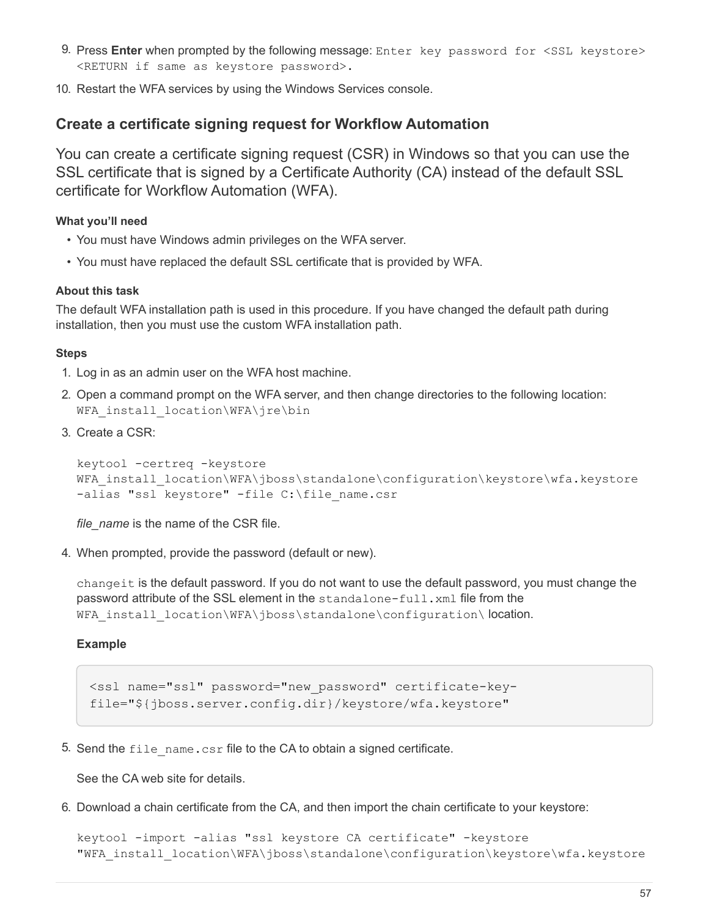9. Press **Enter** when prompted by the following message: `Enter key password for <SSL keystore> <RETURN if same as keystore password>.`
10. Restart the WFA services by using the Windows Services console.

## Create a certificate signing request for Workflow Automation

You can create a certificate signing request (CSR) in Windows so that you can use the SSL certificate that is signed by a Certificate Authority (CA) instead of the default SSL certificate for Workflow Automation (WFA).

#### What you'll need

- You must have Windows admin privileges on the WFA server.
- You must have replaced the default SSL certificate that is provided by WFA.

#### About this task

The default WFA installation path is used in this procedure. If you have changed the default path during installation, then you must use the custom WFA installation path.

#### Steps

1. Log in as an admin user on the WFA host machine.
2. Open a command prompt on the WFA server, and then change directories to the following location: `WFA_install_location\WFA\jre\bin`
3. Create a CSR:

   ```
   keytool -certreq -keystore
   WFA_install_location\WFA\jboss\standalone\configuration\keystore\wfa.keystore
   -alias "ssl keystore" -file C:\file_name.csr
   ```

   *file_name* is the name of the CSR file.

4. When prompted, provide the password (default or new).

   `changeit` is the default password. If you do not want to use the default password, you must change the password attribute of the SSL element in the `standalone-full.xml` file from the `WFA_install_location\WFA\jboss\standalone\configuration\` location.

   **Example**

   ```
   <ssl name="ssl" password="new_password" certificate-key-
   file="${jboss.server.config.dir}/keystore/wfa.keystore"
   ```

5. Send the `file_name.csr` file to the CA to obtain a signed certificate.

   See the CA web site for details.

6. Download a chain certificate from the CA, and then import the chain certificate to your keystore:

   ```
   keytool -import -alias "ssl keystore CA certificate" -keystore
   "WFA_install_location\WFA\jboss\standalone\configuration\keystore\wfa.keystore
   ```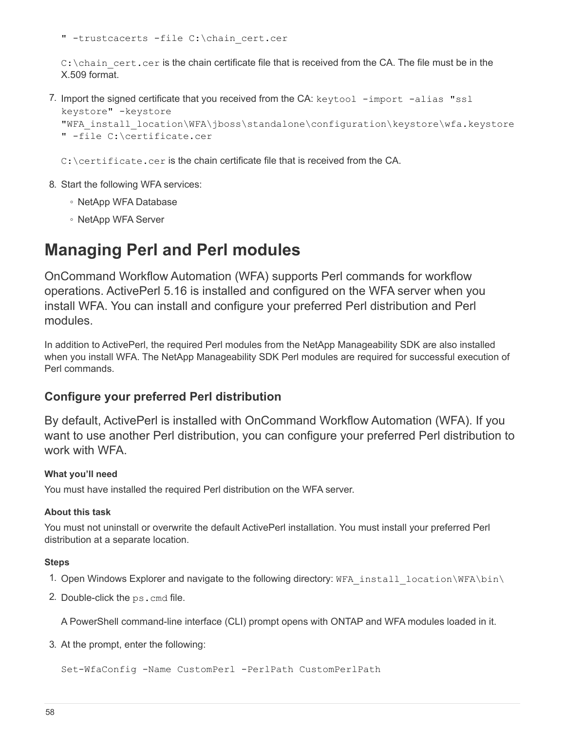```
" -trustcacerts -file C:\chain_cert.cer
```

`C:\chain_cert.cer` is the chain certificate file that is received from the CA. The file must be in the X.509 format.

7. Import the signed certificate that you received from the CA: `keytool -import -alias "ssl keystore" -keystore "WFA_install_location\WFA\jboss\standalone\configuration\keystore\wfa.keystore" -file C:\certificate.cer`

   `C:\certificate.cer` is the chain certificate file that is received from the CA.

8. Start the following WFA services:
   - NetApp WFA Database
   - NetApp WFA Server

# Managing Perl and Perl modules

OnCommand Workflow Automation (WFA) supports Perl commands for workflow operations. ActivePerl 5.16 is installed and configured on the WFA server when you install WFA. You can install and configure your preferred Perl distribution and Perl modules.

In addition to ActivePerl, the required Perl modules from the NetApp Manageability SDK are also installed when you install WFA. The NetApp Manageability SDK Perl modules are required for successful execution of Perl commands.

## Configure your preferred Perl distribution

By default, ActivePerl is installed with OnCommand Workflow Automation (WFA). If you want to use another Perl distribution, you can configure your preferred Perl distribution to work with WFA.

#### What you'll need

You must have installed the required Perl distribution on the WFA server.

#### About this task

You must not uninstall or overwrite the default ActivePerl installation. You must install your preferred Perl distribution at a separate location.

#### Steps

1. Open Windows Explorer and navigate to the following directory: `WFA_install_location\WFA\bin\`
2. Double-click the `ps.cmd` file.

   A PowerShell command-line interface (CLI) prompt opens with ONTAP and WFA modules loaded in it.

3. At the prompt, enter the following:

```
Set-WfaConfig -Name CustomPerl -PerlPath CustomPerlPath
```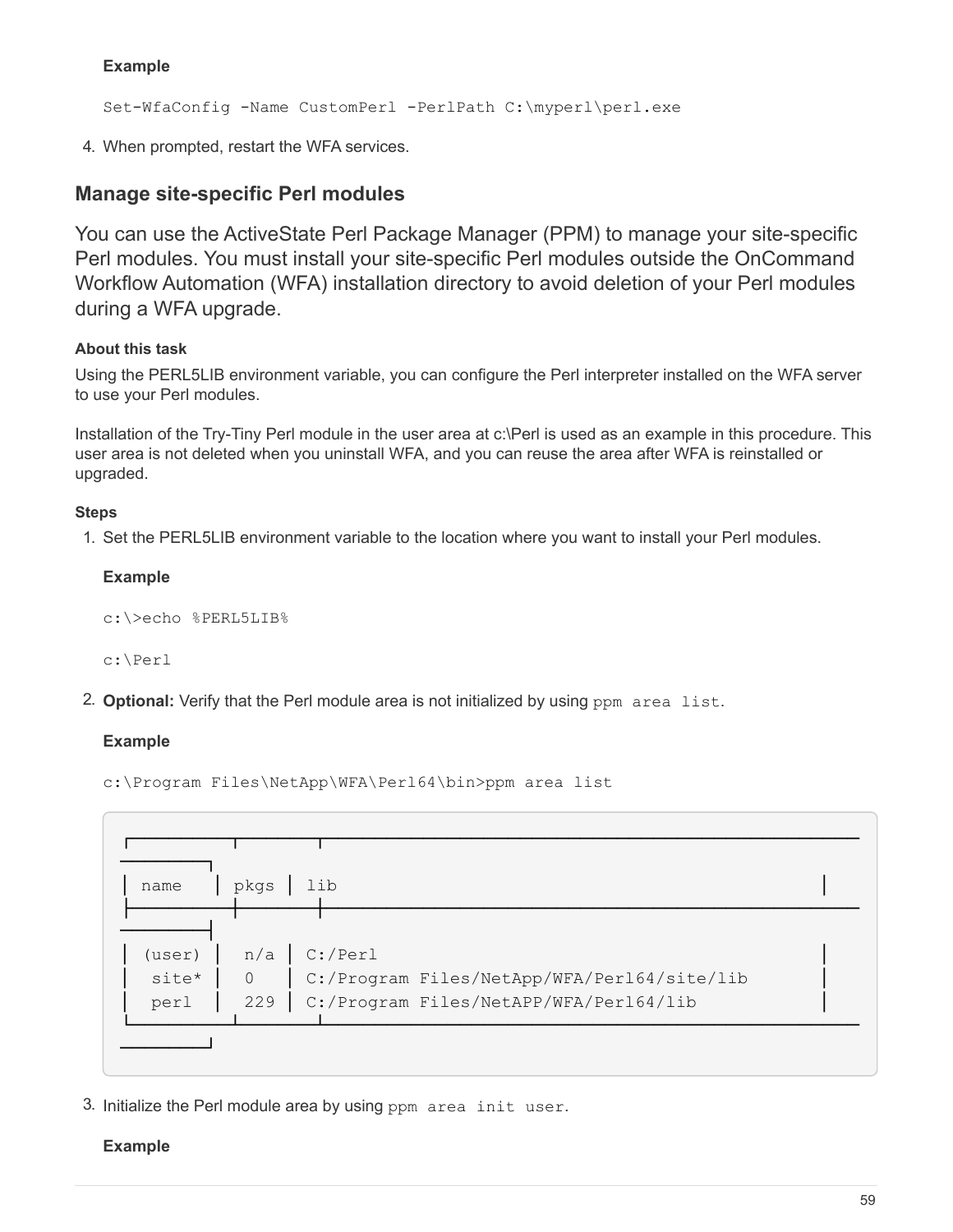**Example**

```
Set-WfaConfig -Name CustomPerl -PerlPath C:\myperl\perl.exe
```

4. When prompted, restart the WFA services.

## Manage site-specific Perl modules

You can use the ActiveState Perl Package Manager (PPM) to manage your site-specific Perl modules. You must install your site-specific Perl modules outside the OnCommand Workflow Automation (WFA) installation directory to avoid deletion of your Perl modules during a WFA upgrade.

**About this task**

Using the PERL5LIB environment variable, you can configure the Perl interpreter installed on the WFA server to use your Perl modules.

Installation of the Try-Tiny Perl module in the user area at c:\Perl is used as an example in this procedure. This user area is not deleted when you uninstall WFA, and you can reuse the area after WFA is reinstalled or upgraded.

**Steps**

1. Set the PERL5LIB environment variable to the location where you want to install your Perl modules.

   **Example**

   ```
   c:\>echo %PERL5LIB%
   ```

   ```
   c:\Perl
   ```

2. **Optional:** Verify that the Perl module area is not initialized by using `ppm area list`.

   **Example**

   ```
   c:\Program Files\NetApp\WFA\Perl64\bin>ppm area list
   ```

   ```
   ┌─────────┬──────┬──────────────────────────────────────────────┐
   │ name    │ pkgs │ lib                                          │
   ├─────────┼──────┼──────────────────────────────────────────────┤
   │ (user)  │  n/a │ C:/Perl                                      │
   │  site*  │  0   │ C:/Program Files/NetApp/WFA/Perl64/site/lib  │
   │  perl   │  229 │ C:/Program Files/NetAPP/WFA/Perl64/lib       │
   └─────────┴──────┴──────────────────────────────────────────────┘
   ```

3. Initialize the Perl module area by using `ppm area init user`.

   **Example**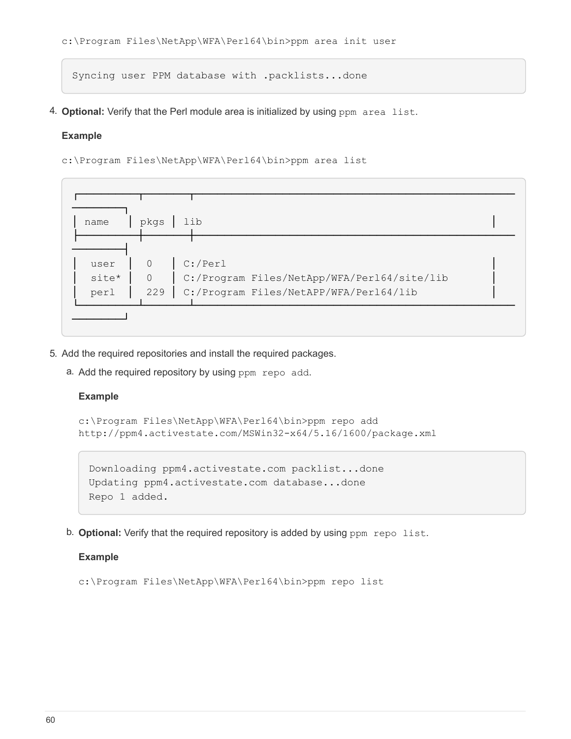```
c:\Program Files\NetApp\WFA\Perl64\bin>ppm area init user
```

```
Syncing user PPM database with .packlists...done
```

4. **Optional:** Verify that the Perl module area is initialized by using `ppm area list`.

   **Example**

   ```
   c:\Program Files\NetApp\WFA\Perl64\bin>ppm area list
   ```

   ```
   ┌────────┬──────┬──────────────────────────────────────────────────────┐
   │ name   │ pkgs │ lib                                                  │
   ├────────┼──────┼──────────────────────────────────────────────────────┤
   │  user  │  0   │ C:/Perl                                              │
   │  site* │  0   │ C:/Program Files/NetApp/WFA/Perl64/site/lib          │
   │  perl  │  229 │ C:/Program Files/NetAPP/WFA/Perl64/lib               │
   └────────┴──────┴──────────────────────────────────────────────────────┘
   ```

5. Add the required repositories and install the required packages.

   a. Add the required repository by using `ppm repo add`.

      **Example**

      ```
      c:\Program Files\NetApp\WFA\Perl64\bin>ppm repo add
      http://ppm4.activestate.com/MSWin32-x64/5.16/1600/package.xml
      ```

      ```
      Downloading ppm4.activestate.com packlist...done
      Updating ppm4.activestate.com database...done
      Repo 1 added.
      ```

   b. **Optional:** Verify that the required repository is added by using `ppm repo list`.

      **Example**

      ```
      c:\Program Files\NetApp\WFA\Perl64\bin>ppm repo list
      ```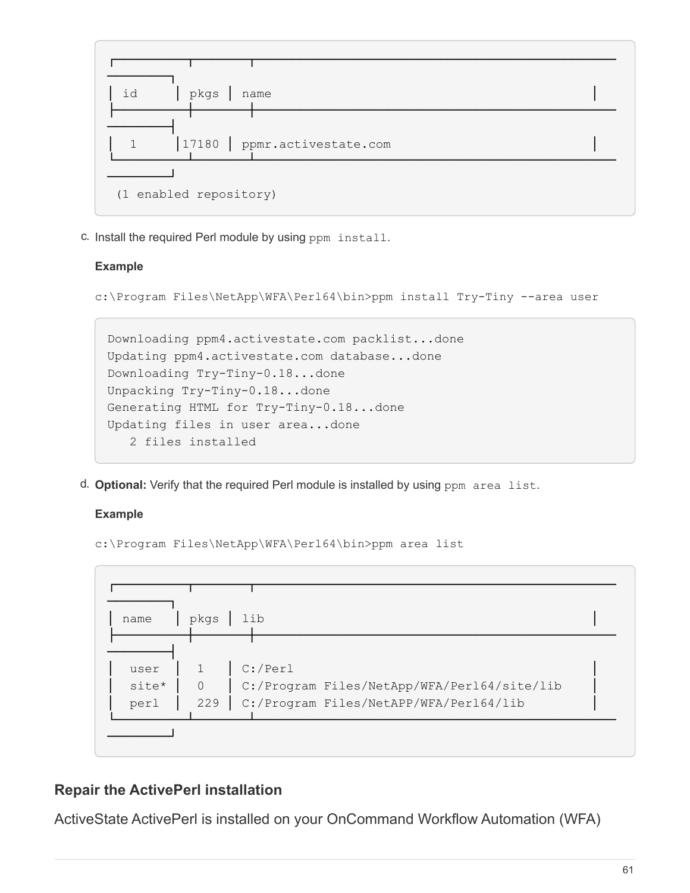```
┌──────────┬───────┬──────────────────────────────────────────────
─────────┐
│ id       │ pkgs │ name                                         │
├──────────┼───────┼──────────────────────────────────────────────
─────────┤
│  1       │17180 │ ppmr.activestate.com                         │
└──────────┴───────┴──────────────────────────────────────────────
─────────┘
 (1 enabled repository)
```

c. Install the required Perl module by using `ppm install`.

**Example**

`c:\Program Files\NetApp\WFA\Perl64\bin>ppm install Try-Tiny --area user`

```
Downloading ppm4.activestate.com packlist...done
Updating ppm4.activestate.com database...done
Downloading Try-Tiny-0.18...done
Unpacking Try-Tiny-0.18...done
Generating HTML for Try-Tiny-0.18...done
Updating files in user area...done
   2 files installed
```

d. **Optional:** Verify that the required Perl module is installed by using `ppm area list`.

**Example**

`c:\Program Files\NetApp\WFA\Perl64\bin>ppm area list`

```
┌──────────┬───────┬──────────────────────────────────────────────
─────────┐
│ name     │ pkgs │ lib                                          │
├──────────┼───────┼──────────────────────────────────────────────
─────────┤
│  user    │  1   │ C:/Perl                                      │
│  site*   │  0   │ C:/Program Files/NetApp/WFA/Perl64/site/lib  │
│  perl    │  229 │ C:/Program Files/NetAPP/WFA/Perl64/lib       │
└──────────┴───────┴──────────────────────────────────────────────
─────────┘
```

## Repair the ActivePerl installation

ActiveState ActivePerl is installed on your OnCommand Workflow Automation (WFA)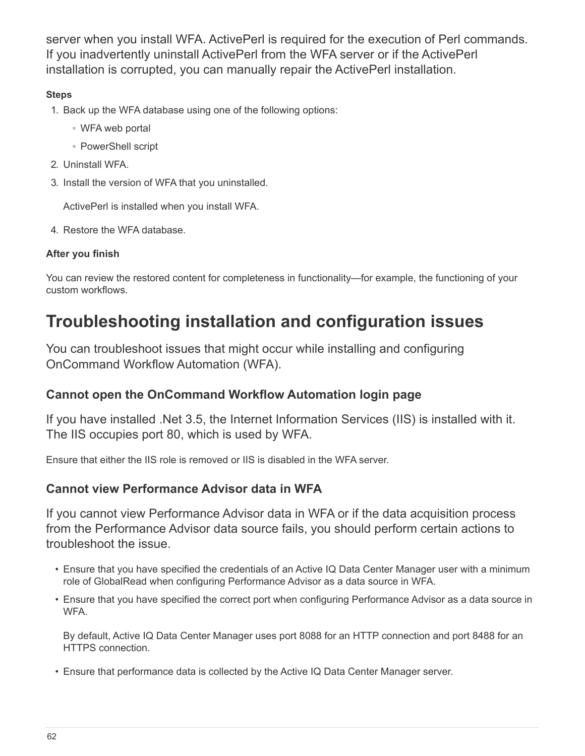server when you install WFA. ActivePerl is required for the execution of Perl commands. If you inadvertently uninstall ActivePerl from the WFA server or if the ActivePerl installation is corrupted, you can manually repair the ActivePerl installation.

**Steps**

1. Back up the WFA database using one of the following options:
   - WFA web portal
   - PowerShell script
2. Uninstall WFA.
3. Install the version of WFA that you uninstalled.

   ActivePerl is installed when you install WFA.
4. Restore the WFA database.

**After you finish**

You can review the restored content for completeness in functionality—for example, the functioning of your custom workflows.

# Troubleshooting installation and configuration issues

You can troubleshoot issues that might occur while installing and configuring OnCommand Workflow Automation (WFA).

## Cannot open the OnCommand Workflow Automation login page

If you have installed .Net 3.5, the Internet Information Services (IIS) is installed with it. The IIS occupies port 80, which is used by WFA.

Ensure that either the IIS role is removed or IIS is disabled in the WFA server.

## Cannot view Performance Advisor data in WFA

If you cannot view Performance Advisor data in WFA or if the data acquisition process from the Performance Advisor data source fails, you should perform certain actions to troubleshoot the issue.

- Ensure that you have specified the credentials of an Active IQ Data Center Manager user with a minimum role of GlobalRead when configuring Performance Advisor as a data source in WFA.
- Ensure that you have specified the correct port when configuring Performance Advisor as a data source in WFA.

  By default, Active IQ Data Center Manager uses port 8088 for an HTTP connection and port 8488 for an HTTPS connection.
- Ensure that performance data is collected by the Active IQ Data Center Manager server.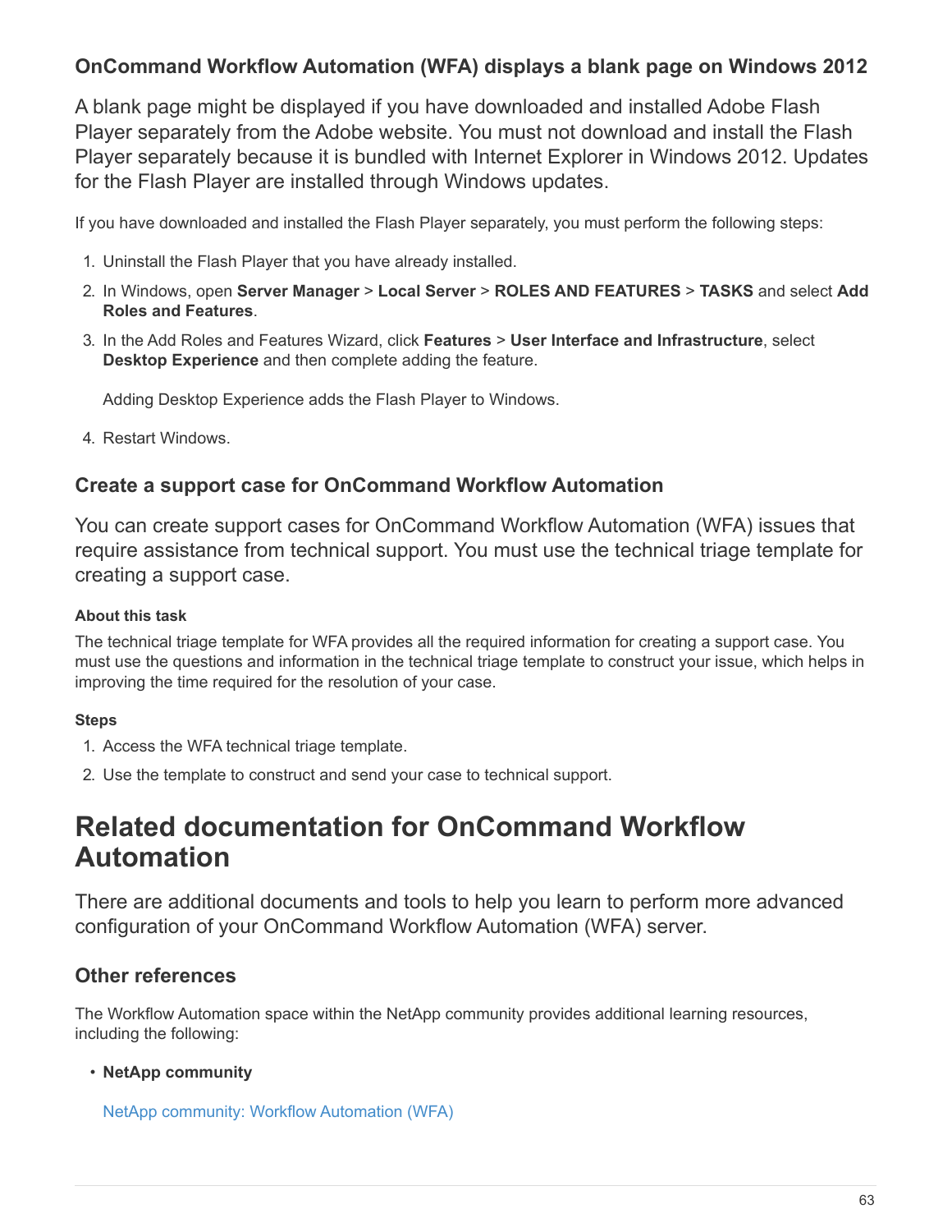### OnCommand Workflow Automation (WFA) displays a blank page on Windows 2012

A blank page might be displayed if you have downloaded and installed Adobe Flash Player separately from the Adobe website. You must not download and install the Flash Player separately because it is bundled with Internet Explorer in Windows 2012. Updates for the Flash Player are installed through Windows updates.

If you have downloaded and installed the Flash Player separately, you must perform the following steps:

1. Uninstall the Flash Player that you have already installed.
2. In Windows, open **Server Manager** > **Local Server** > **ROLES AND FEATURES** > **TASKS** and select **Add Roles and Features**.
3. In the Add Roles and Features Wizard, click **Features** > **User Interface and Infrastructure**, select **Desktop Experience** and then complete adding the feature.

   Adding Desktop Experience adds the Flash Player to Windows.

4. Restart Windows.

### Create a support case for OnCommand Workflow Automation

You can create support cases for OnCommand Workflow Automation (WFA) issues that require assistance from technical support. You must use the technical triage template for creating a support case.

#### About this task

The technical triage template for WFA provides all the required information for creating a support case. You must use the questions and information in the technical triage template to construct your issue, which helps in improving the time required for the resolution of your case.

#### Steps

1. Access the WFA technical triage template.
2. Use the template to construct and send your case to technical support.

## Related documentation for OnCommand Workflow Automation

There are additional documents and tools to help you learn to perform more advanced configuration of your OnCommand Workflow Automation (WFA) server.

### Other references

The Workflow Automation space within the NetApp community provides additional learning resources, including the following:

- **NetApp community**

  NetApp community: Workflow Automation (WFA)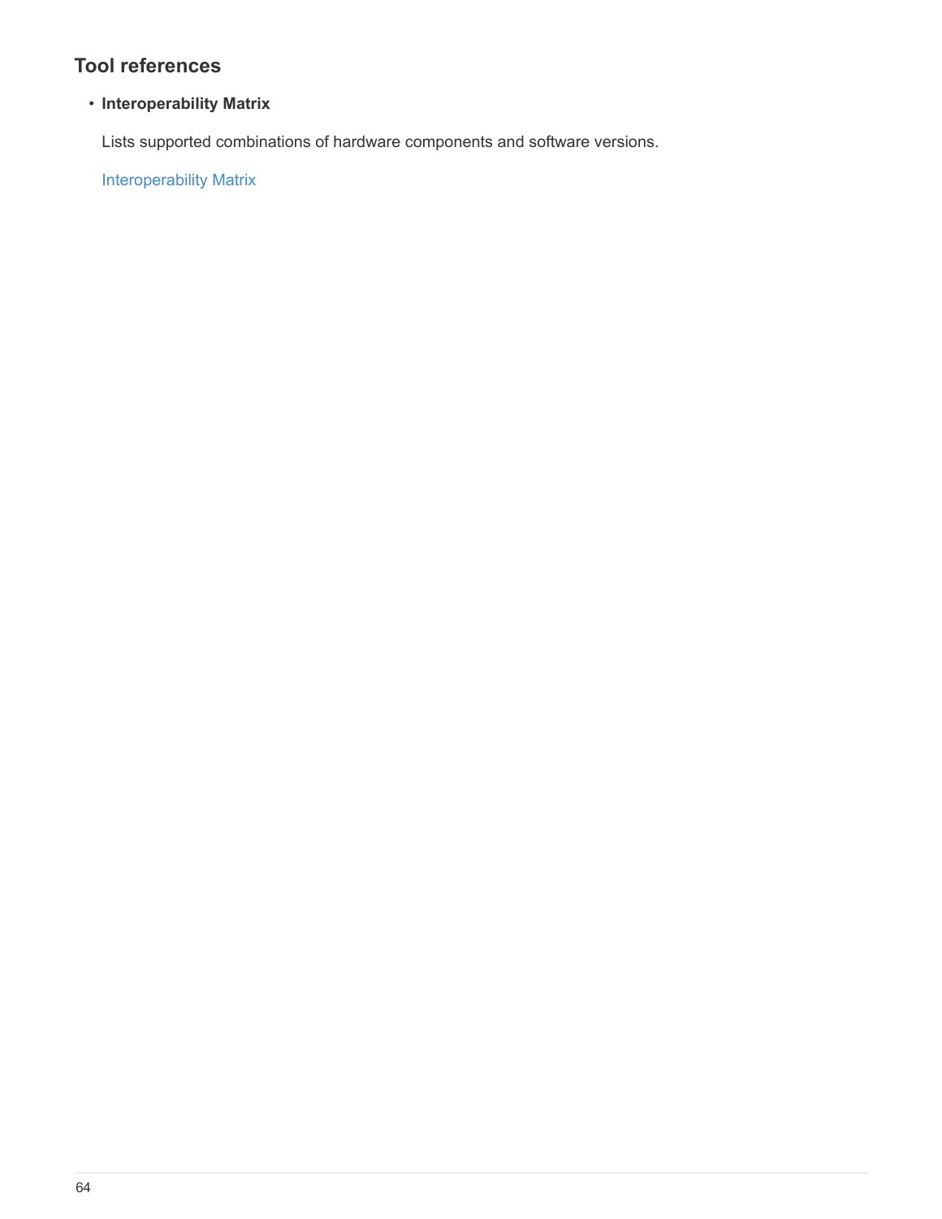## Tool references

- **Interoperability Matrix**

  Lists supported combinations of hardware components and software versions.

  Interoperability Matrix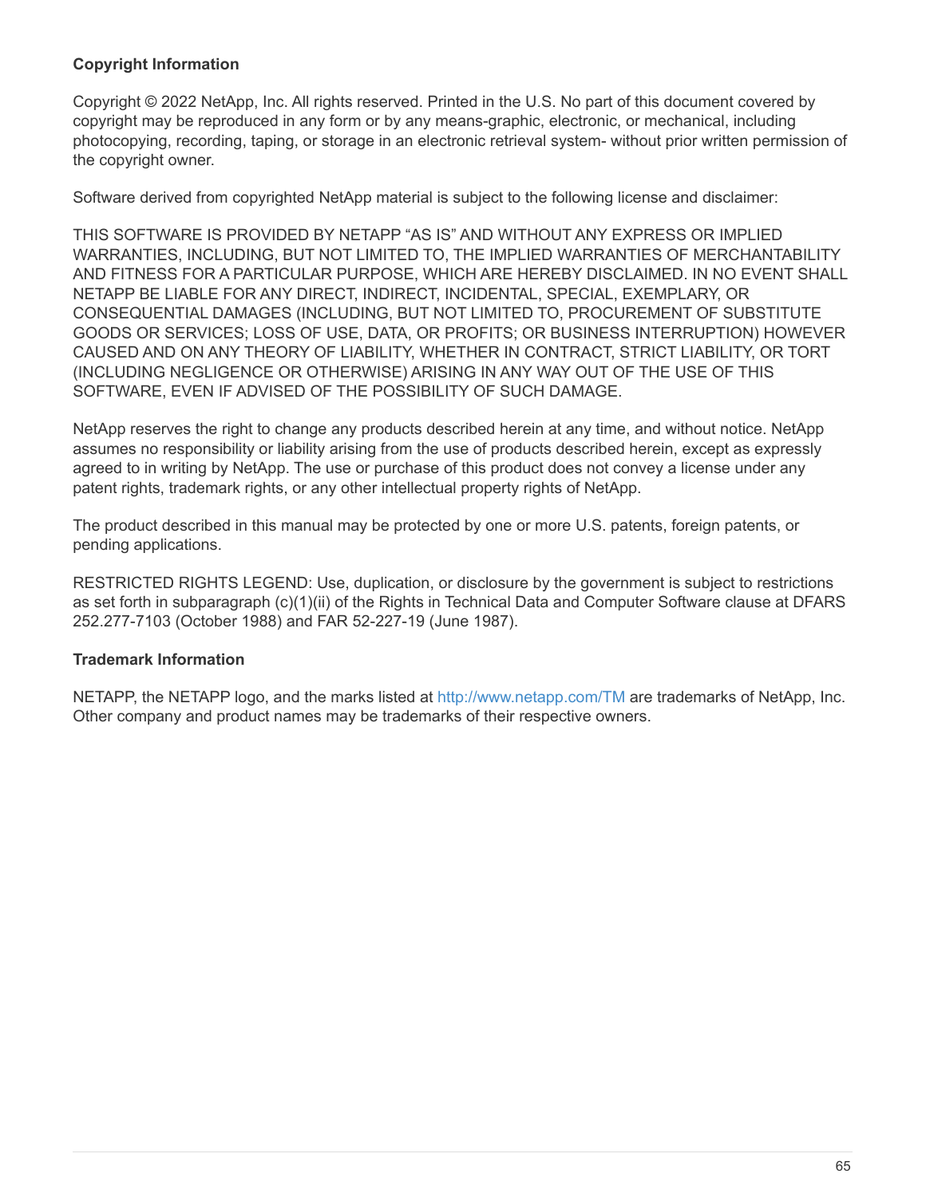## Copyright Information

Copyright © 2022 NetApp, Inc. All rights reserved. Printed in the U.S. No part of this document covered by copyright may be reproduced in any form or by any means-graphic, electronic, or mechanical, including photocopying, recording, taping, or storage in an electronic retrieval system- without prior written permission of the copyright owner.

Software derived from copyrighted NetApp material is subject to the following license and disclaimer:

THIS SOFTWARE IS PROVIDED BY NETAPP "AS IS" AND WITHOUT ANY EXPRESS OR IMPLIED WARRANTIES, INCLUDING, BUT NOT LIMITED TO, THE IMPLIED WARRANTIES OF MERCHANTABILITY AND FITNESS FOR A PARTICULAR PURPOSE, WHICH ARE HEREBY DISCLAIMED. IN NO EVENT SHALL NETAPP BE LIABLE FOR ANY DIRECT, INDIRECT, INCIDENTAL, SPECIAL, EXEMPLARY, OR CONSEQUENTIAL DAMAGES (INCLUDING, BUT NOT LIMITED TO, PROCUREMENT OF SUBSTITUTE GOODS OR SERVICES; LOSS OF USE, DATA, OR PROFITS; OR BUSINESS INTERRUPTION) HOWEVER CAUSED AND ON ANY THEORY OF LIABILITY, WHETHER IN CONTRACT, STRICT LIABILITY, OR TORT (INCLUDING NEGLIGENCE OR OTHERWISE) ARISING IN ANY WAY OUT OF THE USE OF THIS SOFTWARE, EVEN IF ADVISED OF THE POSSIBILITY OF SUCH DAMAGE.

NetApp reserves the right to change any products described herein at any time, and without notice. NetApp assumes no responsibility or liability arising from the use of products described herein, except as expressly agreed to in writing by NetApp. The use or purchase of this product does not convey a license under any patent rights, trademark rights, or any other intellectual property rights of NetApp.

The product described in this manual may be protected by one or more U.S. patents, foreign patents, or pending applications.

RESTRICTED RIGHTS LEGEND: Use, duplication, or disclosure by the government is subject to restrictions as set forth in subparagraph (c)(1)(ii) of the Rights in Technical Data and Computer Software clause at DFARS 252.277-7103 (October 1988) and FAR 52-227-19 (June 1987).

## Trademark Information

NETAPP, the NETAPP logo, and the marks listed at http://www.netapp.com/TM are trademarks of NetApp, Inc. Other company and product names may be trademarks of their respective owners.